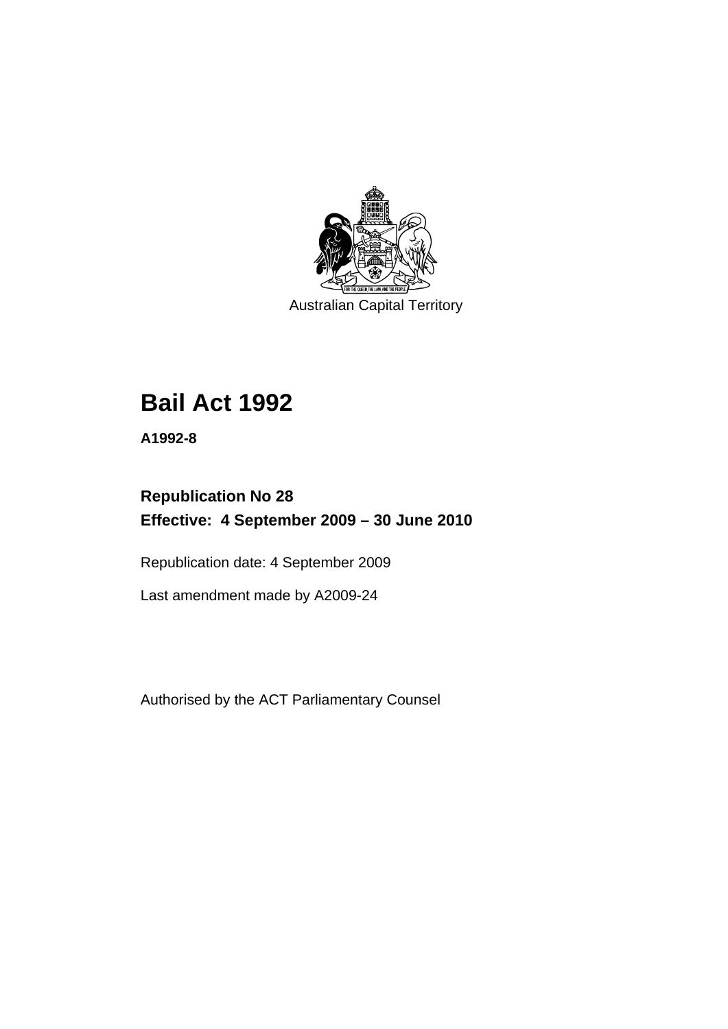Australian Capital Territory

# Bail Act 1992

**A1992-8**

## Republication No 28
## Effective: 4 September 2009 – 30 June 2010

Republication date: 4 September 2009

Last amendment made by A2009-24

Authorised by the ACT Parliamentary Counsel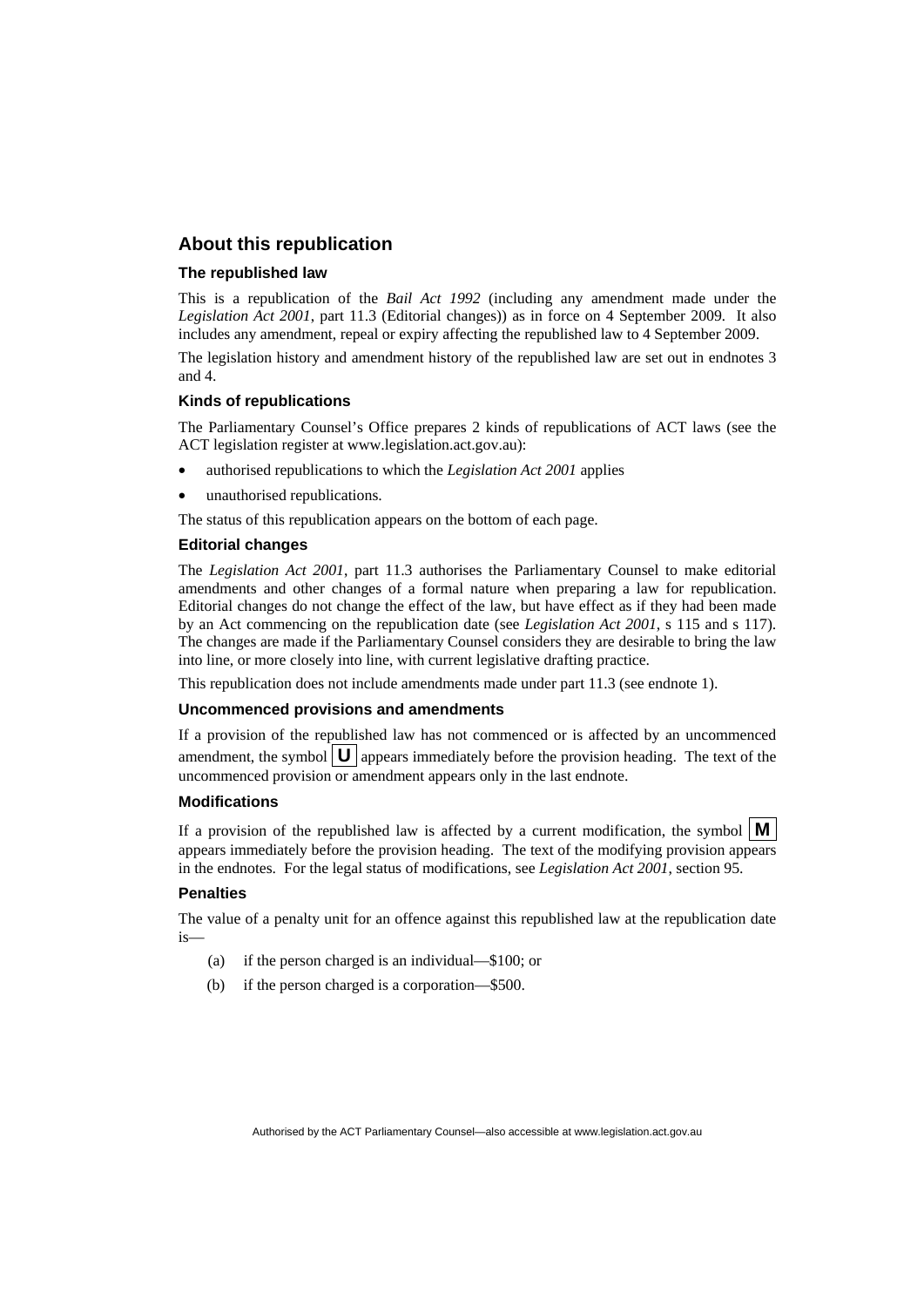## About this republication

### The republished law

This is a republication of the *Bail Act 1992* (including any amendment made under the *Legislation Act 2001*, part 11.3 (Editorial changes)) as in force on 4 September 2009. It also includes any amendment, repeal or expiry affecting the republished law to 4 September 2009.

The legislation history and amendment history of the republished law are set out in endnotes 3 and 4.

### Kinds of republications

The Parliamentary Counsel's Office prepares 2 kinds of republications of ACT laws (see the ACT legislation register at www.legislation.act.gov.au):

- authorised republications to which the *Legislation Act 2001* applies
- unauthorised republications.

The status of this republication appears on the bottom of each page.

### Editorial changes

The *Legislation Act 2001*, part 11.3 authorises the Parliamentary Counsel to make editorial amendments and other changes of a formal nature when preparing a law for republication. Editorial changes do not change the effect of the law, but have effect as if they had been made by an Act commencing on the republication date (see *Legislation Act 2001*, s 115 and s 117). The changes are made if the Parliamentary Counsel considers they are desirable to bring the law into line, or more closely into line, with current legislative drafting practice.

This republication does not include amendments made under part 11.3 (see endnote 1).

### Uncommenced provisions and amendments

If a provision of the republished law has not commenced or is affected by an uncommenced amendment, the symbol **U** appears immediately before the provision heading. The text of the uncommenced provision or amendment appears only in the last endnote.

### Modifications

If a provision of the republished law is affected by a current modification, the symbol **M** appears immediately before the provision heading. The text of the modifying provision appears in the endnotes. For the legal status of modifications, see *Legislation Act 2001*, section 95.

### Penalties

The value of a penalty unit for an offence against this republished law at the republication date is—

(a) if the person charged is an individual—$100; or

(b) if the person charged is a corporation—$500.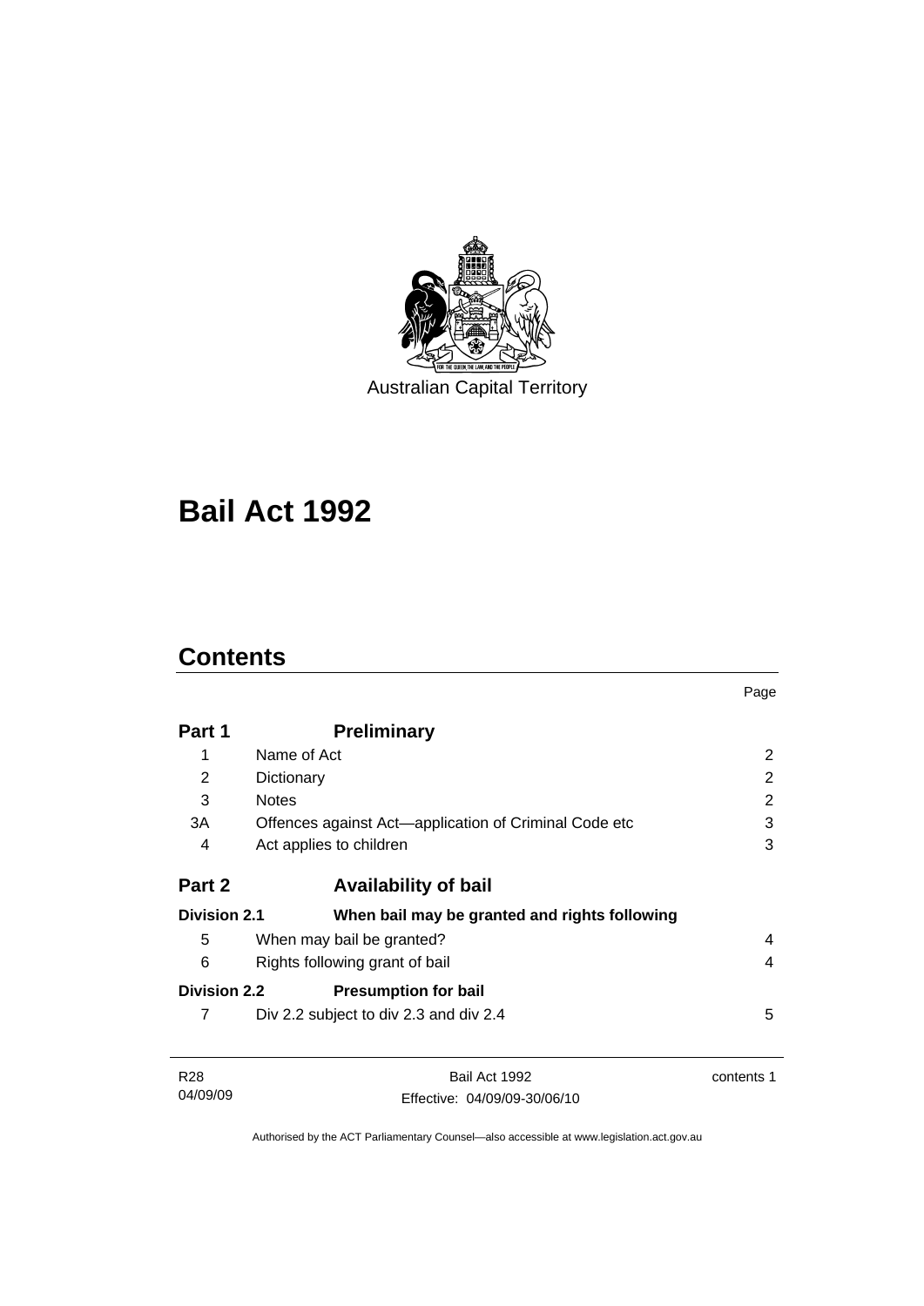Australian Capital Territory

# Bail Act 1992

## Contents

| | | Page |
|---|---|---|
| **Part 1** | **Preliminary** | |
| 1 | Name of Act | 2 |
| 2 | Dictionary | 2 |
| 3 | Notes | 2 |
| 3A | Offences against Act—application of Criminal Code etc | 3 |
| 4 | Act applies to children | 3 |
| **Part 2** | **Availability of bail** | |
| **Division 2.1** | **When bail may be granted and rights following** | |
| 5 | When may bail be granted? | 4 |
| 6 | Rights following grant of bail | 4 |
| **Division 2.2** | **Presumption for bail** | |
| 7 | Div 2.2 subject to div 2.3 and div 2.4 | 5 |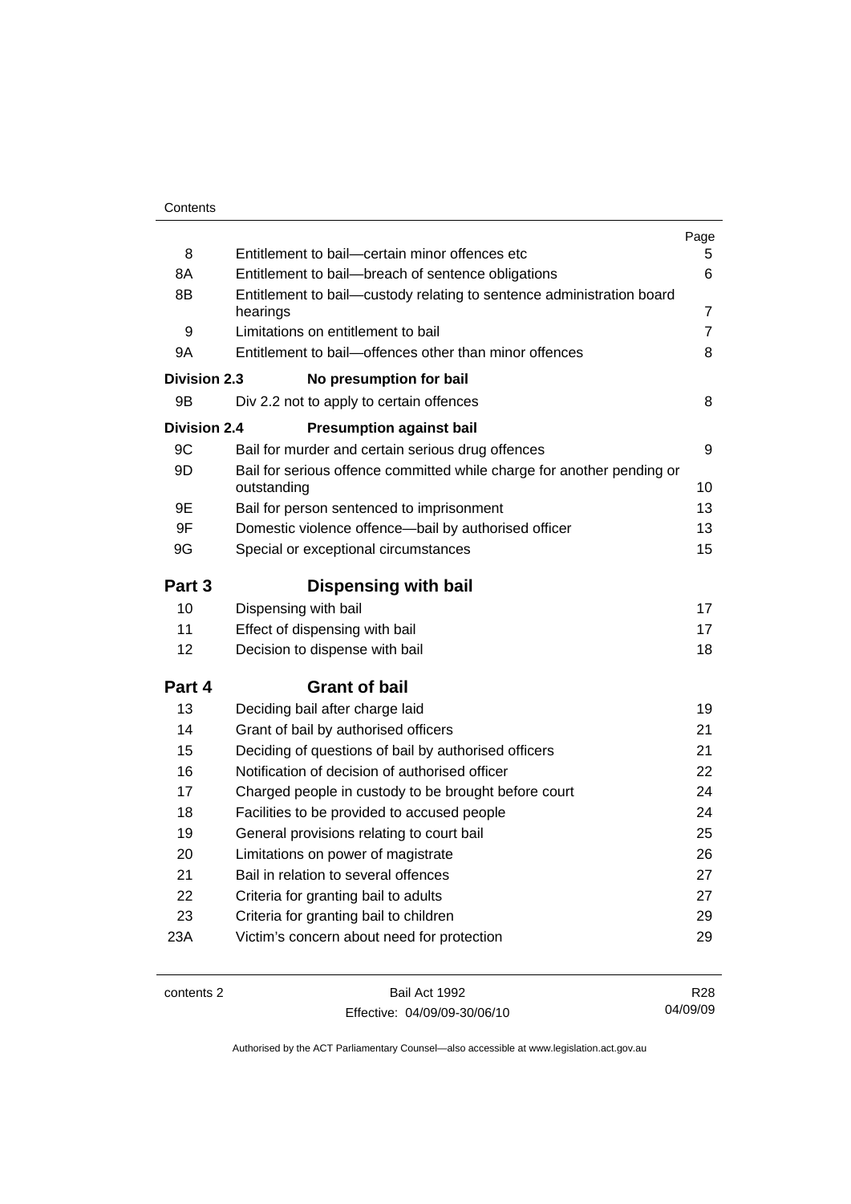| | | Page |
|---|---|---|
| 8 | Entitlement to bail—certain minor offences etc | 5 |
| 8A | Entitlement to bail—breach of sentence obligations | 6 |
| 8B | Entitlement to bail—custody relating to sentence administration board hearings | 7 |
| 9 | Limitations on entitlement to bail | 7 |
| 9A | Entitlement to bail—offences other than minor offences | 8 |
| **Division 2.3** | **No presumption for bail** | |
| 9B | Div 2.2 not to apply to certain offences | 8 |
| **Division 2.4** | **Presumption against bail** | |
| 9C | Bail for murder and certain serious drug offences | 9 |
| 9D | Bail for serious offence committed while charge for another pending or outstanding | 10 |
| 9E | Bail for person sentenced to imprisonment | 13 |
| 9F | Domestic violence offence—bail by authorised officer | 13 |
| 9G | Special or exceptional circumstances | 15 |
| **Part 3** | **Dispensing with bail** | |
| 10 | Dispensing with bail | 17 |
| 11 | Effect of dispensing with bail | 17 |
| 12 | Decision to dispense with bail | 18 |
| **Part 4** | **Grant of bail** | |
| 13 | Deciding bail after charge laid | 19 |
| 14 | Grant of bail by authorised officers | 21 |
| 15 | Deciding of questions of bail by authorised officers | 21 |
| 16 | Notification of decision of authorised officer | 22 |
| 17 | Charged people in custody to be brought before court | 24 |
| 18 | Facilities to be provided to accused people | 24 |
| 19 | General provisions relating to court bail | 25 |
| 20 | Limitations on power of magistrate | 26 |
| 21 | Bail in relation to several offences | 27 |
| 22 | Criteria for granting bail to adults | 27 |
| 23 | Criteria for granting bail to children | 29 |
| 23A | Victim's concern about need for protection | 29 |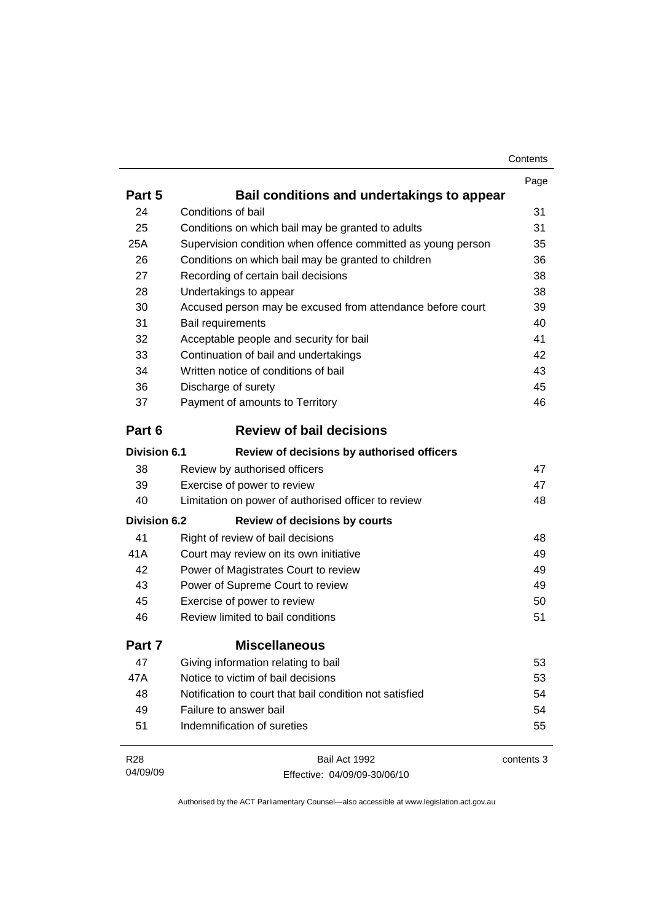| | | Page |
|---|---|---|
| **Part 5** | **Bail conditions and undertakings to appear** | |
| 24 | Conditions of bail | 31 |
| 25 | Conditions on which bail may be granted to adults | 31 |
| 25A | Supervision condition when offence committed as young person | 35 |
| 26 | Conditions on which bail may be granted to children | 36 |
| 27 | Recording of certain bail decisions | 38 |
| 28 | Undertakings to appear | 38 |
| 30 | Accused person may be excused from attendance before court | 39 |
| 31 | Bail requirements | 40 |
| 32 | Acceptable people and security for bail | 41 |
| 33 | Continuation of bail and undertakings | 42 |
| 34 | Written notice of conditions of bail | 43 |
| 36 | Discharge of surety | 45 |
| 37 | Payment of amounts to Territory | 46 |
| **Part 6** | **Review of bail decisions** | |
| **Division 6.1** | **Review of decisions by authorised officers** | |
| 38 | Review by authorised officers | 47 |
| 39 | Exercise of power to review | 47 |
| 40 | Limitation on power of authorised officer to review | 48 |
| **Division 6.2** | **Review of decisions by courts** | |
| 41 | Right of review of bail decisions | 48 |
| 41A | Court may review on its own initiative | 49 |
| 42 | Power of Magistrates Court to review | 49 |
| 43 | Power of Supreme Court to review | 49 |
| 45 | Exercise of power to review | 50 |
| 46 | Review limited to bail conditions | 51 |
| **Part 7** | **Miscellaneous** | |
| 47 | Giving information relating to bail | 53 |
| 47A | Notice to victim of bail decisions | 53 |
| 48 | Notification to court that bail condition not satisfied | 54 |
| 49 | Failure to answer bail | 54 |
| 51 | Indemnification of sureties | 55 |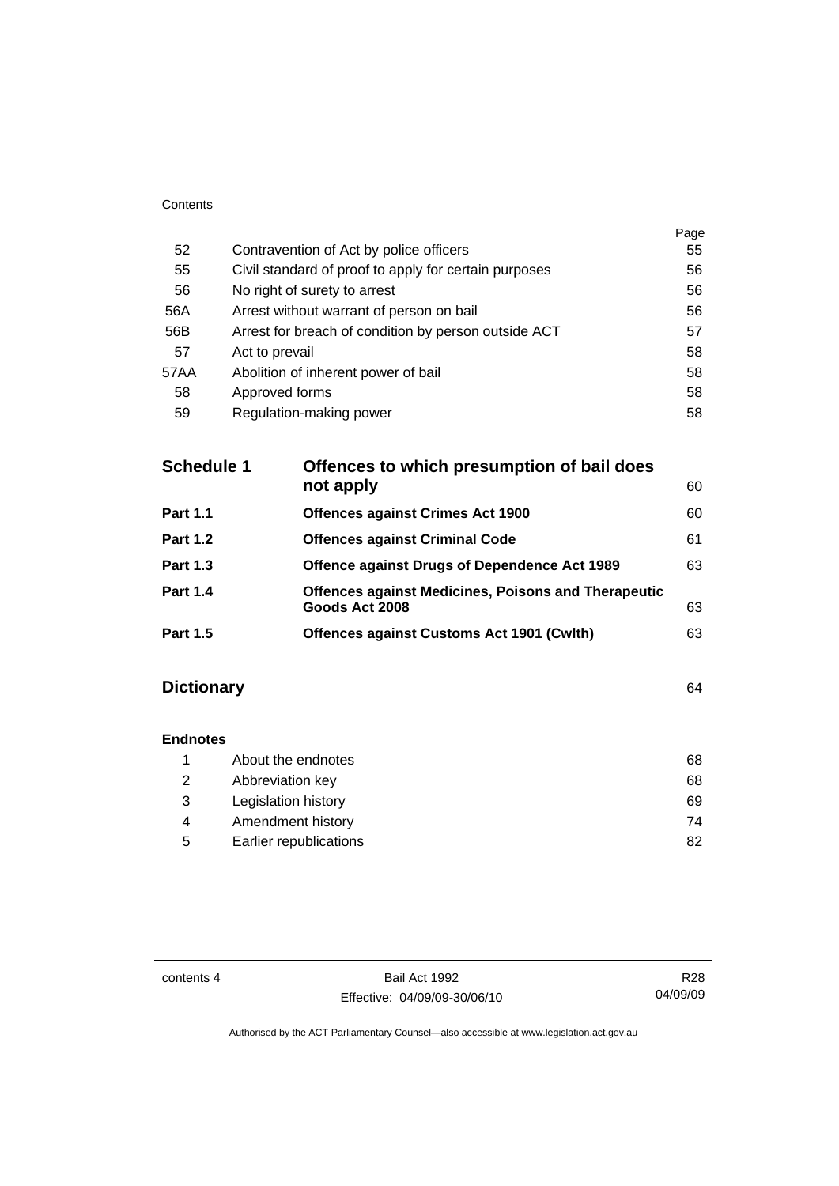| | | Page |
|---|---|---|
| 52 | Contravention of Act by police officers | 55 |
| 55 | Civil standard of proof to apply for certain purposes | 56 |
| 56 | No right of surety to arrest | 56 |
| 56A | Arrest without warrant of person on bail | 56 |
| 56B | Arrest for breach of condition by person outside ACT | 57 |
| 57 | Act to prevail | 58 |
| 57AA | Abolition of inherent power of bail | 58 |
| 58 | Approved forms | 58 |
| 59 | Regulation-making power | 58 |

| | | |
|---|---|---|
| **Schedule 1** | **Offences to which presumption of bail does not apply** | 60 |
| **Part 1.1** | **Offences against Crimes Act 1900** | 60 |
| **Part 1.2** | **Offences against Criminal Code** | 61 |
| **Part 1.3** | **Offence against Drugs of Dependence Act 1989** | 63 |
| **Part 1.4** | **Offences against Medicines, Poisons and Therapeutic Goods Act 2008** | 63 |
| **Part 1.5** | **Offences against Customs Act 1901 (Cwlth)** | 63 |

**Dictionary** 64

**Endnotes**

| | | |
|---|---|---|
| 1 | About the endnotes | 68 |
| 2 | Abbreviation key | 68 |
| 3 | Legislation history | 69 |
| 4 | Amendment history | 74 |
| 5 | Earlier republications | 82 |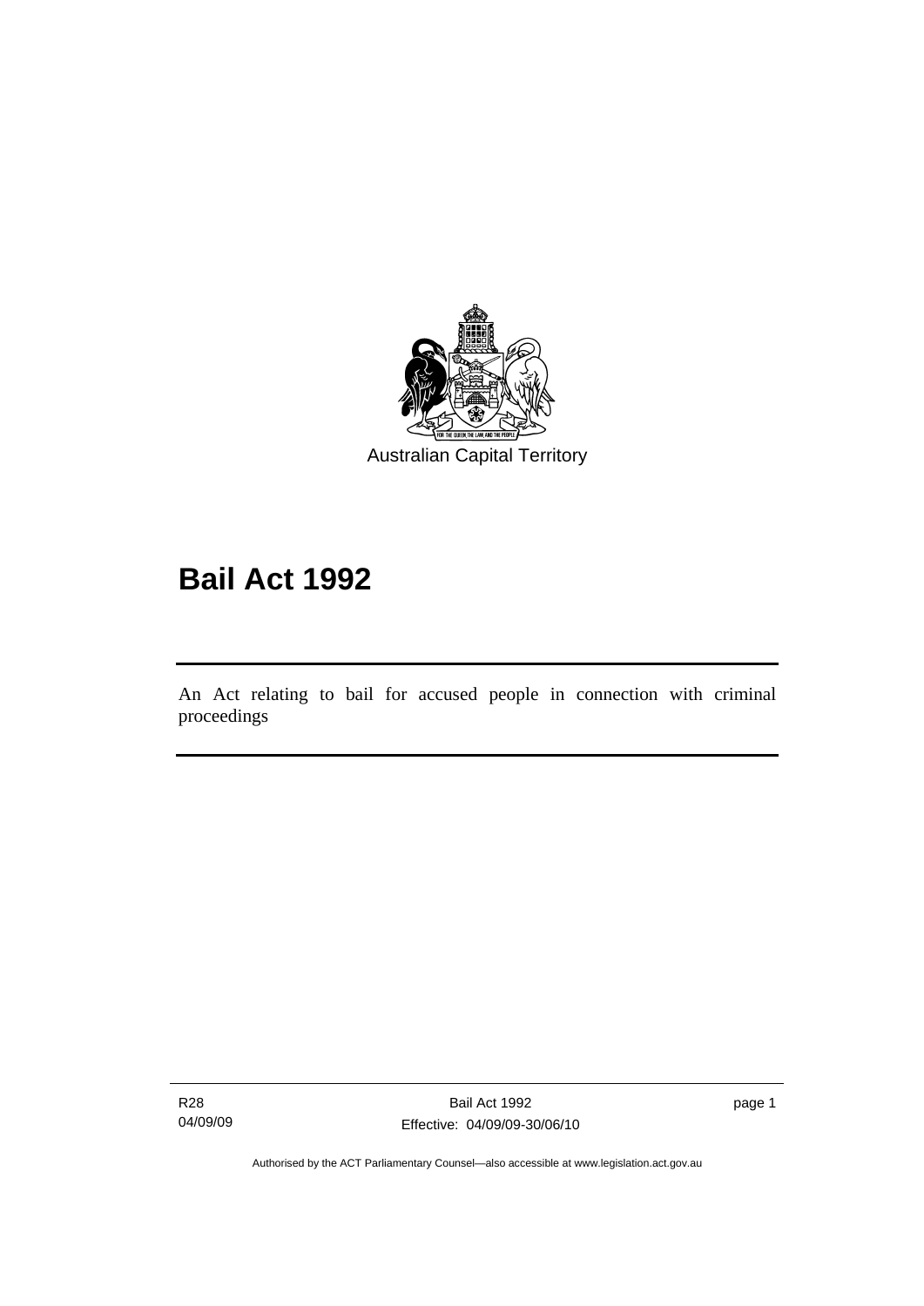Australian Capital Territory

# Bail Act 1992

An Act relating to bail for accused people in connection with criminal proceedings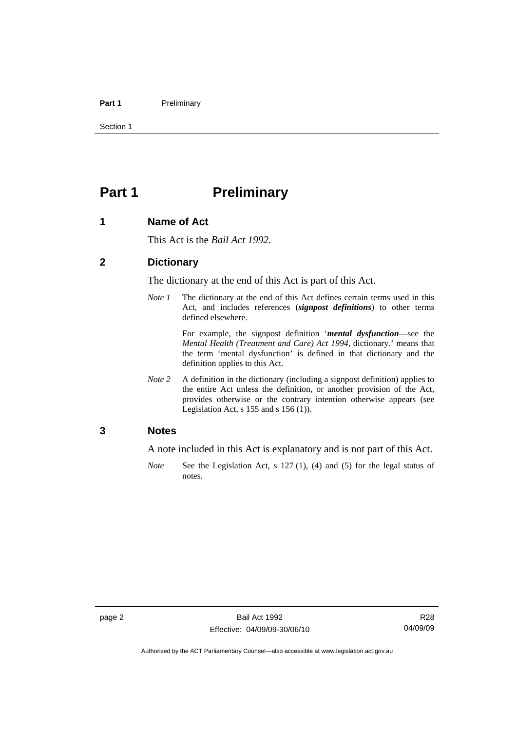# Part 1 Preliminary

## 1 Name of Act

This Act is the *Bail Act 1992*.

## 2 Dictionary

The dictionary at the end of this Act is part of this Act.

*Note 1* The dictionary at the end of this Act defines certain terms used in this Act, and includes references (***signpost definitions***) to other terms defined elsewhere.

For example, the signpost definition '***mental dysfunction***—see the *Mental Health (Treatment and Care) Act 1994*, dictionary.' means that the term 'mental dysfunction' is defined in that dictionary and the definition applies to this Act.

*Note 2* A definition in the dictionary (including a signpost definition) applies to the entire Act unless the definition, or another provision of the Act, provides otherwise or the contrary intention otherwise appears (see Legislation Act, s 155 and s 156 (1)).

## 3 Notes

A note included in this Act is explanatory and is not part of this Act.

*Note* See the Legislation Act, s 127 (1), (4) and (5) for the legal status of notes.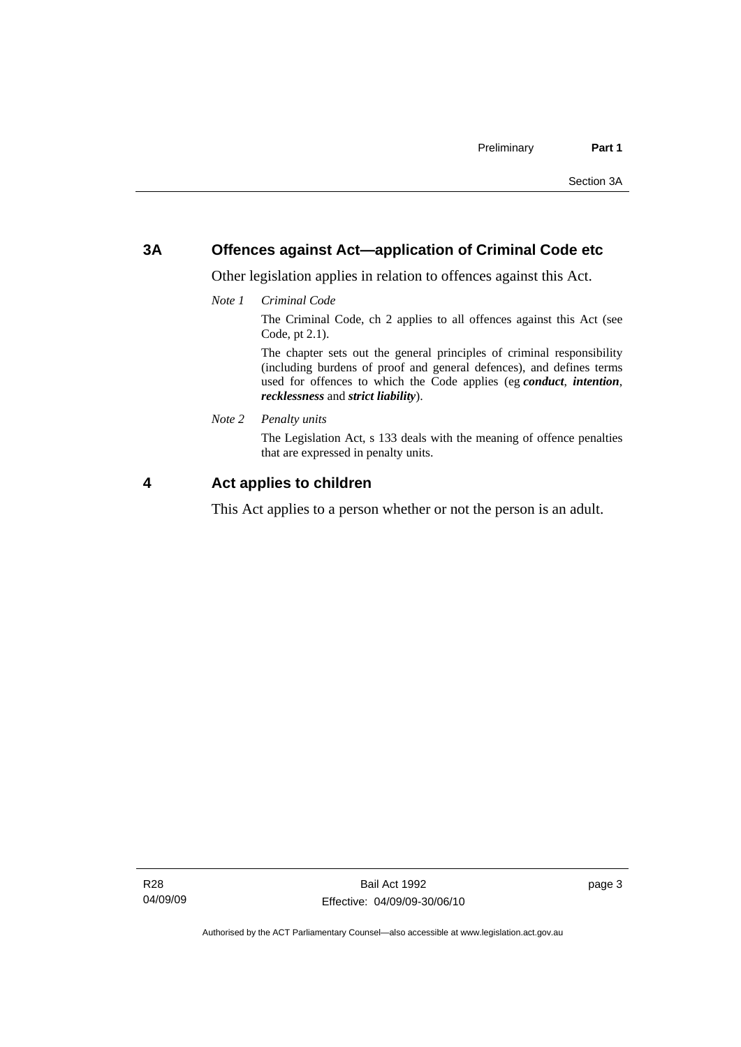## 3A Offences against Act—application of Criminal Code etc

Other legislation applies in relation to offences against this Act.

*Note 1 Criminal Code*

The Criminal Code, ch 2 applies to all offences against this Act (see Code, pt 2.1).

The chapter sets out the general principles of criminal responsibility (including burdens of proof and general defences), and defines terms used for offences to which the Code applies (eg ***conduct***, ***intention***, ***recklessness*** and ***strict liability***).

*Note 2 Penalty units*

The Legislation Act, s 133 deals with the meaning of offence penalties that are expressed in penalty units.

## 4 Act applies to children

This Act applies to a person whether or not the person is an adult.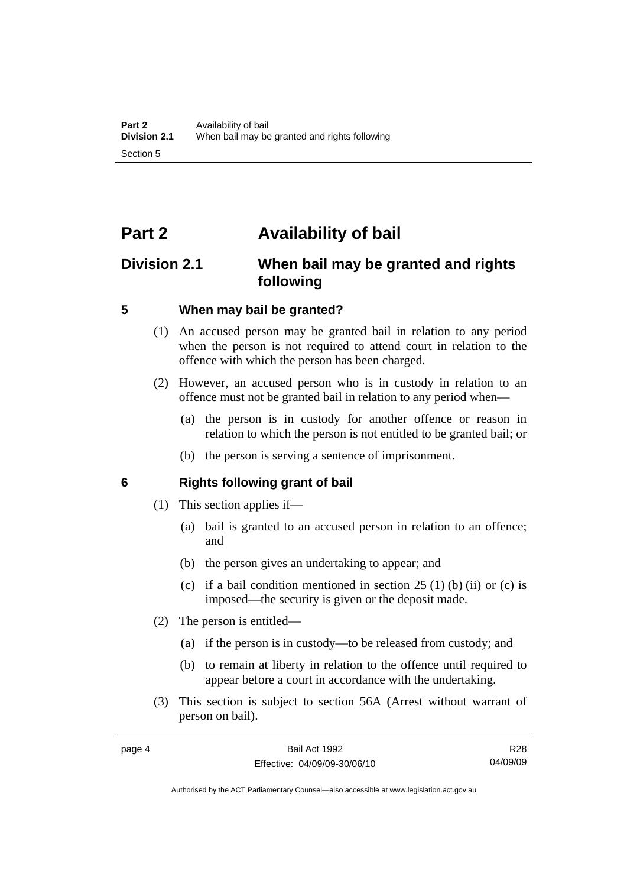# Part 2 Availability of bail

## Division 2.1 When bail may be granted and rights following

### 5 When may bail be granted?

(1) An accused person may be granted bail in relation to any period when the person is not required to attend court in relation to the offence with which the person has been charged.

(2) However, an accused person who is in custody in relation to an offence must not be granted bail in relation to any period when—

(a) the person is in custody for another offence or reason in relation to which the person is not entitled to be granted bail; or

(b) the person is serving a sentence of imprisonment.

### 6 Rights following grant of bail

(1) This section applies if—

(a) bail is granted to an accused person in relation to an offence; and

(b) the person gives an undertaking to appear; and

(c) if a bail condition mentioned in section 25 (1) (b) (ii) or (c) is imposed—the security is given or the deposit made.

(2) The person is entitled—

(a) if the person is in custody—to be released from custody; and

(b) to remain at liberty in relation to the offence until required to appear before a court in accordance with the undertaking.

(3) This section is subject to section 56A (Arrest without warrant of person on bail).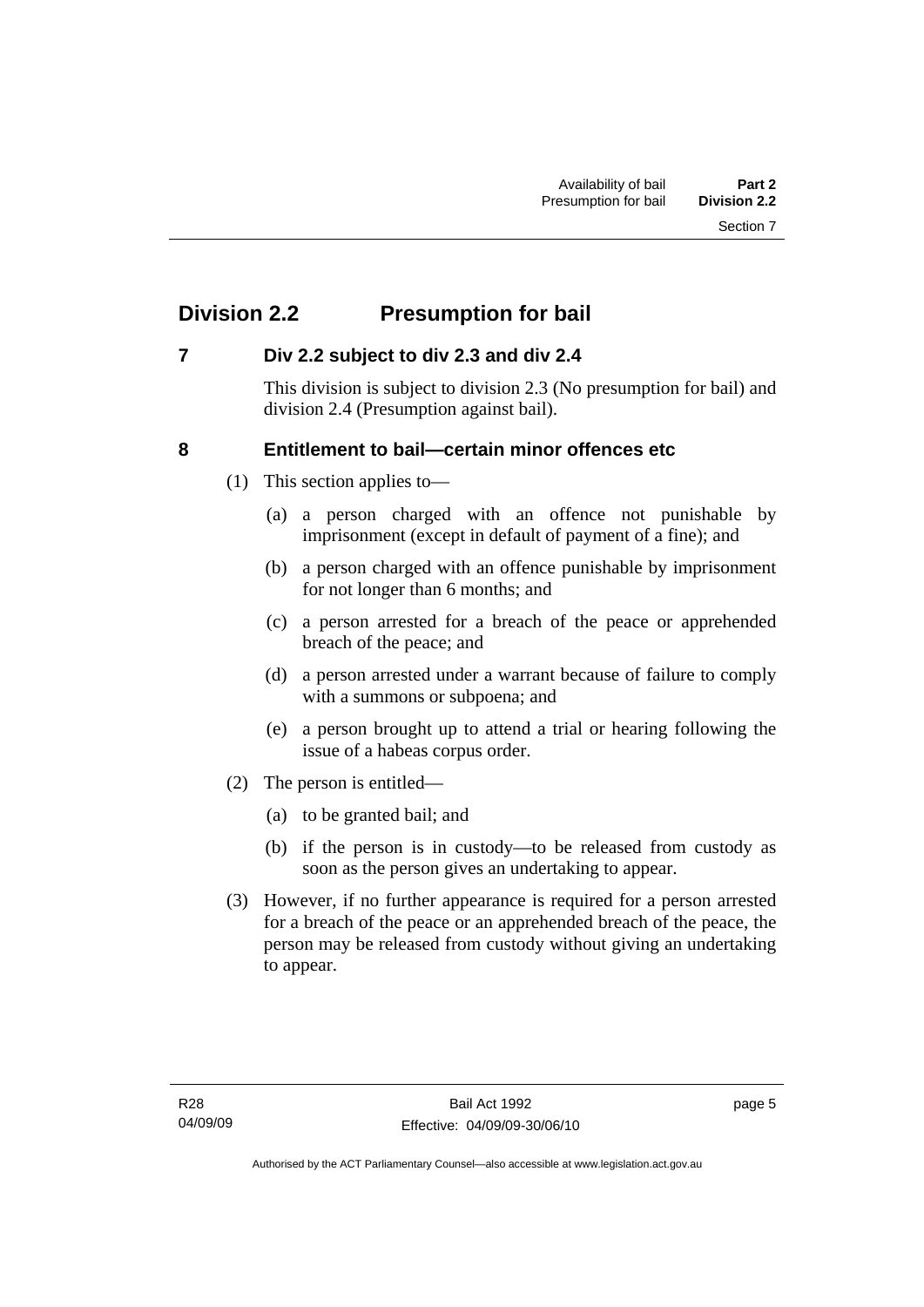## Division 2.2 Presumption for bail

### 7 Div 2.2 subject to div 2.3 and div 2.4

This division is subject to division 2.3 (No presumption for bail) and division 2.4 (Presumption against bail).

### 8 Entitlement to bail—certain minor offences etc

(1) This section applies to—

(a) a person charged with an offence not punishable by imprisonment (except in default of payment of a fine); and

(b) a person charged with an offence punishable by imprisonment for not longer than 6 months; and

(c) a person arrested for a breach of the peace or apprehended breach of the peace; and

(d) a person arrested under a warrant because of failure to comply with a summons or subpoena; and

(e) a person brought up to attend a trial or hearing following the issue of a habeas corpus order.

(2) The person is entitled—

(a) to be granted bail; and

(b) if the person is in custody—to be released from custody as soon as the person gives an undertaking to appear.

(3) However, if no further appearance is required for a person arrested for a breach of the peace or an apprehended breach of the peace, the person may be released from custody without giving an undertaking to appear.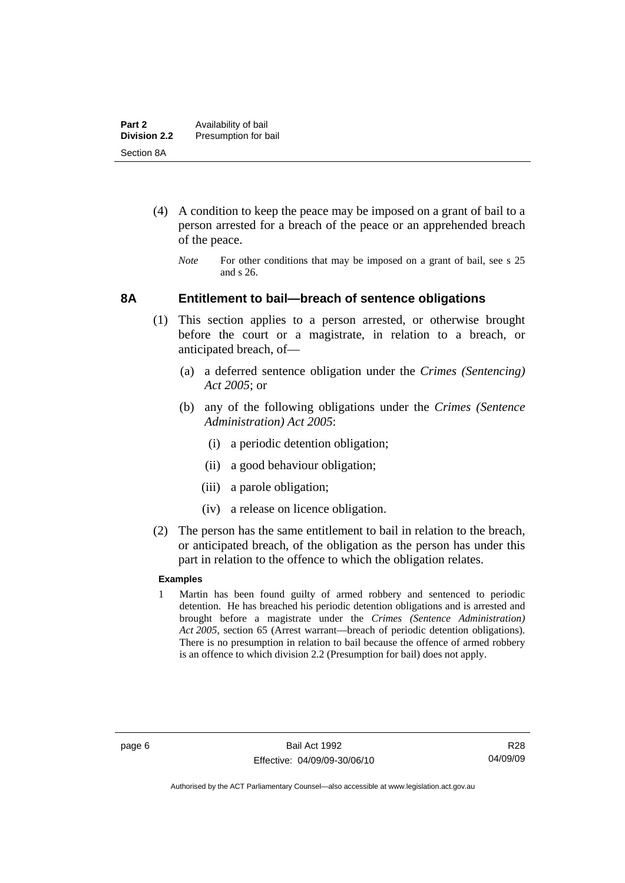(4) A condition to keep the peace may be imposed on a grant of bail to a person arrested for a breach of the peace or an apprehended breach of the peace.

*Note* For other conditions that may be imposed on a grant of bail, see s 25 and s 26.

### 8A Entitlement to bail—breach of sentence obligations

(1) This section applies to a person arrested, or otherwise brought before the court or a magistrate, in relation to a breach, or anticipated breach, of—

(a) a deferred sentence obligation under the *Crimes (Sentencing) Act 2005*; or

(b) any of the following obligations under the *Crimes (Sentence Administration) Act 2005*:

(i) a periodic detention obligation;

(ii) a good behaviour obligation;

(iii) a parole obligation;

(iv) a release on licence obligation.

(2) The person has the same entitlement to bail in relation to the breach, or anticipated breach, of the obligation as the person has under this part in relation to the offence to which the obligation relates.

**Examples**

1 Martin has been found guilty of armed robbery and sentenced to periodic detention. He has breached his periodic detention obligations and is arrested and brought before a magistrate under the *Crimes (Sentence Administration) Act 2005*, section 65 (Arrest warrant—breach of periodic detention obligations). There is no presumption in relation to bail because the offence of armed robbery is an offence to which division 2.2 (Presumption for bail) does not apply.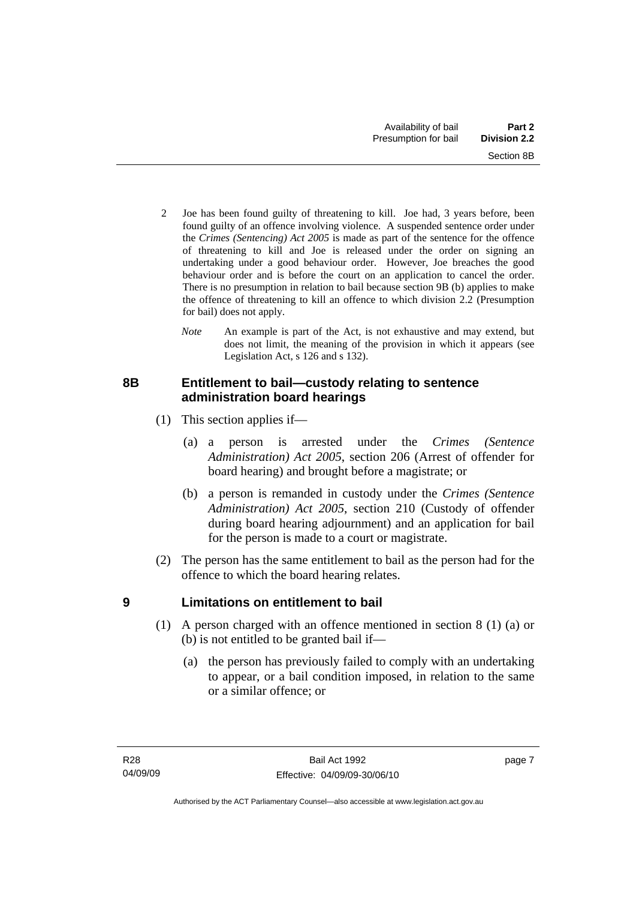2 Joe has been found guilty of threatening to kill. Joe had, 3 years before, been found guilty of an offence involving violence. A suspended sentence order under the *Crimes (Sentencing) Act 2005* is made as part of the sentence for the offence of threatening to kill and Joe is released under the order on signing an undertaking under a good behaviour order. However, Joe breaches the good behaviour order and is before the court on an application to cancel the order. There is no presumption in relation to bail because section 9B (b) applies to make the offence of threatening to kill an offence to which division 2.2 (Presumption for bail) does not apply.

*Note* An example is part of the Act, is not exhaustive and may extend, but does not limit, the meaning of the provision in which it appears (see Legislation Act, s 126 and s 132).

### 8B Entitlement to bail—custody relating to sentence administration board hearings

(1) This section applies if—

(a) a person is arrested under the *Crimes (Sentence Administration) Act 2005*, section 206 (Arrest of offender for board hearing) and brought before a magistrate; or

(b) a person is remanded in custody under the *Crimes (Sentence Administration) Act 2005*, section 210 (Custody of offender during board hearing adjournment) and an application for bail for the person is made to a court or magistrate.

(2) The person has the same entitlement to bail as the person had for the offence to which the board hearing relates.

### 9 Limitations on entitlement to bail

(1) A person charged with an offence mentioned in section 8 (1) (a) or (b) is not entitled to be granted bail if—

(a) the person has previously failed to comply with an undertaking to appear, or a bail condition imposed, in relation to the same or a similar offence; or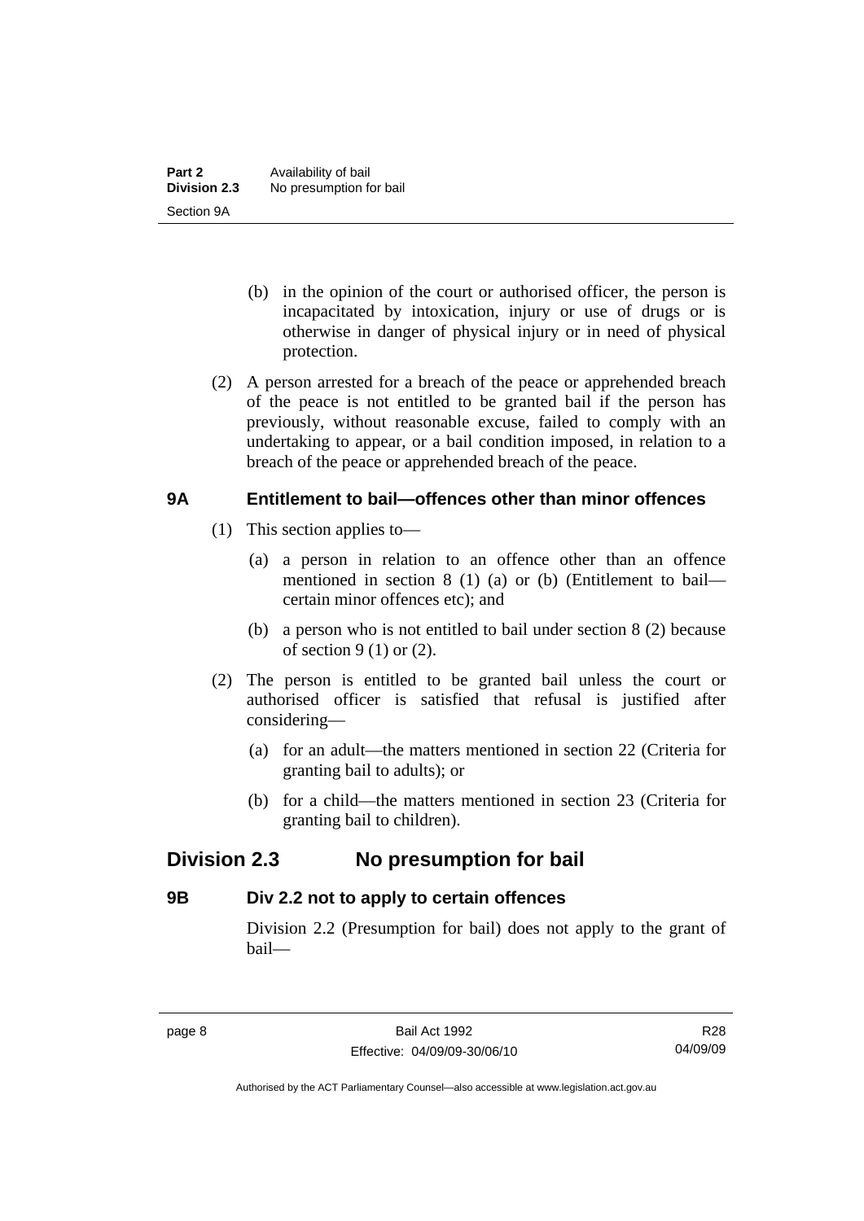(b) in the opinion of the court or authorised officer, the person is incapacitated by intoxication, injury or use of drugs or is otherwise in danger of physical injury or in need of physical protection.

(2) A person arrested for a breach of the peace or apprehended breach of the peace is not entitled to be granted bail if the person has previously, without reasonable excuse, failed to comply with an undertaking to appear, or a bail condition imposed, in relation to a breach of the peace or apprehended breach of the peace.

### 9A Entitlement to bail—offences other than minor offences

(1) This section applies to—

(a) a person in relation to an offence other than an offence mentioned in section 8 (1) (a) or (b) (Entitlement to bail—certain minor offences etc); and

(b) a person who is not entitled to bail under section 8 (2) because of section 9 (1) or (2).

(2) The person is entitled to be granted bail unless the court or authorised officer is satisfied that refusal is justified after considering—

(a) for an adult—the matters mentioned in section 22 (Criteria for granting bail to adults); or

(b) for a child—the matters mentioned in section 23 (Criteria for granting bail to children).

## Division 2.3 No presumption for bail

### 9B Div 2.2 not to apply to certain offences

Division 2.2 (Presumption for bail) does not apply to the grant of bail—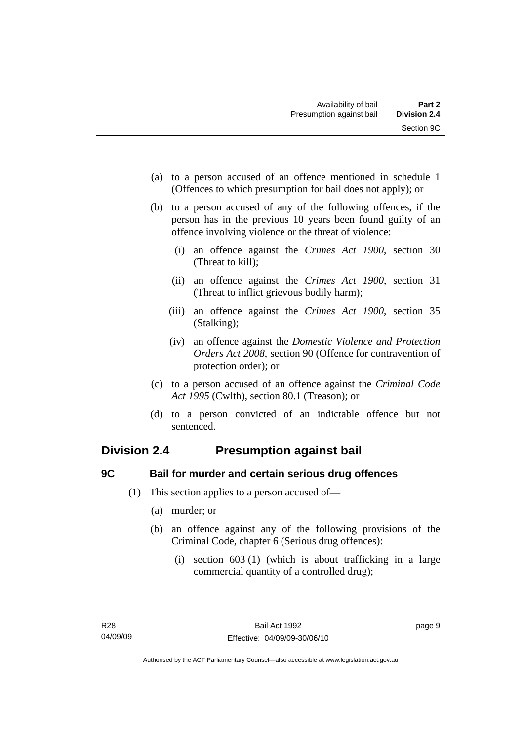(a) to a person accused of an offence mentioned in schedule 1 (Offences to which presumption for bail does not apply); or

(b) to a person accused of any of the following offences, if the person has in the previous 10 years been found guilty of an offence involving violence or the threat of violence:

  (i) an offence against the *Crimes Act 1900*, section 30 (Threat to kill);

  (ii) an offence against the *Crimes Act 1900*, section 31 (Threat to inflict grievous bodily harm);

  (iii) an offence against the *Crimes Act 1900*, section 35 (Stalking);

  (iv) an offence against the *Domestic Violence and Protection Orders Act 2008*, section 90 (Offence for contravention of protection order); or

(c) to a person accused of an offence against the *Criminal Code Act 1995* (Cwlth), section 80.1 (Treason); or

(d) to a person convicted of an indictable offence but not sentenced.

## Division 2.4 Presumption against bail

### 9C Bail for murder and certain serious drug offences

(1) This section applies to a person accused of—

  (a) murder; or

  (b) an offence against any of the following provisions of the Criminal Code, chapter 6 (Serious drug offences):

    (i) section 603 (1) (which is about trafficking in a large commercial quantity of a controlled drug);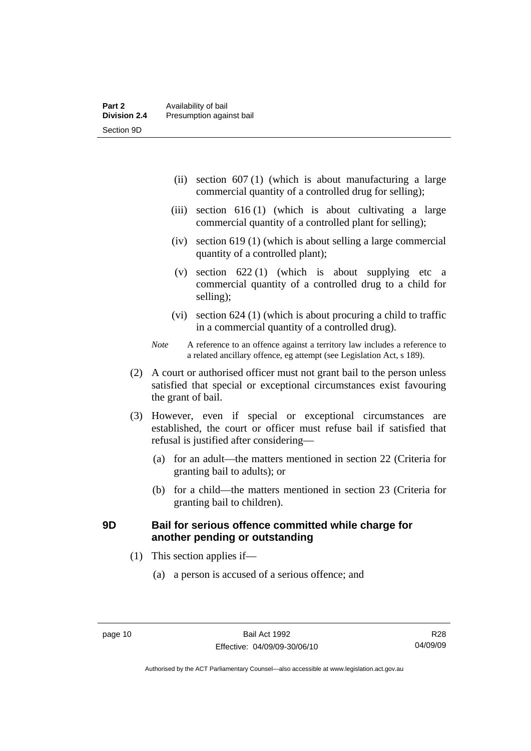(ii) section 607 (1) (which is about manufacturing a large commercial quantity of a controlled drug for selling);

(iii) section 616 (1) (which is about cultivating a large commercial quantity of a controlled plant for selling);

(iv) section 619 (1) (which is about selling a large commercial quantity of a controlled plant);

(v) section 622 (1) (which is about supplying etc a commercial quantity of a controlled drug to a child for selling);

(vi) section 624 (1) (which is about procuring a child to traffic in a commercial quantity of a controlled drug).

*Note* A reference to an offence against a territory law includes a reference to a related ancillary offence, eg attempt (see Legislation Act, s 189).

(2) A court or authorised officer must not grant bail to the person unless satisfied that special or exceptional circumstances exist favouring the grant of bail.

(3) However, even if special or exceptional circumstances are established, the court or officer must refuse bail if satisfied that refusal is justified after considering—

(a) for an adult—the matters mentioned in section 22 (Criteria for granting bail to adults); or

(b) for a child—the matters mentioned in section 23 (Criteria for granting bail to children).

### 9D Bail for serious offence committed while charge for another pending or outstanding

(1) This section applies if—

(a) a person is accused of a serious offence; and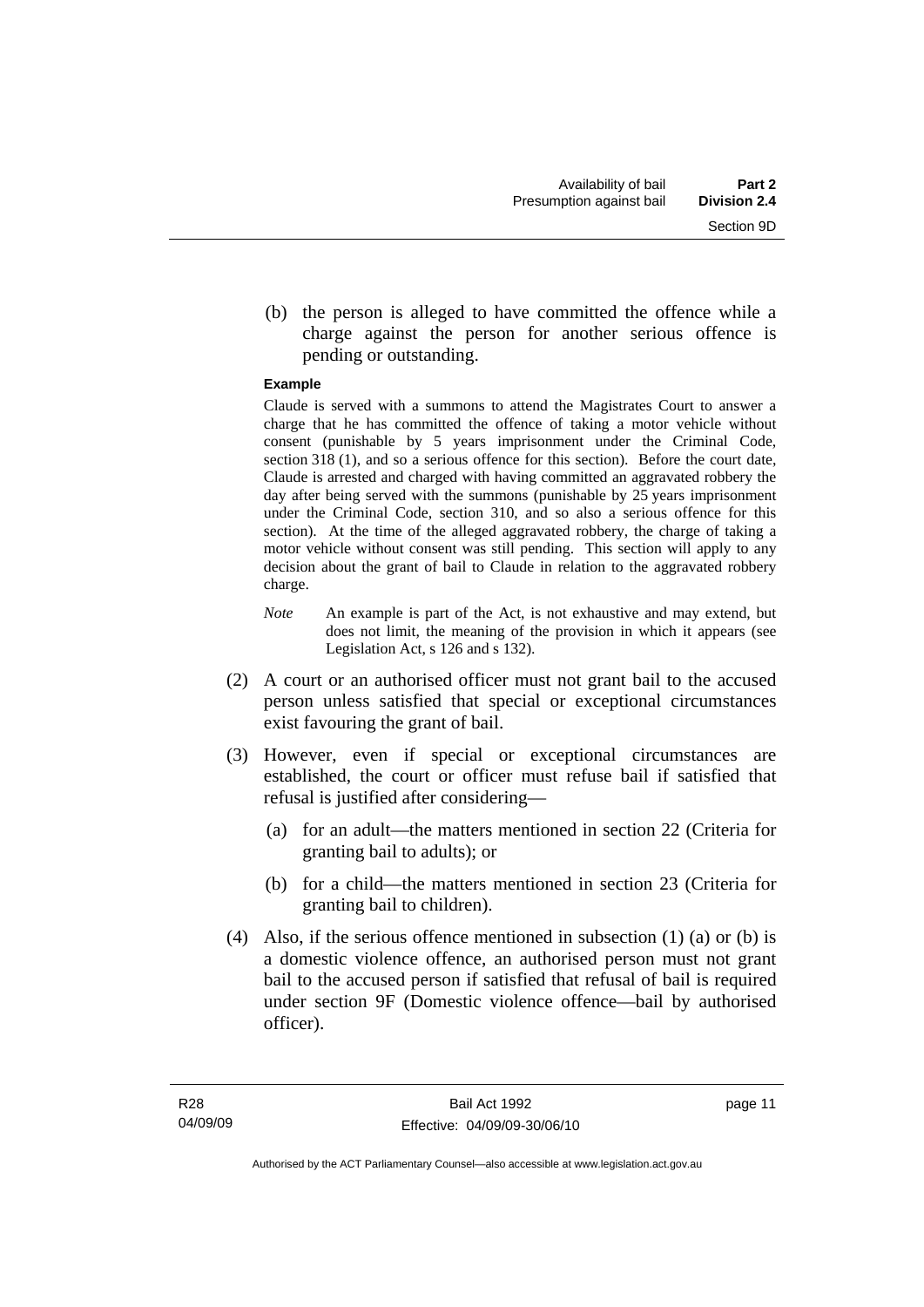(b) the person is alleged to have committed the offence while a charge against the person for another serious offence is pending or outstanding.

**Example**

Claude is served with a summons to attend the Magistrates Court to answer a charge that he has committed the offence of taking a motor vehicle without consent (punishable by 5 years imprisonment under the Criminal Code, section 318 (1), and so a serious offence for this section). Before the court date, Claude is arrested and charged with having committed an aggravated robbery the day after being served with the summons (punishable by 25 years imprisonment under the Criminal Code, section 310, and so also a serious offence for this section). At the time of the alleged aggravated robbery, the charge of taking a motor vehicle without consent was still pending. This section will apply to any decision about the grant of bail to Claude in relation to the aggravated robbery charge.

*Note* An example is part of the Act, is not exhaustive and may extend, but does not limit, the meaning of the provision in which it appears (see Legislation Act, s 126 and s 132).

(2) A court or an authorised officer must not grant bail to the accused person unless satisfied that special or exceptional circumstances exist favouring the grant of bail.

(3) However, even if special or exceptional circumstances are established, the court or officer must refuse bail if satisfied that refusal is justified after considering—

(a) for an adult—the matters mentioned in section 22 (Criteria for granting bail to adults); or

(b) for a child—the matters mentioned in section 23 (Criteria for granting bail to children).

(4) Also, if the serious offence mentioned in subsection (1) (a) or (b) is a domestic violence offence, an authorised person must not grant bail to the accused person if satisfied that refusal of bail is required under section 9F (Domestic violence offence—bail by authorised officer).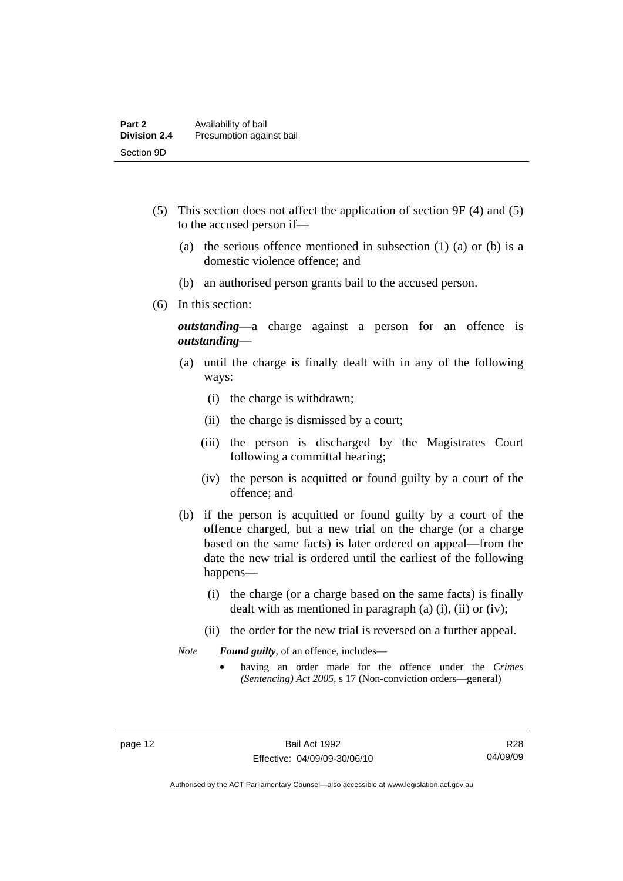(5) This section does not affect the application of section 9F (4) and (5) to the accused person if—

 (a) the serious offence mentioned in subsection (1) (a) or (b) is a domestic violence offence; and

 (b) an authorised person grants bail to the accused person.

(6) In this section:

***outstanding***—a charge against a person for an offence is ***outstanding***—

 (a) until the charge is finally dealt with in any of the following ways:

  (i) the charge is withdrawn;

  (ii) the charge is dismissed by a court;

  (iii) the person is discharged by the Magistrates Court following a committal hearing;

  (iv) the person is acquitted or found guilty by a court of the offence; and

 (b) if the person is acquitted or found guilty by a court of the offence charged, but a new trial on the charge (or a charge based on the same facts) is later ordered on appeal—from the date the new trial is ordered until the earliest of the following happens—

  (i) the charge (or a charge based on the same facts) is finally dealt with as mentioned in paragraph (a) (i), (ii) or (iv);

  (ii) the order for the new trial is reversed on a further appeal.

*Note* ***Found guilty***, of an offence, includes—

- having an order made for the offence under the *Crimes (Sentencing) Act 2005*, s 17 (Non-conviction orders—general)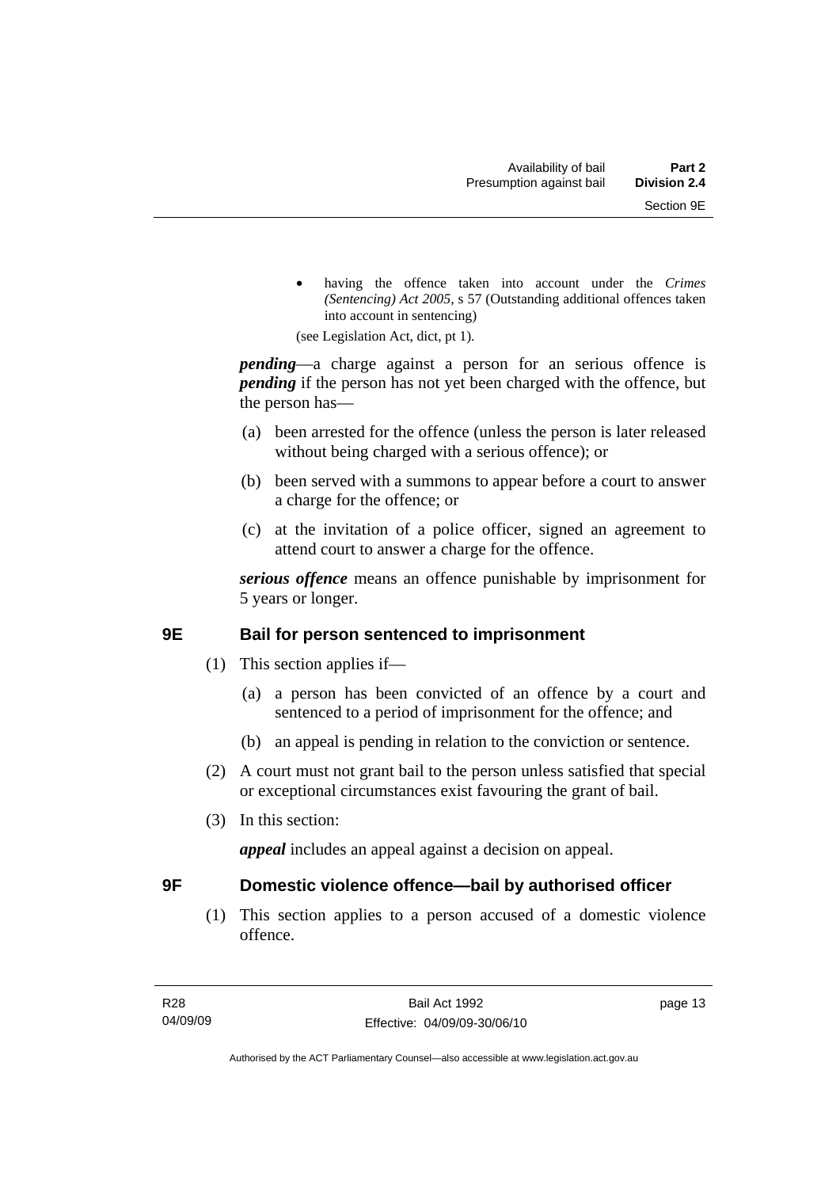- having the offence taken into account under the *Crimes (Sentencing) Act 2005*, s 57 (Outstanding additional offences taken into account in sentencing)

(see Legislation Act, dict, pt 1).

***pending***—a charge against a person for an serious offence is ***pending*** if the person has not yet been charged with the offence, but the person has—

(a) been arrested for the offence (unless the person is later released without being charged with a serious offence); or

(b) been served with a summons to appear before a court to answer a charge for the offence; or

(c) at the invitation of a police officer, signed an agreement to attend court to answer a charge for the offence.

***serious offence*** means an offence punishable by imprisonment for 5 years or longer.

## 9E Bail for person sentenced to imprisonment

(1) This section applies if—

(a) a person has been convicted of an offence by a court and sentenced to a period of imprisonment for the offence; and

(b) an appeal is pending in relation to the conviction or sentence.

(2) A court must not grant bail to the person unless satisfied that special or exceptional circumstances exist favouring the grant of bail.

(3) In this section:

***appeal*** includes an appeal against a decision on appeal.

## 9F Domestic violence offence—bail by authorised officer

(1) This section applies to a person accused of a domestic violence offence.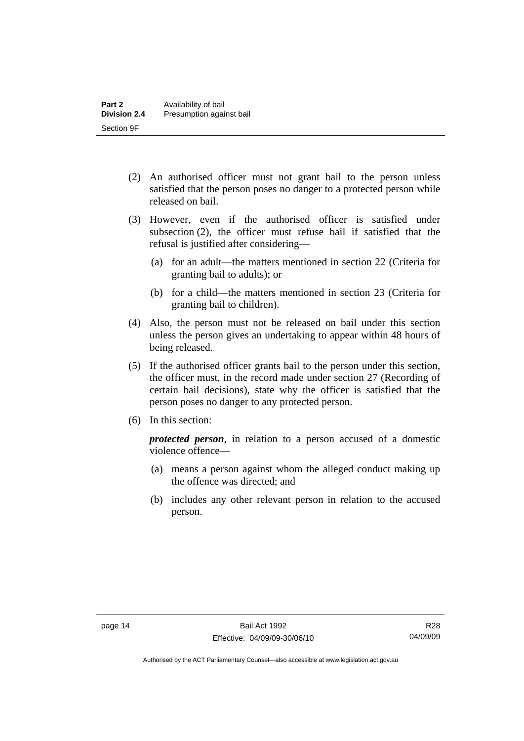(2) An authorised officer must not grant bail to the person unless satisfied that the person poses no danger to a protected person while released on bail.

(3) However, even if the authorised officer is satisfied under subsection (2), the officer must refuse bail if satisfied that the refusal is justified after considering—

(a) for an adult—the matters mentioned in section 22 (Criteria for granting bail to adults); or

(b) for a child—the matters mentioned in section 23 (Criteria for granting bail to children).

(4) Also, the person must not be released on bail under this section unless the person gives an undertaking to appear within 48 hours of being released.

(5) If the authorised officer grants bail to the person under this section, the officer must, in the record made under section 27 (Recording of certain bail decisions), state why the officer is satisfied that the person poses no danger to any protected person.

(6) In this section:

***protected person***, in relation to a person accused of a domestic violence offence—

(a) means a person against whom the alleged conduct making up the offence was directed; and

(b) includes any other relevant person in relation to the accused person.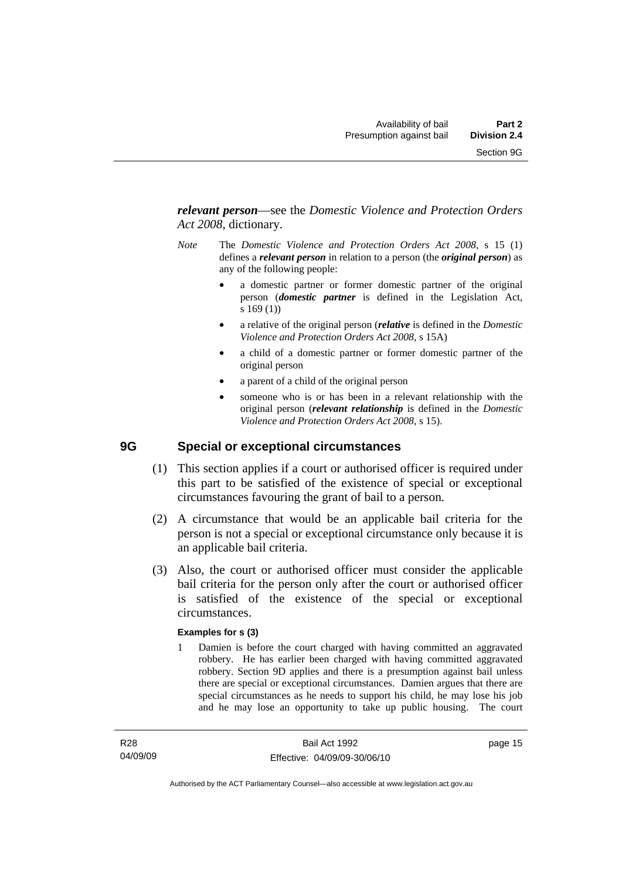***relevant person***—see the *Domestic Violence and Protection Orders Act 2008*, dictionary.

*Note* The *Domestic Violence and Protection Orders Act 2008*, s 15 (1) defines a ***relevant person*** in relation to a person (the ***original person***) as any of the following people:

- a domestic partner or former domestic partner of the original person (***domestic partner*** is defined in the Legislation Act, s 169 (1))
- a relative of the original person (***relative*** is defined in the *Domestic Violence and Protection Orders Act 2008*, s 15A)
- a child of a domestic partner or former domestic partner of the original person
- a parent of a child of the original person
- someone who is or has been in a relevant relationship with the original person (***relevant relationship*** is defined in the *Domestic Violence and Protection Orders Act 2008*, s 15).

## 9G Special or exceptional circumstances

(1) This section applies if a court or authorised officer is required under this part to be satisfied of the existence of special or exceptional circumstances favouring the grant of bail to a person.

(2) A circumstance that would be an applicable bail criteria for the person is not a special or exceptional circumstance only because it is an applicable bail criteria.

(3) Also, the court or authorised officer must consider the applicable bail criteria for the person only after the court or authorised officer is satisfied of the existence of the special or exceptional circumstances.

**Examples for s (3)**

1 Damien is before the court charged with having committed an aggravated robbery. He has earlier been charged with having committed aggravated robbery. Section 9D applies and there is a presumption against bail unless there are special or exceptional circumstances. Damien argues that there are special circumstances as he needs to support his child, he may lose his job and he may lose an opportunity to take up public housing. The court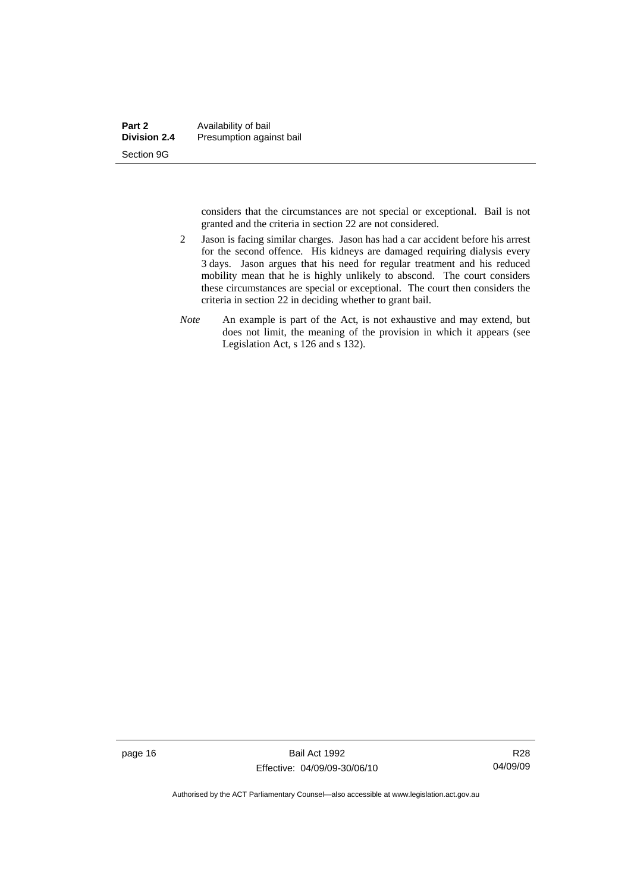considers that the circumstances are not special or exceptional. Bail is not granted and the criteria in section 22 are not considered.

2 Jason is facing similar charges. Jason has had a car accident before his arrest for the second offence. His kidneys are damaged requiring dialysis every 3 days. Jason argues that his need for regular treatment and his reduced mobility mean that he is highly unlikely to abscond. The court considers these circumstances are special or exceptional. The court then considers the criteria in section 22 in deciding whether to grant bail.

*Note* An example is part of the Act, is not exhaustive and may extend, but does not limit, the meaning of the provision in which it appears (see Legislation Act, s 126 and s 132).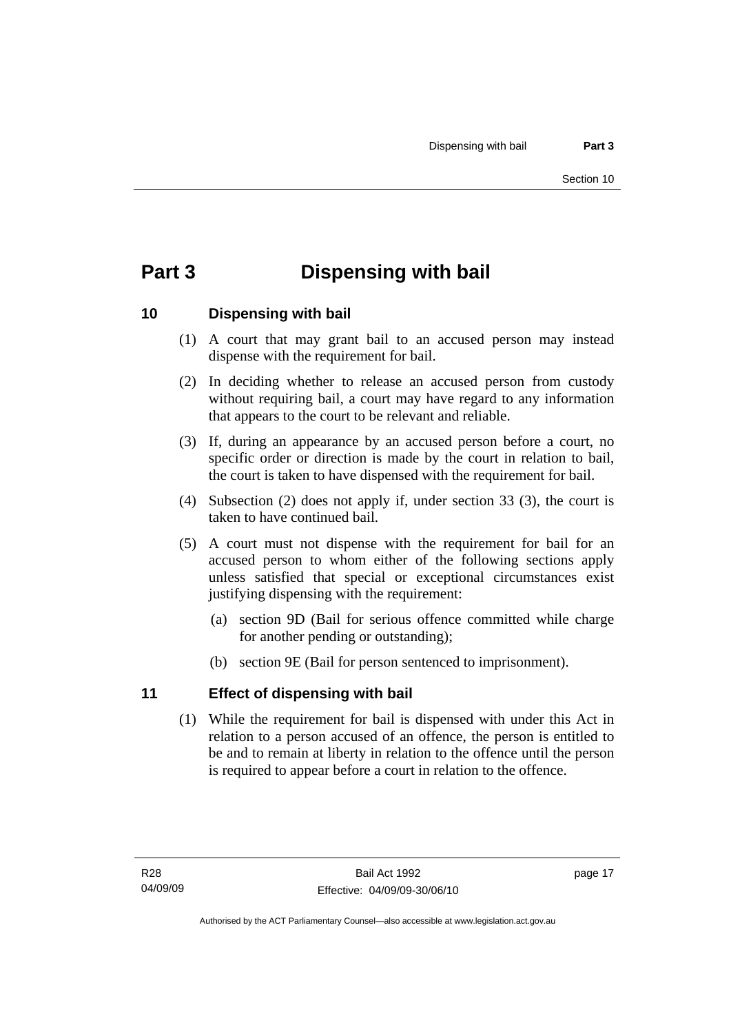# Part 3 Dispensing with bail

## 10 Dispensing with bail

(1) A court that may grant bail to an accused person may instead dispense with the requirement for bail.

(2) In deciding whether to release an accused person from custody without requiring bail, a court may have regard to any information that appears to the court to be relevant and reliable.

(3) If, during an appearance by an accused person before a court, no specific order or direction is made by the court in relation to bail, the court is taken to have dispensed with the requirement for bail.

(4) Subsection (2) does not apply if, under section 33 (3), the court is taken to have continued bail.

(5) A court must not dispense with the requirement for bail for an accused person to whom either of the following sections apply unless satisfied that special or exceptional circumstances exist justifying dispensing with the requirement:

- (a) section 9D (Bail for serious offence committed while charge for another pending or outstanding);
- (b) section 9E (Bail for person sentenced to imprisonment).

## 11 Effect of dispensing with bail

(1) While the requirement for bail is dispensed with under this Act in relation to a person accused of an offence, the person is entitled to be and to remain at liberty in relation to the offence until the person is required to appear before a court in relation to the offence.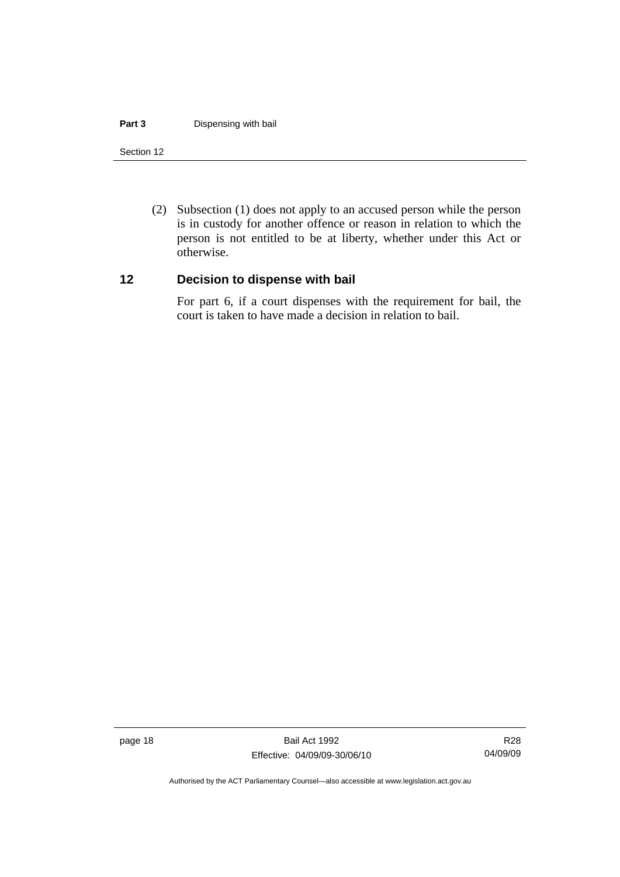(2) Subsection (1) does not apply to an accused person while the person is in custody for another offence or reason in relation to which the person is not entitled to be at liberty, whether under this Act or otherwise.

## 12 Decision to dispense with bail

For part 6, if a court dispenses with the requirement for bail, the court is taken to have made a decision in relation to bail.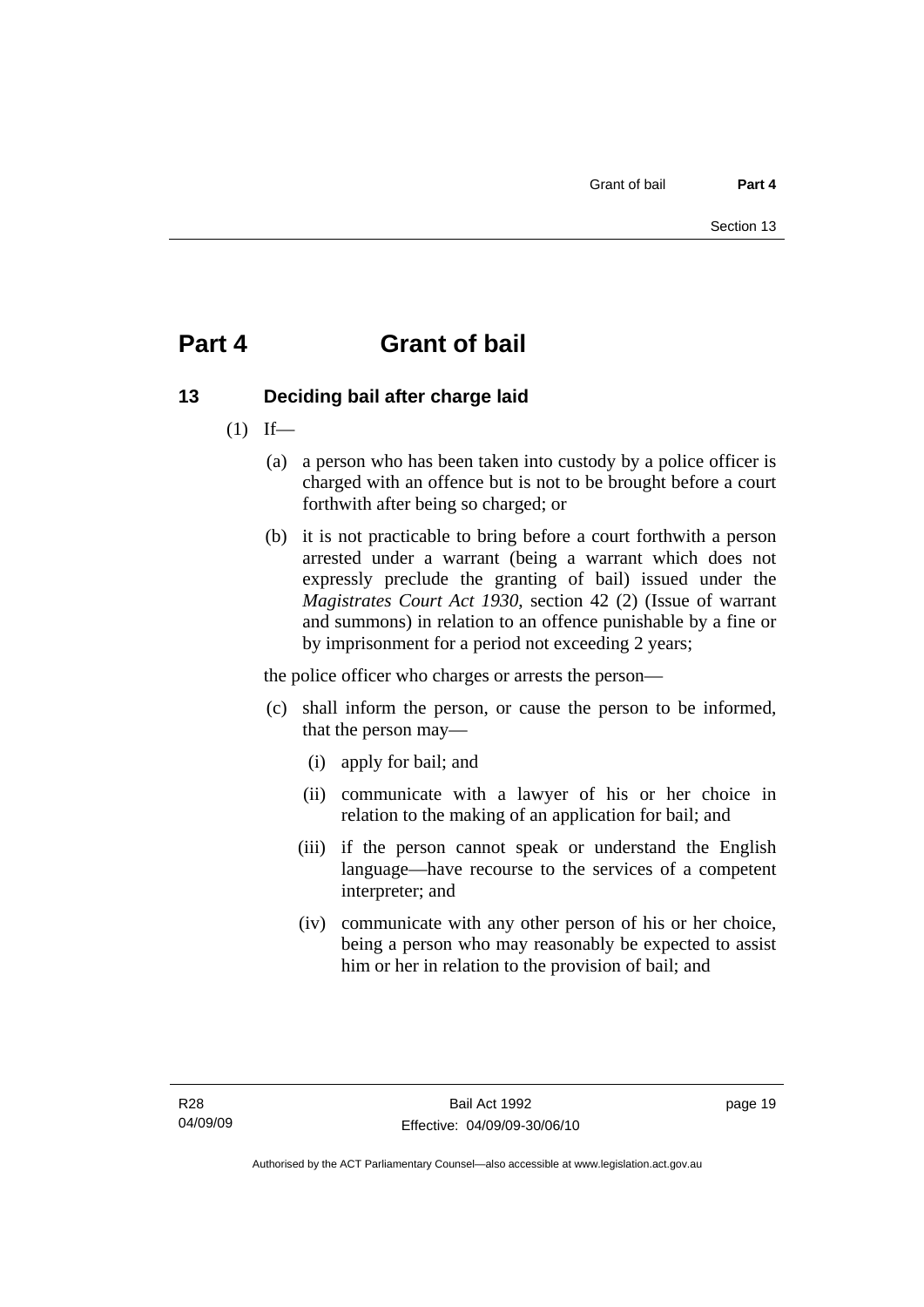# Part 4 Grant of bail

## 13 Deciding bail after charge laid

(1) If—

(a) a person who has been taken into custody by a police officer is charged with an offence but is not to be brought before a court forthwith after being so charged; or

(b) it is not practicable to bring before a court forthwith a person arrested under a warrant (being a warrant which does not expressly preclude the granting of bail) issued under the *Magistrates Court Act 1930*, section 42 (2) (Issue of warrant and summons) in relation to an offence punishable by a fine or by imprisonment for a period not exceeding 2 years;

the police officer who charges or arrests the person—

(c) shall inform the person, or cause the person to be informed, that the person may—

(i) apply for bail; and

(ii) communicate with a lawyer of his or her choice in relation to the making of an application for bail; and

(iii) if the person cannot speak or understand the English language—have recourse to the services of a competent interpreter; and

(iv) communicate with any other person of his or her choice, being a person who may reasonably be expected to assist him or her in relation to the provision of bail; and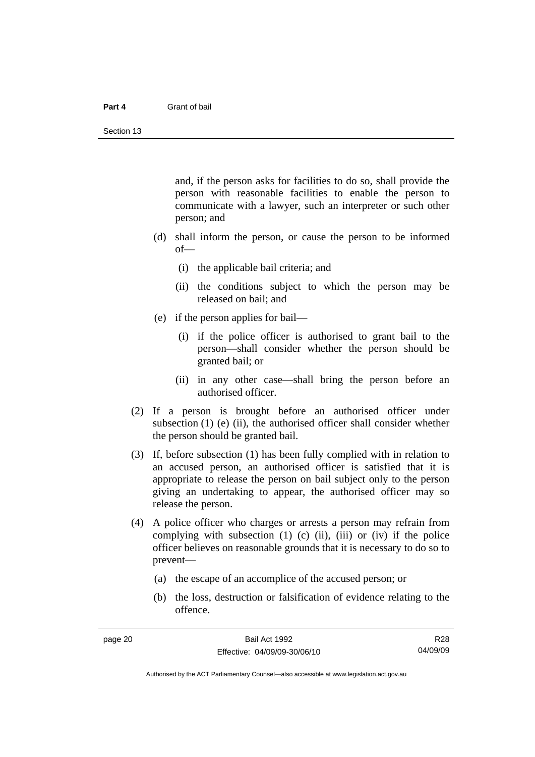and, if the person asks for facilities to do so, shall provide the person with reasonable facilities to enable the person to communicate with a lawyer, such an interpreter or such other person; and

(d) shall inform the person, or cause the person to be informed of—

(i) the applicable bail criteria; and

(ii) the conditions subject to which the person may be released on bail; and

(e) if the person applies for bail—

(i) if the police officer is authorised to grant bail to the person—shall consider whether the person should be granted bail; or

(ii) in any other case—shall bring the person before an authorised officer.

(2) If a person is brought before an authorised officer under subsection (1) (e) (ii), the authorised officer shall consider whether the person should be granted bail.

(3) If, before subsection (1) has been fully complied with in relation to an accused person, an authorised officer is satisfied that it is appropriate to release the person on bail subject only to the person giving an undertaking to appear, the authorised officer may so release the person.

(4) A police officer who charges or arrests a person may refrain from complying with subsection (1) (c) (ii), (iii) or (iv) if the police officer believes on reasonable grounds that it is necessary to do so to prevent—

(a) the escape of an accomplice of the accused person; or

(b) the loss, destruction or falsification of evidence relating to the offence.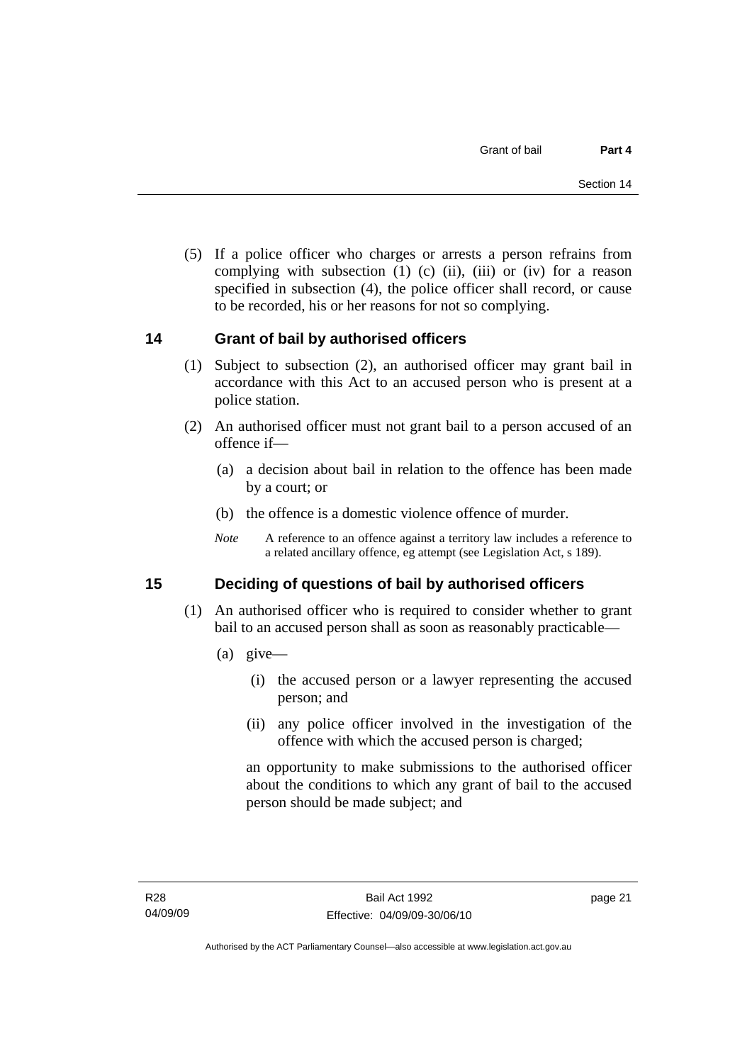(5) If a police officer who charges or arrests a person refrains from complying with subsection (1) (c) (ii), (iii) or (iv) for a reason specified in subsection (4), the police officer shall record, or cause to be recorded, his or her reasons for not so complying.

## 14 Grant of bail by authorised officers

(1) Subject to subsection (2), an authorised officer may grant bail in accordance with this Act to an accused person who is present at a police station.

(2) An authorised officer must not grant bail to a person accused of an offence if—

(a) a decision about bail in relation to the offence has been made by a court; or

(b) the offence is a domestic violence offence of murder.

*Note* A reference to an offence against a territory law includes a reference to a related ancillary offence, eg attempt (see Legislation Act, s 189).

## 15 Deciding of questions of bail by authorised officers

(1) An authorised officer who is required to consider whether to grant bail to an accused person shall as soon as reasonably practicable—

(a) give—

(i) the accused person or a lawyer representing the accused person; and

(ii) any police officer involved in the investigation of the offence with which the accused person is charged;

an opportunity to make submissions to the authorised officer about the conditions to which any grant of bail to the accused person should be made subject; and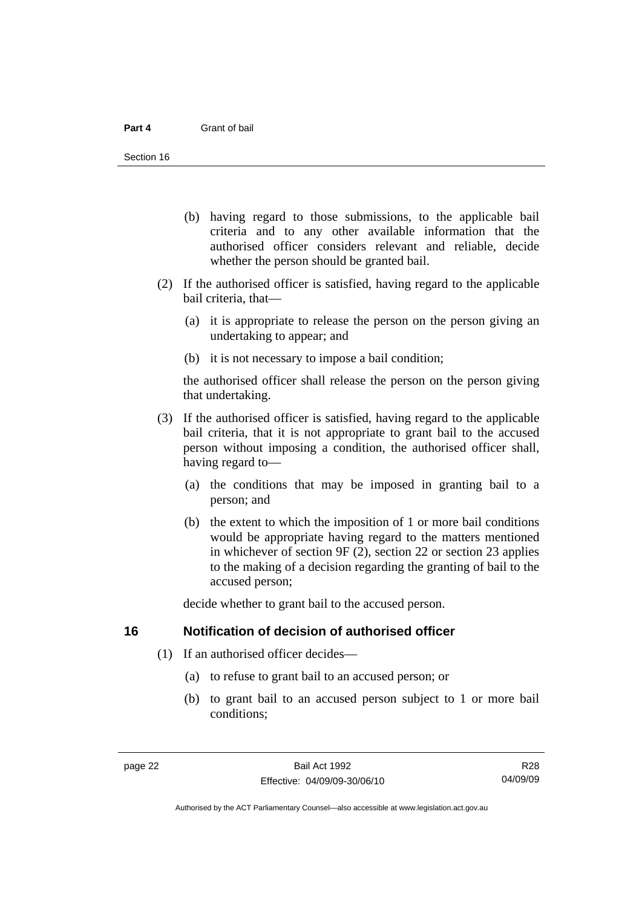(b) having regard to those submissions, to the applicable bail criteria and to any other available information that the authorised officer considers relevant and reliable, decide whether the person should be granted bail.

(2) If the authorised officer is satisfied, having regard to the applicable bail criteria, that—

(a) it is appropriate to release the person on the person giving an undertaking to appear; and

(b) it is not necessary to impose a bail condition;

the authorised officer shall release the person on the person giving that undertaking.

(3) If the authorised officer is satisfied, having regard to the applicable bail criteria, that it is not appropriate to grant bail to the accused person without imposing a condition, the authorised officer shall, having regard to—

(a) the conditions that may be imposed in granting bail to a person; and

(b) the extent to which the imposition of 1 or more bail conditions would be appropriate having regard to the matters mentioned in whichever of section 9F (2), section 22 or section 23 applies to the making of a decision regarding the granting of bail to the accused person;

decide whether to grant bail to the accused person.

## 16 Notification of decision of authorised officer

(1) If an authorised officer decides—

(a) to refuse to grant bail to an accused person; or

(b) to grant bail to an accused person subject to 1 or more bail conditions;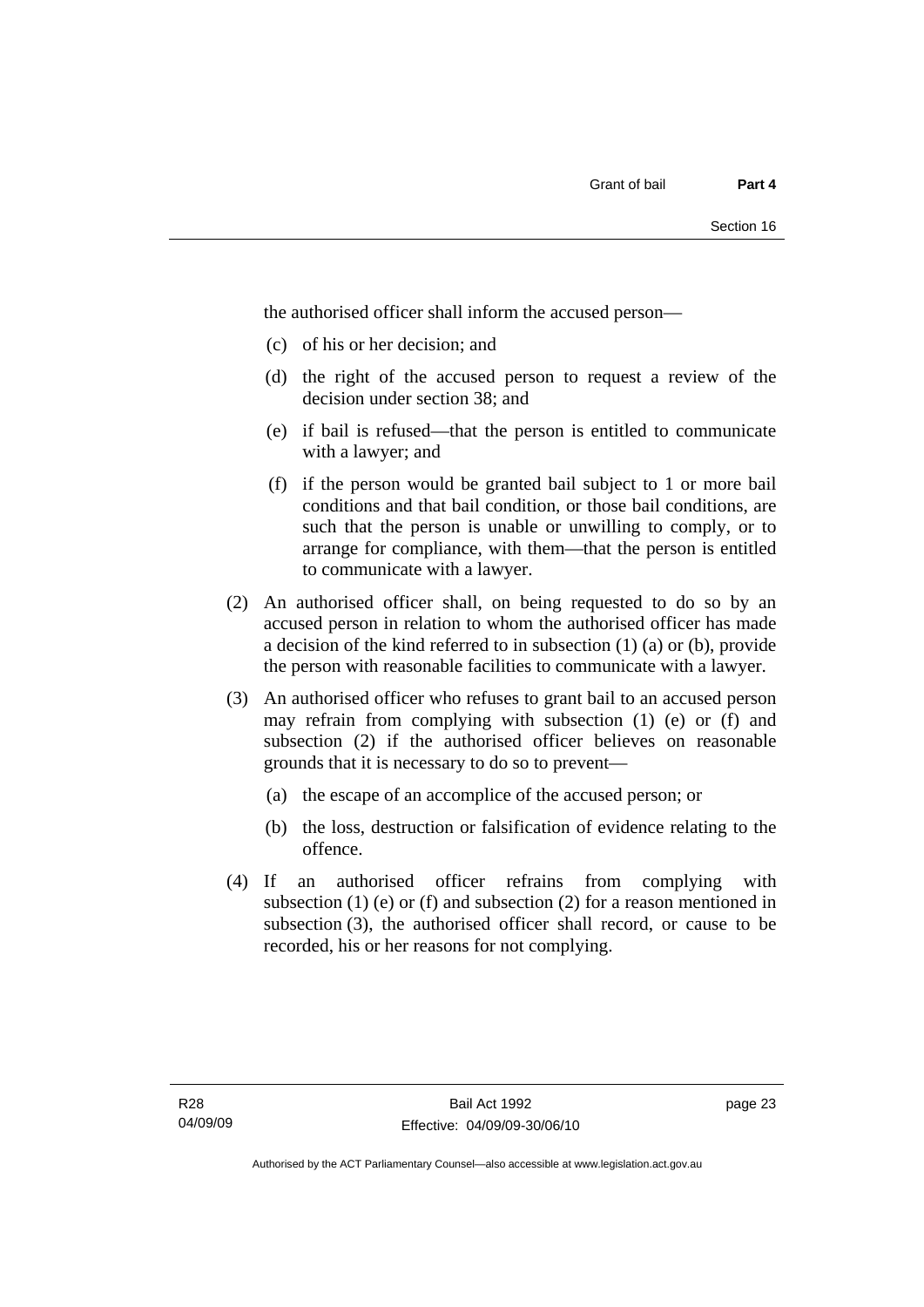the authorised officer shall inform the accused person—

(c) of his or her decision; and

(d) the right of the accused person to request a review of the decision under section 38; and

(e) if bail is refused—that the person is entitled to communicate with a lawyer; and

(f) if the person would be granted bail subject to 1 or more bail conditions and that bail condition, or those bail conditions, are such that the person is unable or unwilling to comply, or to arrange for compliance, with them—that the person is entitled to communicate with a lawyer.

(2) An authorised officer shall, on being requested to do so by an accused person in relation to whom the authorised officer has made a decision of the kind referred to in subsection (1) (a) or (b), provide the person with reasonable facilities to communicate with a lawyer.

(3) An authorised officer who refuses to grant bail to an accused person may refrain from complying with subsection (1) (e) or (f) and subsection (2) if the authorised officer believes on reasonable grounds that it is necessary to do so to prevent—

(a) the escape of an accomplice of the accused person; or

(b) the loss, destruction or falsification of evidence relating to the offence.

(4) If an authorised officer refrains from complying with subsection (1) (e) or (f) and subsection (2) for a reason mentioned in subsection (3), the authorised officer shall record, or cause to be recorded, his or her reasons for not complying.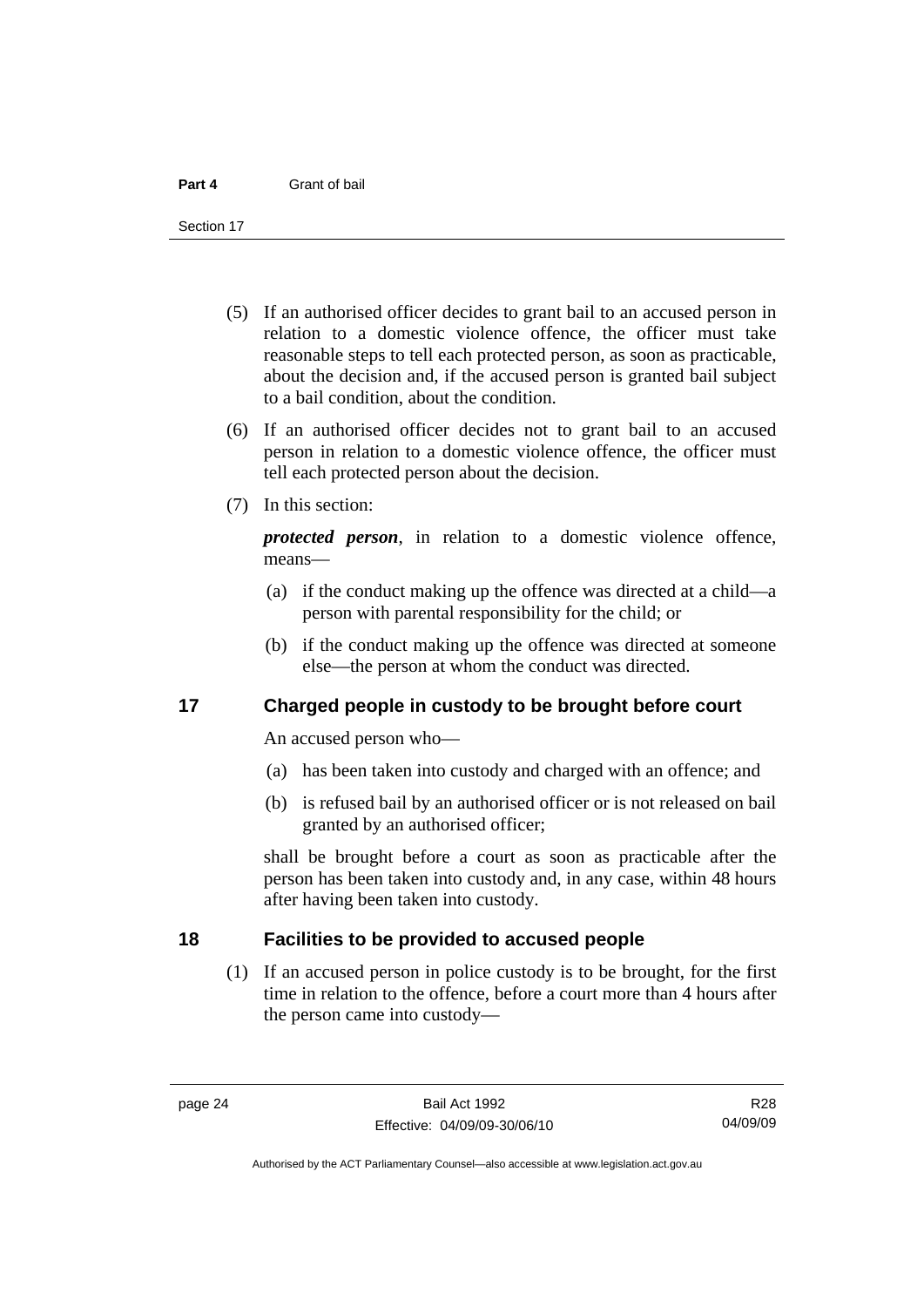(5) If an authorised officer decides to grant bail to an accused person in relation to a domestic violence offence, the officer must take reasonable steps to tell each protected person, as soon as practicable, about the decision and, if the accused person is granted bail subject to a bail condition, about the condition.

(6) If an authorised officer decides not to grant bail to an accused person in relation to a domestic violence offence, the officer must tell each protected person about the decision.

(7) In this section:

***protected person***, in relation to a domestic violence offence, means—

(a) if the conduct making up the offence was directed at a child—a person with parental responsibility for the child; or

(b) if the conduct making up the offence was directed at someone else—the person at whom the conduct was directed.

## 17 Charged people in custody to be brought before court

An accused person who—

(a) has been taken into custody and charged with an offence; and

(b) is refused bail by an authorised officer or is not released on bail granted by an authorised officer;

shall be brought before a court as soon as practicable after the person has been taken into custody and, in any case, within 48 hours after having been taken into custody.

## 18 Facilities to be provided to accused people

(1) If an accused person in police custody is to be brought, for the first time in relation to the offence, before a court more than 4 hours after the person came into custody—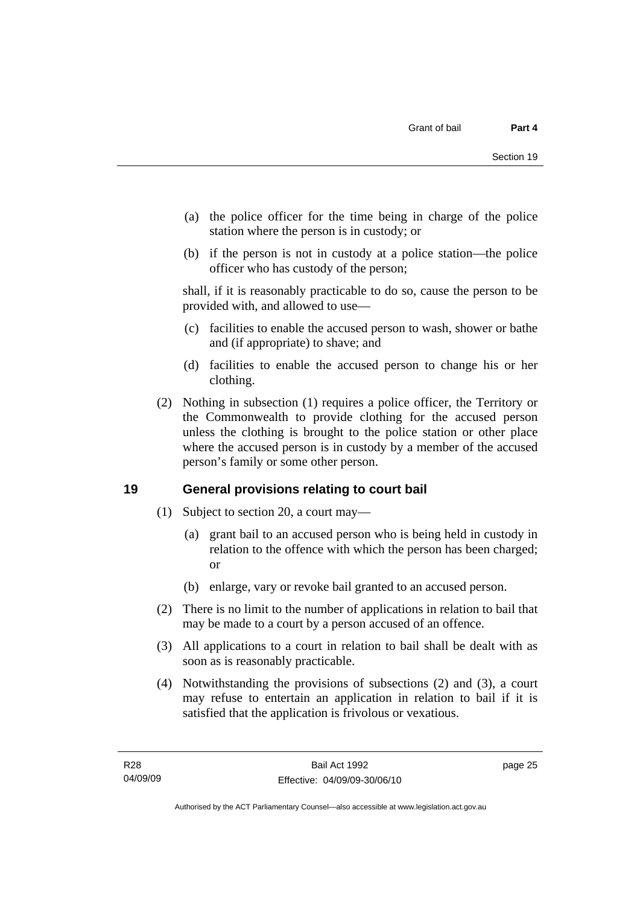(a) the police officer for the time being in charge of the police station where the person is in custody; or

(b) if the person is not in custody at a police station—the police officer who has custody of the person;

shall, if it is reasonably practicable to do so, cause the person to be provided with, and allowed to use—

(c) facilities to enable the accused person to wash, shower or bathe and (if appropriate) to shave; and

(d) facilities to enable the accused person to change his or her clothing.

(2) Nothing in subsection (1) requires a police officer, the Territory or the Commonwealth to provide clothing for the accused person unless the clothing is brought to the police station or other place where the accused person is in custody by a member of the accused person's family or some other person.

## 19 General provisions relating to court bail

(1) Subject to section 20, a court may—

(a) grant bail to an accused person who is being held in custody in relation to the offence with which the person has been charged; or

(b) enlarge, vary or revoke bail granted to an accused person.

(2) There is no limit to the number of applications in relation to bail that may be made to a court by a person accused of an offence.

(3) All applications to a court in relation to bail shall be dealt with as soon as is reasonably practicable.

(4) Notwithstanding the provisions of subsections (2) and (3), a court may refuse to entertain an application in relation to bail if it is satisfied that the application is frivolous or vexatious.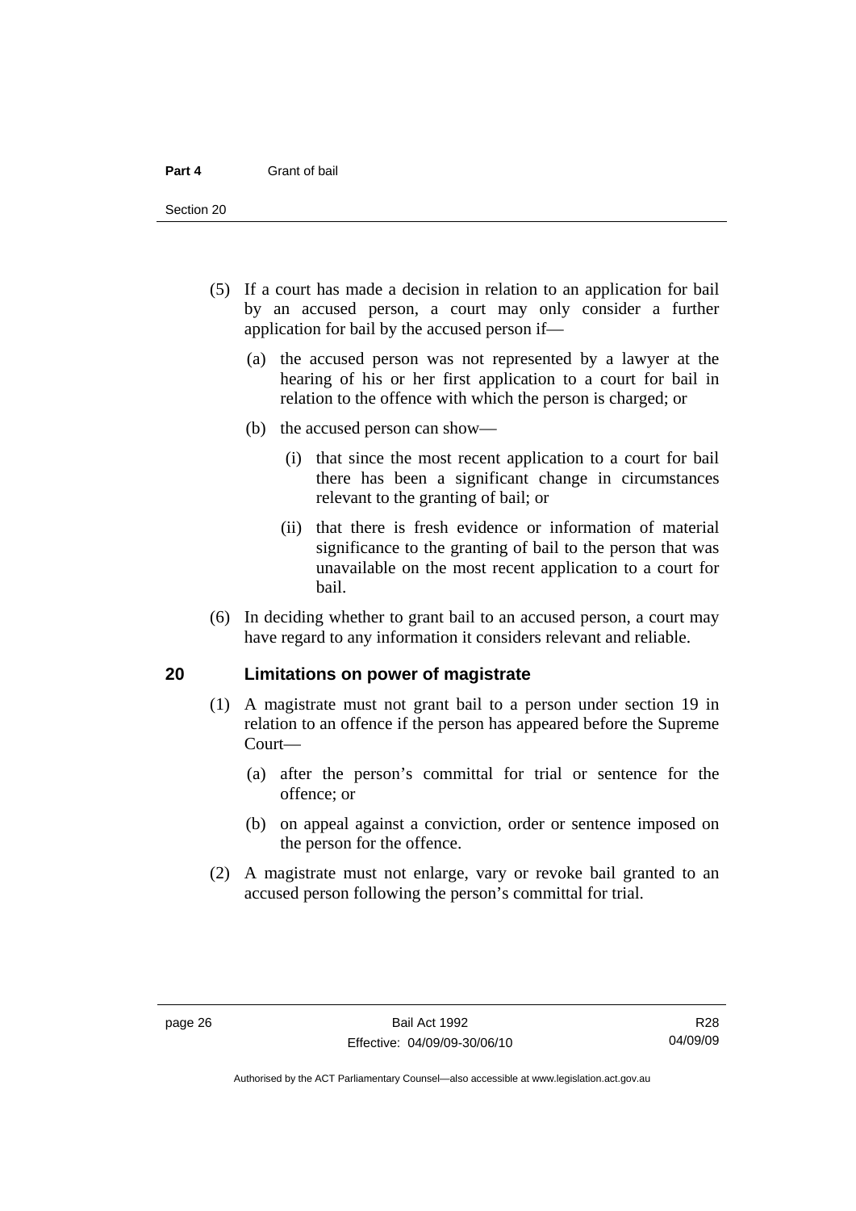(5) If a court has made a decision in relation to an application for bail by an accused person, a court may only consider a further application for bail by the accused person if—

(a) the accused person was not represented by a lawyer at the hearing of his or her first application to a court for bail in relation to the offence with which the person is charged; or

(b) the accused person can show—

(i) that since the most recent application to a court for bail there has been a significant change in circumstances relevant to the granting of bail; or

(ii) that there is fresh evidence or information of material significance to the granting of bail to the person that was unavailable on the most recent application to a court for bail.

(6) In deciding whether to grant bail to an accused person, a court may have regard to any information it considers relevant and reliable.

## 20 Limitations on power of magistrate

(1) A magistrate must not grant bail to a person under section 19 in relation to an offence if the person has appeared before the Supreme Court—

(a) after the person's committal for trial or sentence for the offence; or

(b) on appeal against a conviction, order or sentence imposed on the person for the offence.

(2) A magistrate must not enlarge, vary or revoke bail granted to an accused person following the person's committal for trial.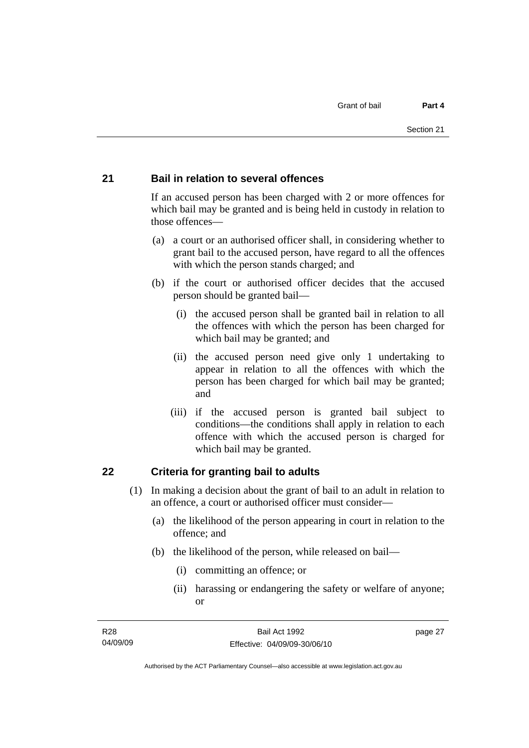## 21 Bail in relation to several offences

If an accused person has been charged with 2 or more offences for which bail may be granted and is being held in custody in relation to those offences—

(a) a court or an authorised officer shall, in considering whether to grant bail to the accused person, have regard to all the offences with which the person stands charged; and

(b) if the court or authorised officer decides that the accused person should be granted bail—

   (i) the accused person shall be granted bail in relation to all the offences with which the person has been charged for which bail may be granted; and

   (ii) the accused person need give only 1 undertaking to appear in relation to all the offences with which the person has been charged for which bail may be granted; and

   (iii) if the accused person is granted bail subject to conditions—the conditions shall apply in relation to each offence with which the accused person is charged for which bail may be granted.

## 22 Criteria for granting bail to adults

(1) In making a decision about the grant of bail to an adult in relation to an offence, a court or authorised officer must consider—

   (a) the likelihood of the person appearing in court in relation to the offence; and

   (b) the likelihood of the person, while released on bail—

      (i) committing an offence; or

      (ii) harassing or endangering the safety or welfare of anyone; or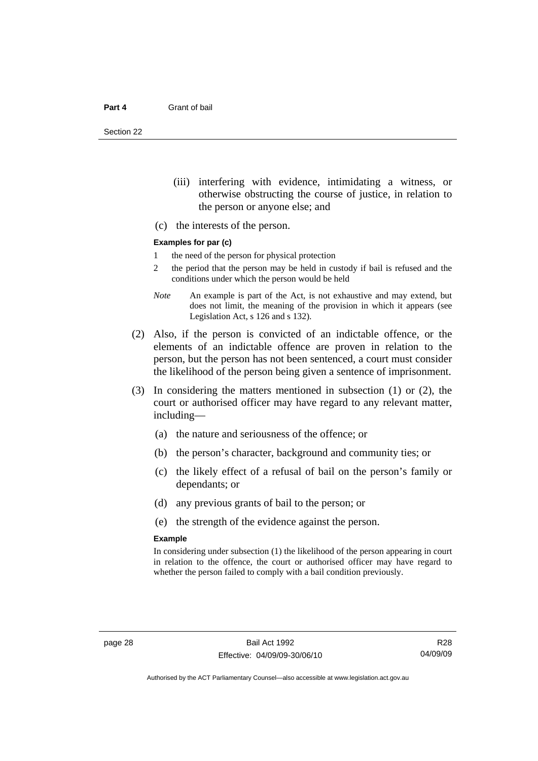(iii) interfering with evidence, intimidating a witness, or otherwise obstructing the course of justice, in relation to the person or anyone else; and

(c) the interests of the person.

**Examples for par (c)**

1 the need of the person for physical protection

2 the period that the person may be held in custody if bail is refused and the conditions under which the person would be held

*Note* An example is part of the Act, is not exhaustive and may extend, but does not limit, the meaning of the provision in which it appears (see Legislation Act, s 126 and s 132).

(2) Also, if the person is convicted of an indictable offence, or the elements of an indictable offence are proven in relation to the person, but the person has not been sentenced, a court must consider the likelihood of the person being given a sentence of imprisonment.

(3) In considering the matters mentioned in subsection (1) or (2), the court or authorised officer may have regard to any relevant matter, including—

(a) the nature and seriousness of the offence; or

(b) the person's character, background and community ties; or

(c) the likely effect of a refusal of bail on the person's family or dependants; or

(d) any previous grants of bail to the person; or

(e) the strength of the evidence against the person.

**Example**

In considering under subsection (1) the likelihood of the person appearing in court in relation to the offence, the court or authorised officer may have regard to whether the person failed to comply with a bail condition previously.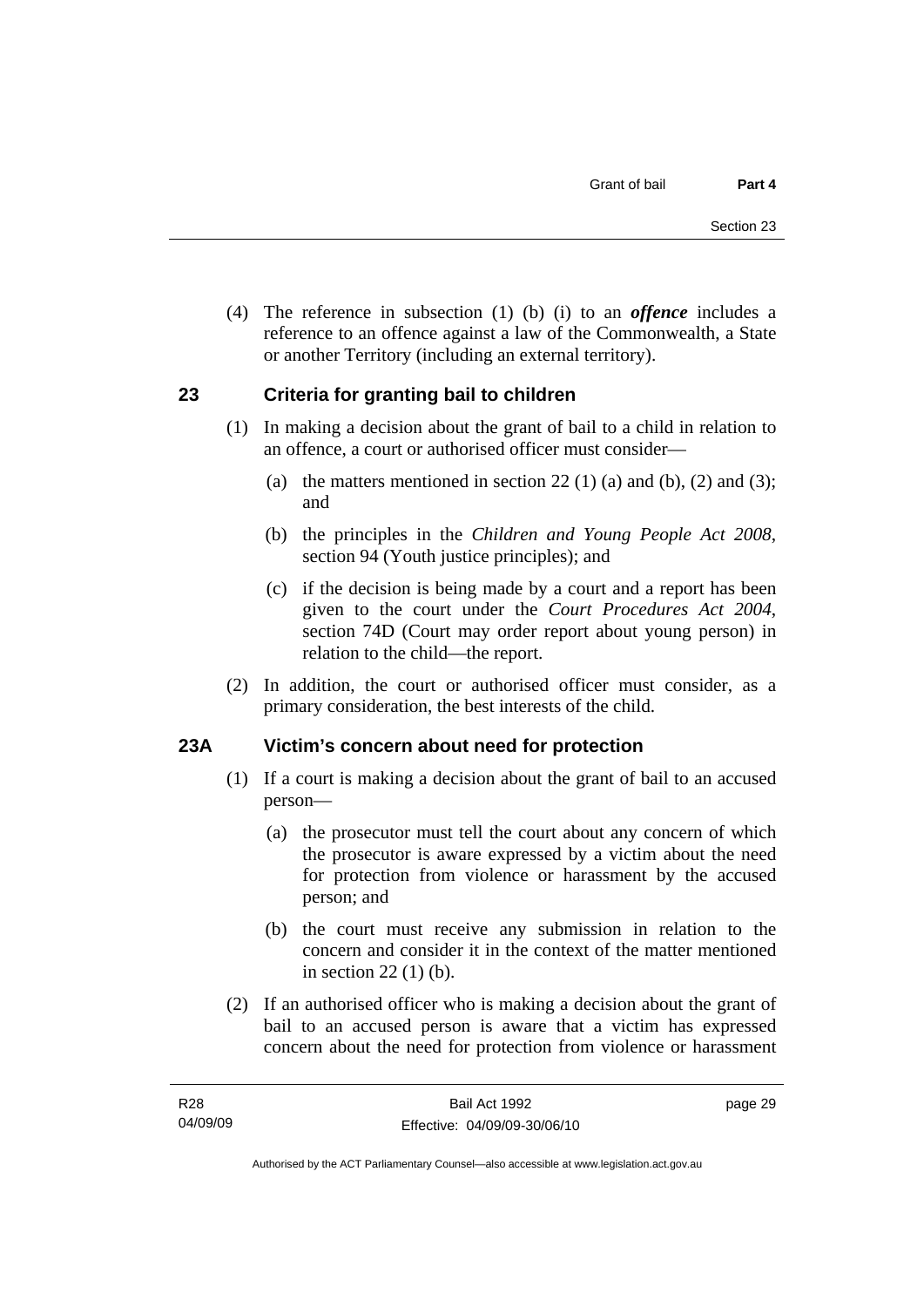(4) The reference in subsection (1) (b) (i) to an ***offence*** includes a reference to an offence against a law of the Commonwealth, a State or another Territory (including an external territory).

## 23 Criteria for granting bail to children

(1) In making a decision about the grant of bail to a child in relation to an offence, a court or authorised officer must consider—

(a) the matters mentioned in section 22 (1) (a) and (b), (2) and (3); and

(b) the principles in the *Children and Young People Act 2008*, section 94 (Youth justice principles); and

(c) if the decision is being made by a court and a report has been given to the court under the *Court Procedures Act 2004*, section 74D (Court may order report about young person) in relation to the child—the report.

(2) In addition, the court or authorised officer must consider, as a primary consideration, the best interests of the child.

## 23A Victim's concern about need for protection

(1) If a court is making a decision about the grant of bail to an accused person—

(a) the prosecutor must tell the court about any concern of which the prosecutor is aware expressed by a victim about the need for protection from violence or harassment by the accused person; and

(b) the court must receive any submission in relation to the concern and consider it in the context of the matter mentioned in section 22 (1) (b).

(2) If an authorised officer who is making a decision about the grant of bail to an accused person is aware that a victim has expressed concern about the need for protection from violence or harassment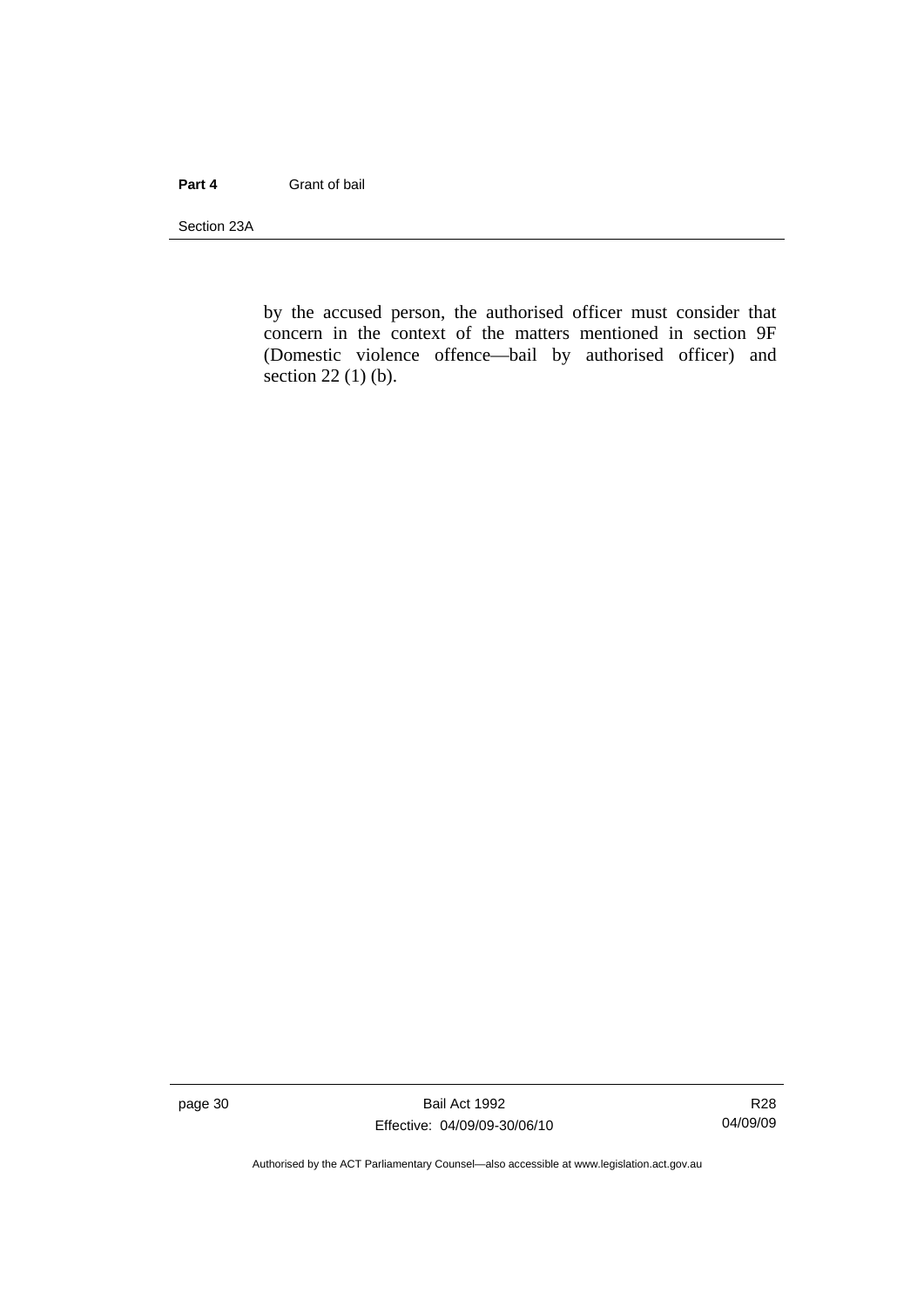by the accused person, the authorised officer must consider that concern in the context of the matters mentioned in section 9F (Domestic violence offence—bail by authorised officer) and section 22 (1) (b).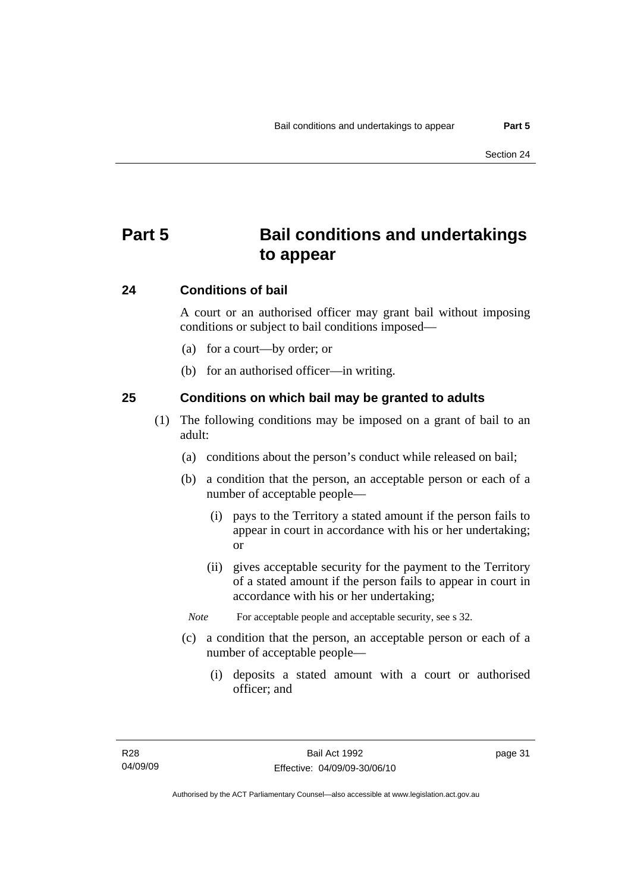# Part 5 Bail conditions and undertakings to appear

## 24 Conditions of bail

A court or an authorised officer may grant bail without imposing conditions or subject to bail conditions imposed—

(a) for a court—by order; or

(b) for an authorised officer—in writing.

## 25 Conditions on which bail may be granted to adults

(1) The following conditions may be imposed on a grant of bail to an adult:

(a) conditions about the person's conduct while released on bail;

(b) a condition that the person, an acceptable person or each of a number of acceptable people—

(i) pays to the Territory a stated amount if the person fails to appear in court in accordance with his or her undertaking; or

(ii) gives acceptable security for the payment to the Territory of a stated amount if the person fails to appear in court in accordance with his or her undertaking;

*Note* For acceptable people and acceptable security, see s 32.

(c) a condition that the person, an acceptable person or each of a number of acceptable people—

(i) deposits a stated amount with a court or authorised officer; and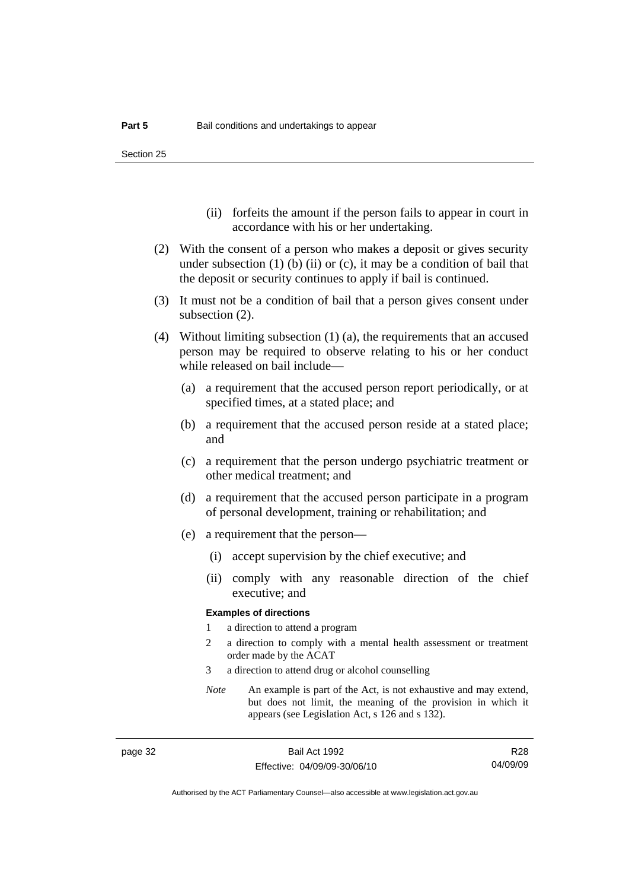(ii) forfeits the amount if the person fails to appear in court in accordance with his or her undertaking.

(2) With the consent of a person who makes a deposit or gives security under subsection (1) (b) (ii) or (c), it may be a condition of bail that the deposit or security continues to apply if bail is continued.

(3) It must not be a condition of bail that a person gives consent under subsection (2).

(4) Without limiting subsection (1) (a), the requirements that an accused person may be required to observe relating to his or her conduct while released on bail include—

(a) a requirement that the accused person report periodically, or at specified times, at a stated place; and

(b) a requirement that the accused person reside at a stated place; and

(c) a requirement that the person undergo psychiatric treatment or other medical treatment; and

(d) a requirement that the accused person participate in a program of personal development, training or rehabilitation; and

(e) a requirement that the person—

(i) accept supervision by the chief executive; and

(ii) comply with any reasonable direction of the chief executive; and

**Examples of directions**

1 a direction to attend a program

2 a direction to comply with a mental health assessment or treatment order made by the ACAT

3 a direction to attend drug or alcohol counselling

*Note* An example is part of the Act, is not exhaustive and may extend, but does not limit, the meaning of the provision in which it appears (see Legislation Act, s 126 and s 132).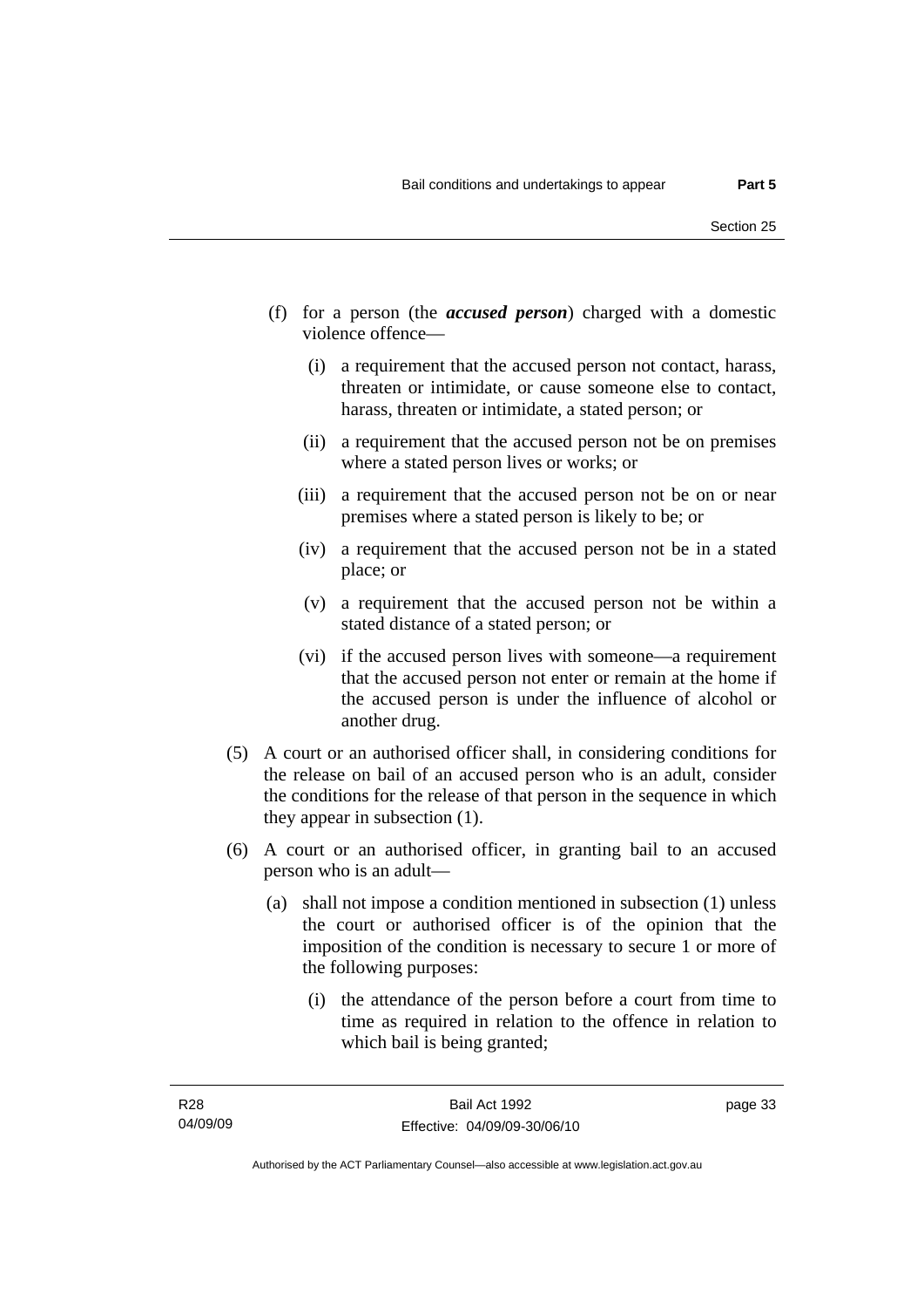(f) for a person (the ***accused person***) charged with a domestic violence offence—

(i) a requirement that the accused person not contact, harass, threaten or intimidate, or cause someone else to contact, harass, threaten or intimidate, a stated person; or

(ii) a requirement that the accused person not be on premises where a stated person lives or works; or

(iii) a requirement that the accused person not be on or near premises where a stated person is likely to be; or

(iv) a requirement that the accused person not be in a stated place; or

(v) a requirement that the accused person not be within a stated distance of a stated person; or

(vi) if the accused person lives with someone—a requirement that the accused person not enter or remain at the home if the accused person is under the influence of alcohol or another drug.

(5) A court or an authorised officer shall, in considering conditions for the release on bail of an accused person who is an adult, consider the conditions for the release of that person in the sequence in which they appear in subsection (1).

(6) A court or an authorised officer, in granting bail to an accused person who is an adult—

(a) shall not impose a condition mentioned in subsection (1) unless the court or authorised officer is of the opinion that the imposition of the condition is necessary to secure 1 or more of the following purposes:

(i) the attendance of the person before a court from time to time as required in relation to the offence in relation to which bail is being granted;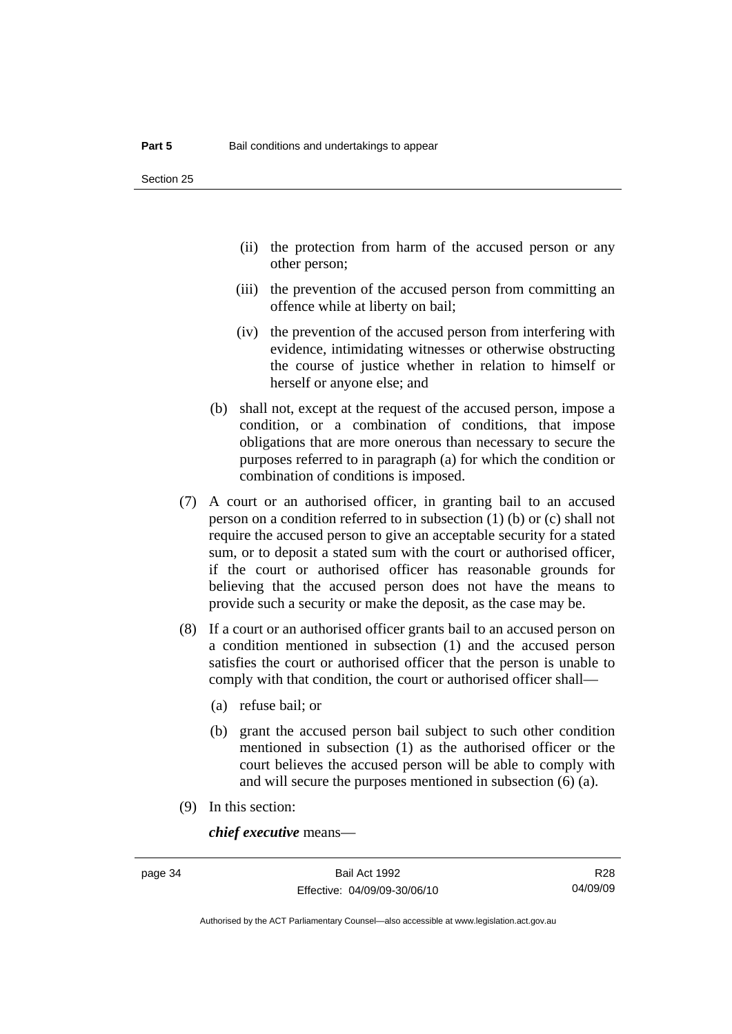(ii) the protection from harm of the accused person or any other person;

(iii) the prevention of the accused person from committing an offence while at liberty on bail;

(iv) the prevention of the accused person from interfering with evidence, intimidating witnesses or otherwise obstructing the course of justice whether in relation to himself or herself or anyone else; and

(b) shall not, except at the request of the accused person, impose a condition, or a combination of conditions, that impose obligations that are more onerous than necessary to secure the purposes referred to in paragraph (a) for which the condition or combination of conditions is imposed.

(7) A court or an authorised officer, in granting bail to an accused person on a condition referred to in subsection (1) (b) or (c) shall not require the accused person to give an acceptable security for a stated sum, or to deposit a stated sum with the court or authorised officer, if the court or authorised officer has reasonable grounds for believing that the accused person does not have the means to provide such a security or make the deposit, as the case may be.

(8) If a court or an authorised officer grants bail to an accused person on a condition mentioned in subsection (1) and the accused person satisfies the court or authorised officer that the person is unable to comply with that condition, the court or authorised officer shall—

(a) refuse bail; or

(b) grant the accused person bail subject to such other condition mentioned in subsection (1) as the authorised officer or the court believes the accused person will be able to comply with and will secure the purposes mentioned in subsection (6) (a).

(9) In this section:

***chief executive*** means—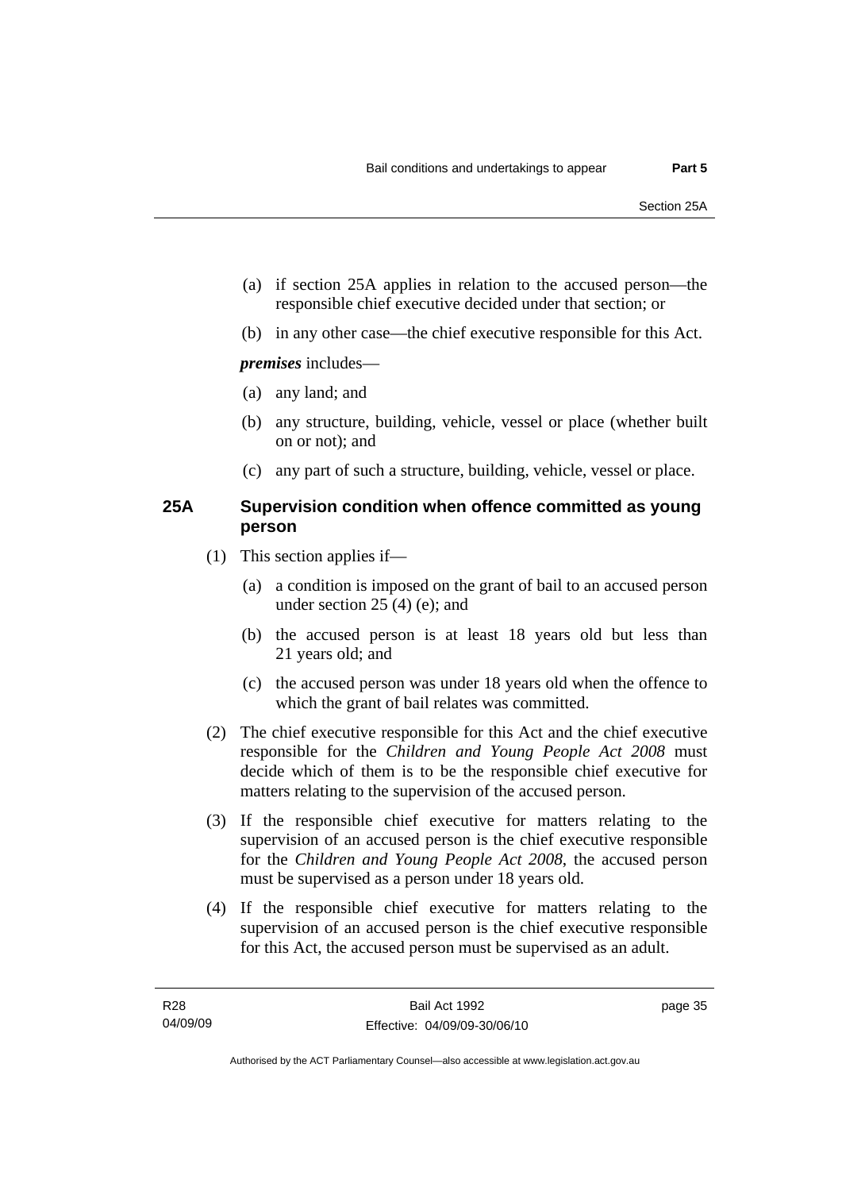(a) if section 25A applies in relation to the accused person—the responsible chief executive decided under that section; or

(b) in any other case—the chief executive responsible for this Act.

***premises*** includes—

(a) any land; and

(b) any structure, building, vehicle, vessel or place (whether built on or not); and

(c) any part of such a structure, building, vehicle, vessel or place.

### 25A Supervision condition when offence committed as young person

(1) This section applies if—

(a) a condition is imposed on the grant of bail to an accused person under section 25 (4) (e); and

(b) the accused person is at least 18 years old but less than 21 years old; and

(c) the accused person was under 18 years old when the offence to which the grant of bail relates was committed.

(2) The chief executive responsible for this Act and the chief executive responsible for the *Children and Young People Act 2008* must decide which of them is to be the responsible chief executive for matters relating to the supervision of the accused person.

(3) If the responsible chief executive for matters relating to the supervision of an accused person is the chief executive responsible for the *Children and Young People Act 2008*, the accused person must be supervised as a person under 18 years old.

(4) If the responsible chief executive for matters relating to the supervision of an accused person is the chief executive responsible for this Act, the accused person must be supervised as an adult.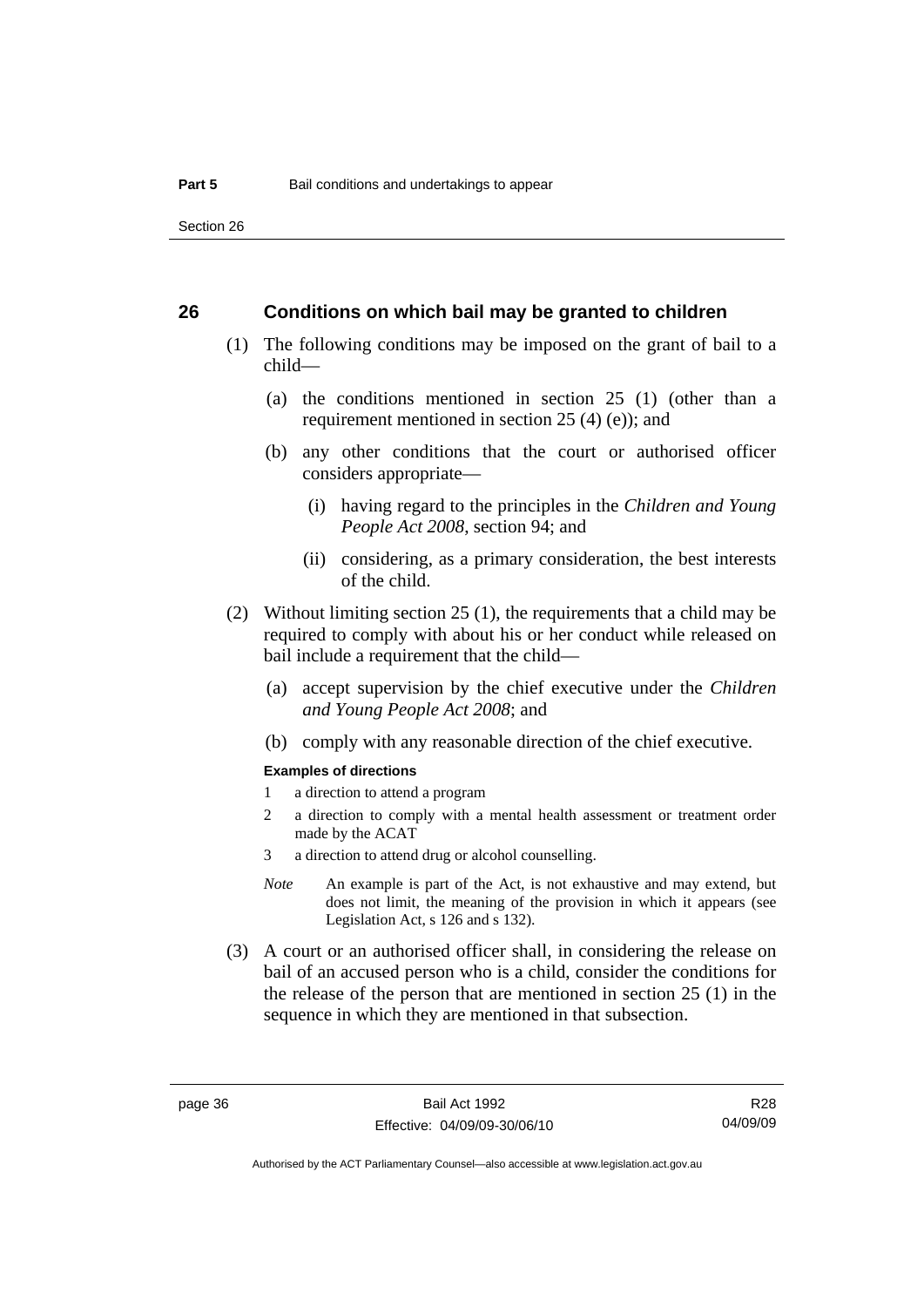## 26 Conditions on which bail may be granted to children

(1) The following conditions may be imposed on the grant of bail to a child—

(a) the conditions mentioned in section 25 (1) (other than a requirement mentioned in section 25 (4) (e)); and

(b) any other conditions that the court or authorised officer considers appropriate—

(i) having regard to the principles in the *Children and Young People Act 2008*, section 94; and

(ii) considering, as a primary consideration, the best interests of the child.

(2) Without limiting section 25 (1), the requirements that a child may be required to comply with about his or her conduct while released on bail include a requirement that the child—

(a) accept supervision by the chief executive under the *Children and Young People Act 2008*; and

(b) comply with any reasonable direction of the chief executive.

**Examples of directions**

1 a direction to attend a program

2 a direction to comply with a mental health assessment or treatment order made by the ACAT

3 a direction to attend drug or alcohol counselling.

*Note* An example is part of the Act, is not exhaustive and may extend, but does not limit, the meaning of the provision in which it appears (see Legislation Act, s 126 and s 132).

(3) A court or an authorised officer shall, in considering the release on bail of an accused person who is a child, consider the conditions for the release of the person that are mentioned in section 25 (1) in the sequence in which they are mentioned in that subsection.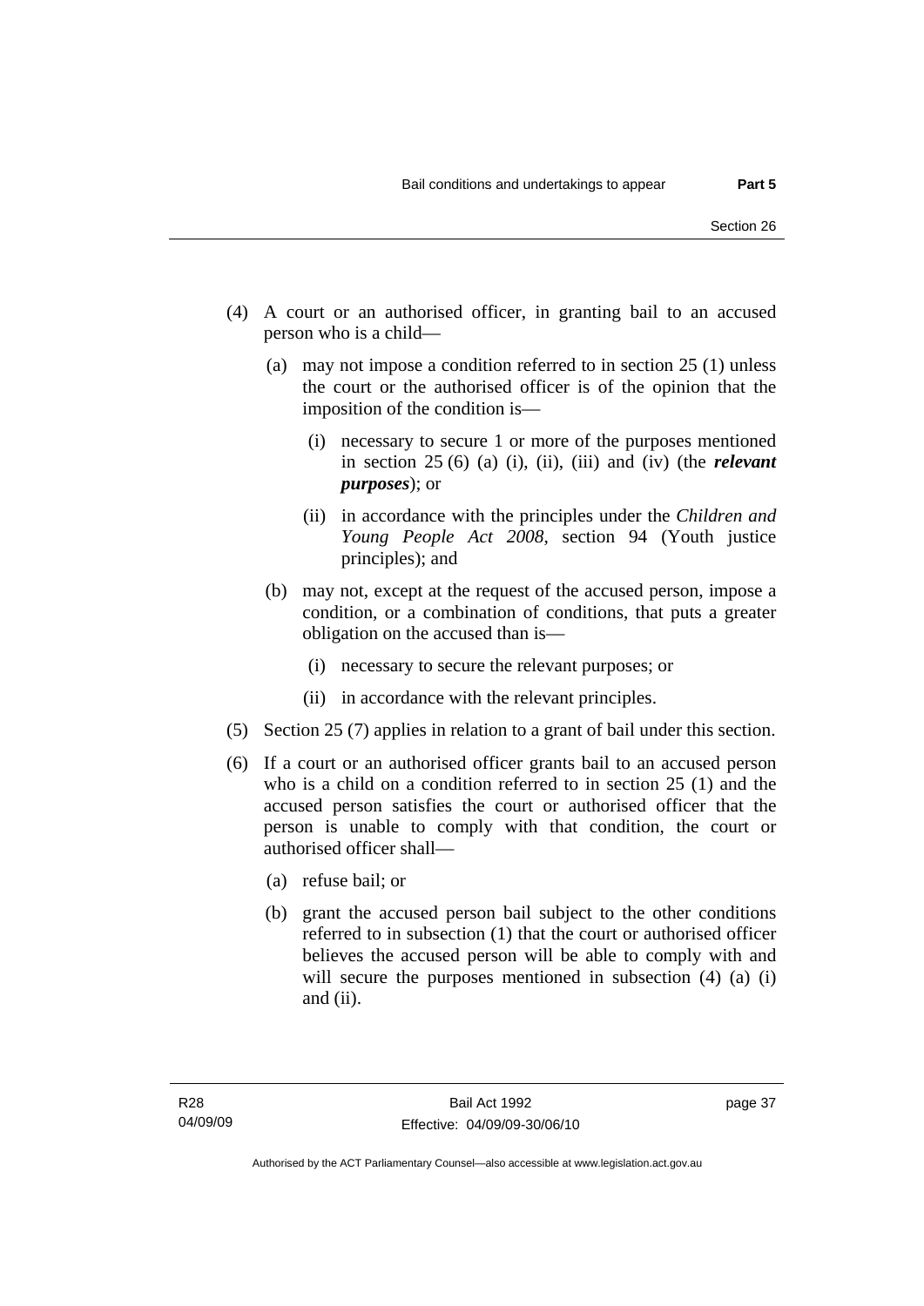(4) A court or an authorised officer, in granting bail to an accused person who is a child—

   (a) may not impose a condition referred to in section 25 (1) unless the court or the authorised officer is of the opinion that the imposition of the condition is—

      (i) necessary to secure 1 or more of the purposes mentioned in section 25 (6) (a) (i), (ii), (iii) and (iv) (the ***relevant purposes***); or

      (ii) in accordance with the principles under the *Children and Young People Act 2008*, section 94 (Youth justice principles); and

   (b) may not, except at the request of the accused person, impose a condition, or a combination of conditions, that puts a greater obligation on the accused than is—

      (i) necessary to secure the relevant purposes; or

      (ii) in accordance with the relevant principles.

(5) Section 25 (7) applies in relation to a grant of bail under this section.

(6) If a court or an authorised officer grants bail to an accused person who is a child on a condition referred to in section 25 (1) and the accused person satisfies the court or authorised officer that the person is unable to comply with that condition, the court or authorised officer shall—

   (a) refuse bail; or

   (b) grant the accused person bail subject to the other conditions referred to in subsection (1) that the court or authorised officer believes the accused person will be able to comply with and will secure the purposes mentioned in subsection (4) (a) (i) and (ii).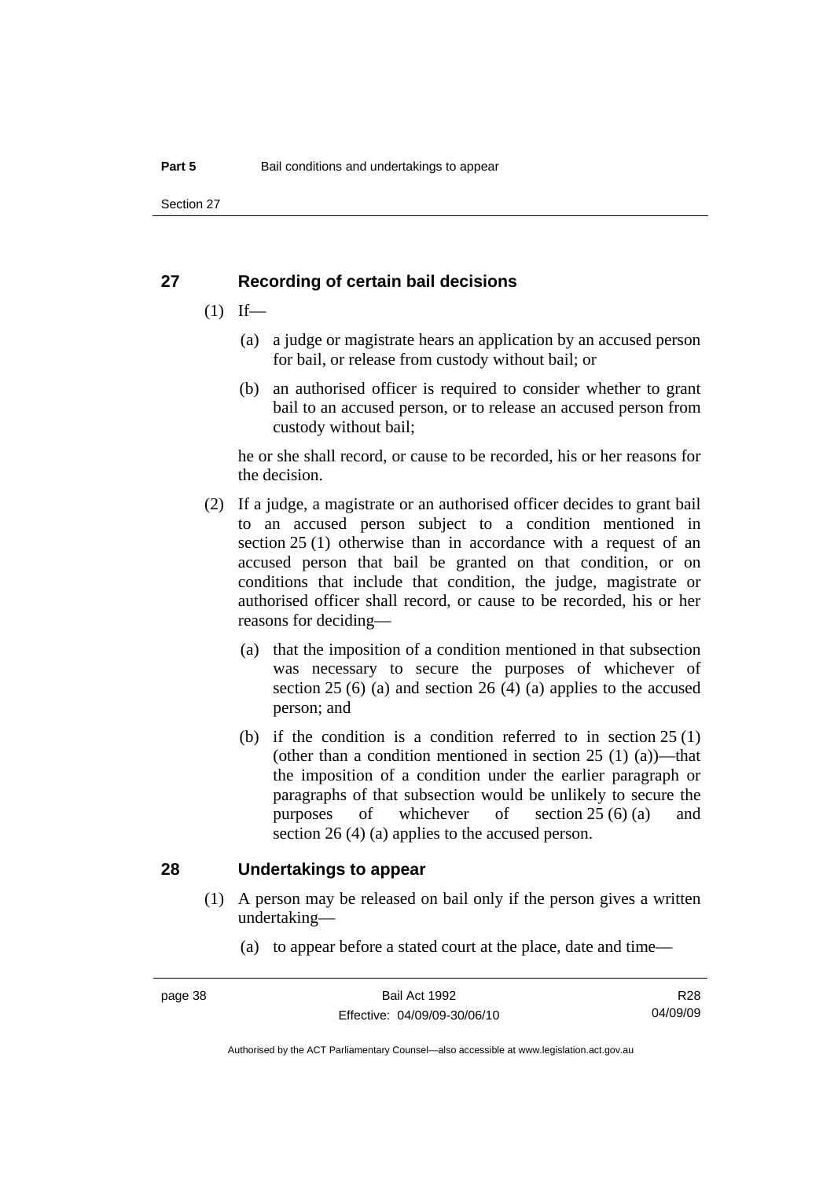## 27 Recording of certain bail decisions

(1) If—

(a) a judge or magistrate hears an application by an accused person for bail, or release from custody without bail; or

(b) an authorised officer is required to consider whether to grant bail to an accused person, or to release an accused person from custody without bail;

he or she shall record, or cause to be recorded, his or her reasons for the decision.

(2) If a judge, a magistrate or an authorised officer decides to grant bail to an accused person subject to a condition mentioned in section 25 (1) otherwise than in accordance with a request of an accused person that bail be granted on that condition, or on conditions that include that condition, the judge, magistrate or authorised officer shall record, or cause to be recorded, his or her reasons for deciding—

(a) that the imposition of a condition mentioned in that subsection was necessary to secure the purposes of whichever of section 25 (6) (a) and section 26 (4) (a) applies to the accused person; and

(b) if the condition is a condition referred to in section 25 (1) (other than a condition mentioned in section 25 (1) (a))—that the imposition of a condition under the earlier paragraph or paragraphs of that subsection would be unlikely to secure the purposes of whichever of section 25 (6) (a) and section 26 (4) (a) applies to the accused person.

## 28 Undertakings to appear

(1) A person may be released on bail only if the person gives a written undertaking—

(a) to appear before a stated court at the place, date and time—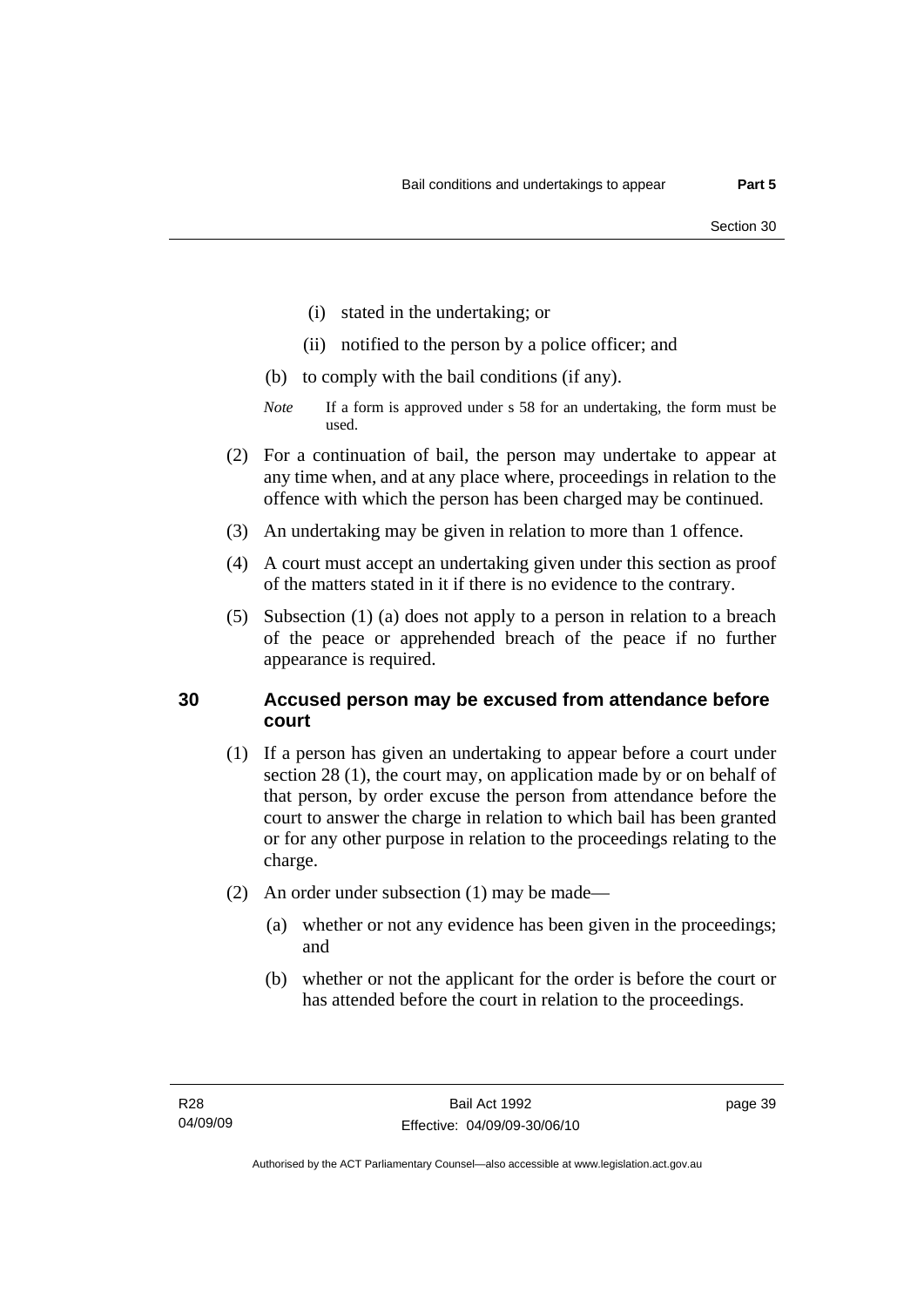(i) stated in the undertaking; or

(ii) notified to the person by a police officer; and

(b) to comply with the bail conditions (if any).

*Note* If a form is approved under s 58 for an undertaking, the form must be used.

(2) For a continuation of bail, the person may undertake to appear at any time when, and at any place where, proceedings in relation to the offence with which the person has been charged may be continued.

(3) An undertaking may be given in relation to more than 1 offence.

(4) A court must accept an undertaking given under this section as proof of the matters stated in it if there is no evidence to the contrary.

(5) Subsection (1) (a) does not apply to a person in relation to a breach of the peace or apprehended breach of the peace if no further appearance is required.

### 30 Accused person may be excused from attendance before court

(1) If a person has given an undertaking to appear before a court under section 28 (1), the court may, on application made by or on behalf of that person, by order excuse the person from attendance before the court to answer the charge in relation to which bail has been granted or for any other purpose in relation to the proceedings relating to the charge.

(2) An order under subsection (1) may be made—

(a) whether or not any evidence has been given in the proceedings; and

(b) whether or not the applicant for the order is before the court or has attended before the court in relation to the proceedings.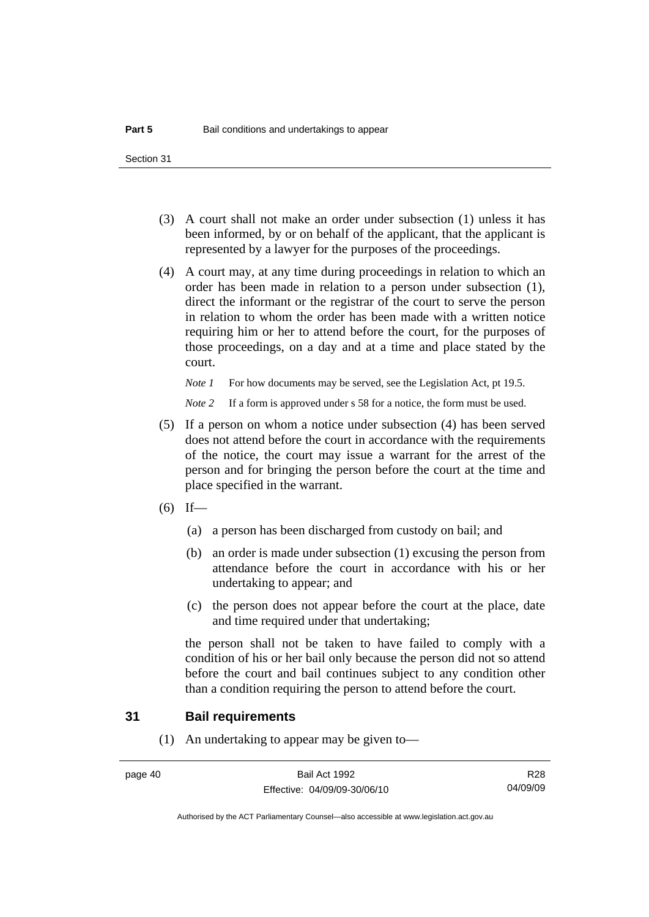(3) A court shall not make an order under subsection (1) unless it has been informed, by or on behalf of the applicant, that the applicant is represented by a lawyer for the purposes of the proceedings.

(4) A court may, at any time during proceedings in relation to which an order has been made in relation to a person under subsection (1), direct the informant or the registrar of the court to serve the person in relation to whom the order has been made with a written notice requiring him or her to attend before the court, for the purposes of those proceedings, on a day and at a time and place stated by the court.

*Note 1* For how documents may be served, see the Legislation Act, pt 19.5.

*Note 2* If a form is approved under s 58 for a notice, the form must be used.

(5) If a person on whom a notice under subsection (4) has been served does not attend before the court in accordance with the requirements of the notice, the court may issue a warrant for the arrest of the person and for bringing the person before the court at the time and place specified in the warrant.

(6) If—

(a) a person has been discharged from custody on bail; and

(b) an order is made under subsection (1) excusing the person from attendance before the court in accordance with his or her undertaking to appear; and

(c) the person does not appear before the court at the place, date and time required under that undertaking;

the person shall not be taken to have failed to comply with a condition of his or her bail only because the person did not so attend before the court and bail continues subject to any condition other than a condition requiring the person to attend before the court.

## 31 Bail requirements

(1) An undertaking to appear may be given to—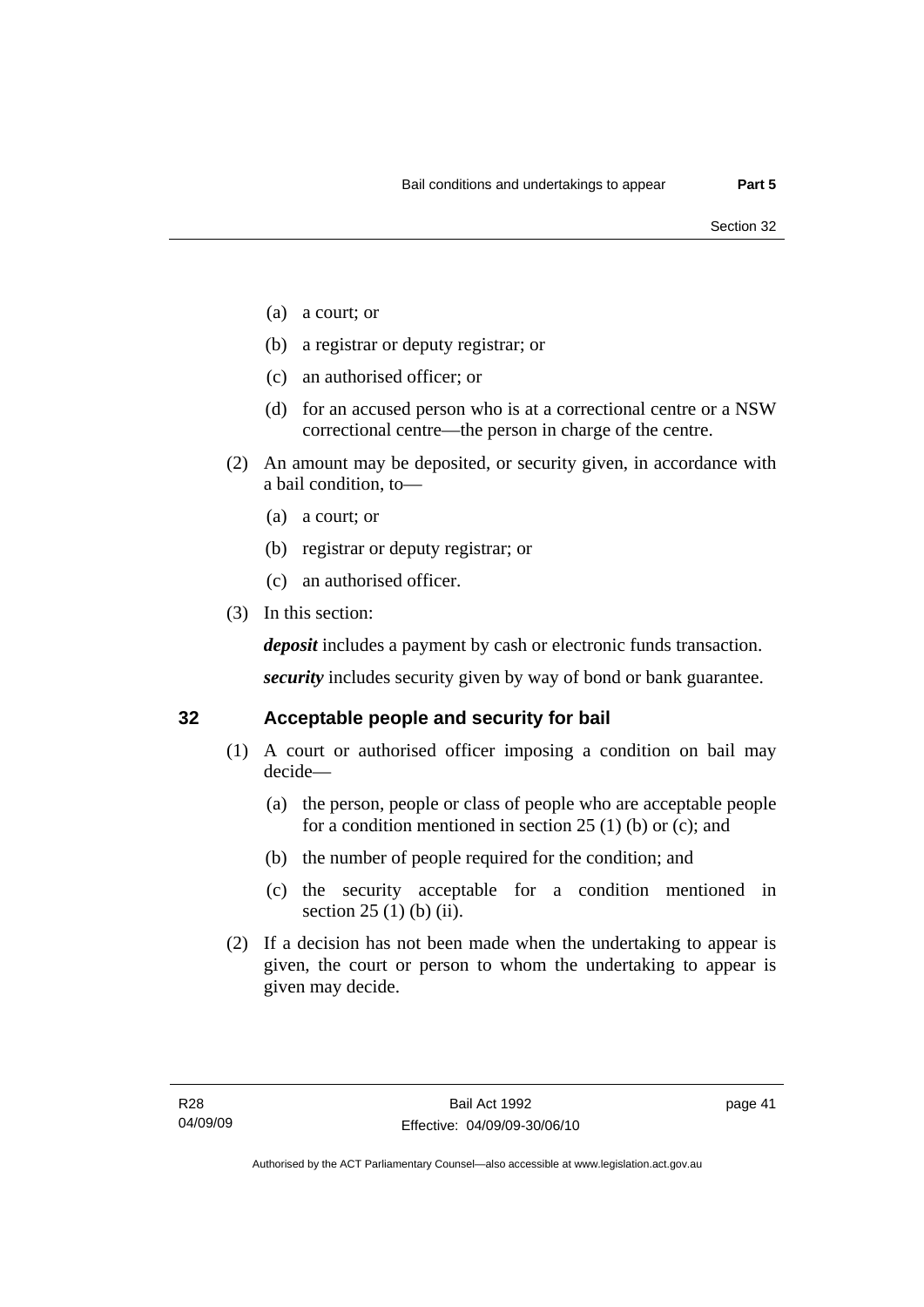(a) a court; or

(b) a registrar or deputy registrar; or

(c) an authorised officer; or

(d) for an accused person who is at a correctional centre or a NSW correctional centre—the person in charge of the centre.

(2) An amount may be deposited, or security given, in accordance with a bail condition, to—

(a) a court; or

(b) registrar or deputy registrar; or

(c) an authorised officer.

(3) In this section:

***deposit*** includes a payment by cash or electronic funds transaction.

***security*** includes security given by way of bond or bank guarantee.

## 32 Acceptable people and security for bail

(1) A court or authorised officer imposing a condition on bail may decide—

(a) the person, people or class of people who are acceptable people for a condition mentioned in section 25 (1) (b) or (c); and

(b) the number of people required for the condition; and

(c) the security acceptable for a condition mentioned in section 25 (1) (b) (ii).

(2) If a decision has not been made when the undertaking to appear is given, the court or person to whom the undertaking to appear is given may decide.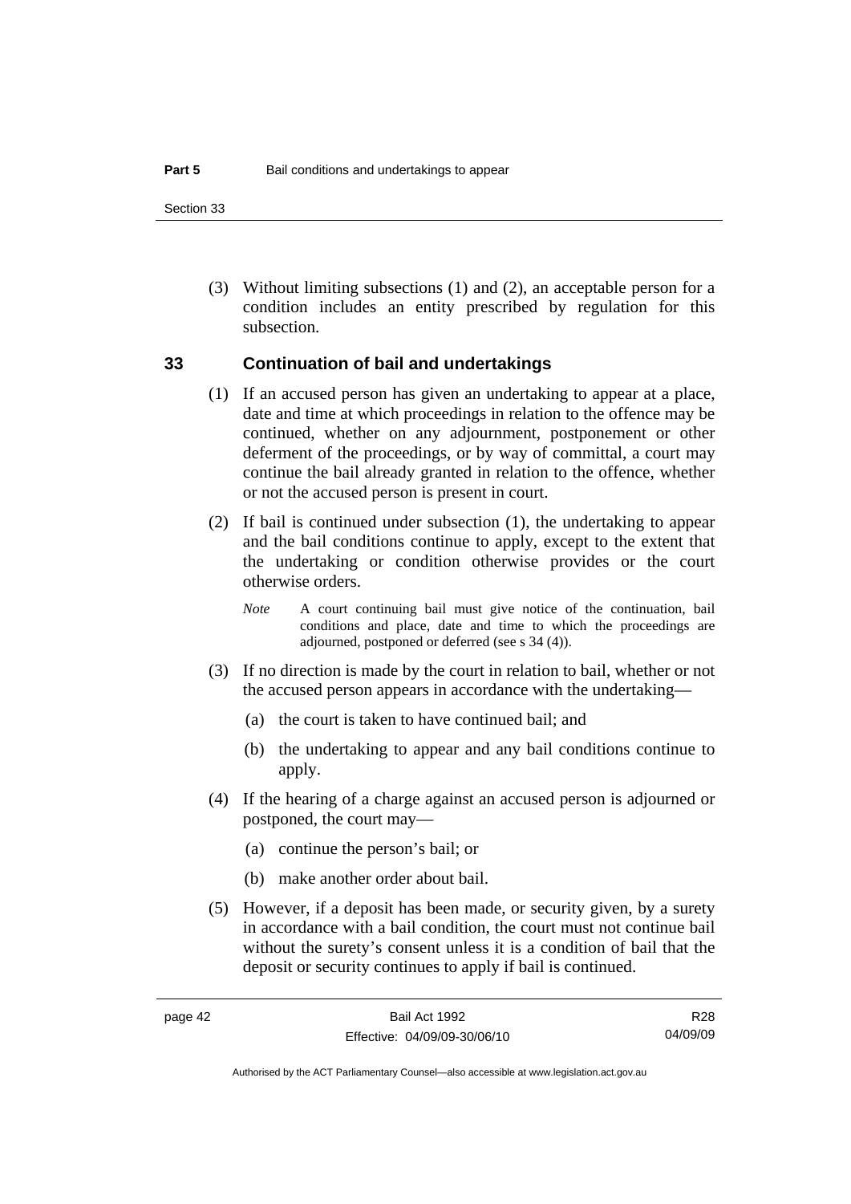(3) Without limiting subsections (1) and (2), an acceptable person for a condition includes an entity prescribed by regulation for this subsection.

## 33 Continuation of bail and undertakings

(1) If an accused person has given an undertaking to appear at a place, date and time at which proceedings in relation to the offence may be continued, whether on any adjournment, postponement or other deferment of the proceedings, or by way of committal, a court may continue the bail already granted in relation to the offence, whether or not the accused person is present in court.

(2) If bail is continued under subsection (1), the undertaking to appear and the bail conditions continue to apply, except to the extent that the undertaking or condition otherwise provides or the court otherwise orders.

*Note* A court continuing bail must give notice of the continuation, bail conditions and place, date and time to which the proceedings are adjourned, postponed or deferred (see s 34 (4)).

(3) If no direction is made by the court in relation to bail, whether or not the accused person appears in accordance with the undertaking—

(a) the court is taken to have continued bail; and

(b) the undertaking to appear and any bail conditions continue to apply.

(4) If the hearing of a charge against an accused person is adjourned or postponed, the court may—

(a) continue the person's bail; or

(b) make another order about bail.

(5) However, if a deposit has been made, or security given, by a surety in accordance with a bail condition, the court must not continue bail without the surety's consent unless it is a condition of bail that the deposit or security continues to apply if bail is continued.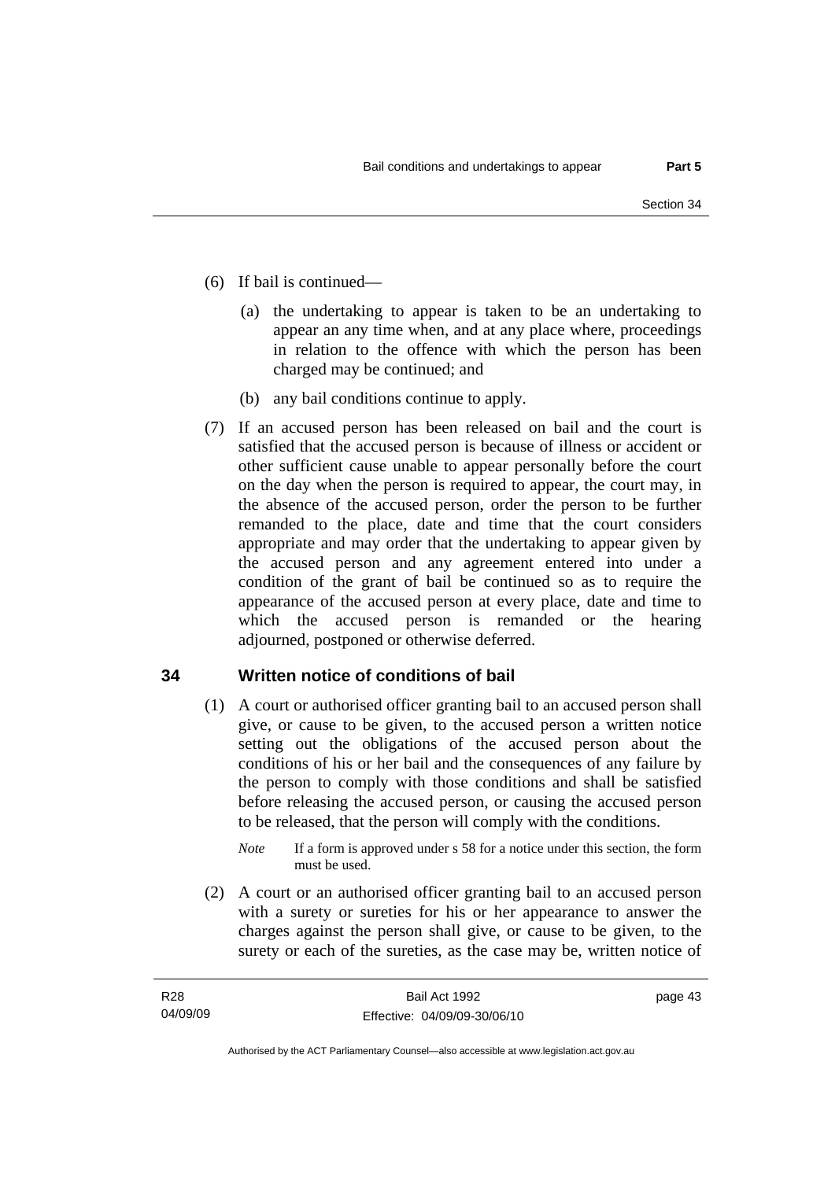(6) If bail is continued—

(a) the undertaking to appear is taken to be an undertaking to appear an any time when, and at any place where, proceedings in relation to the offence with which the person has been charged may be continued; and

(b) any bail conditions continue to apply.

(7) If an accused person has been released on bail and the court is satisfied that the accused person is because of illness or accident or other sufficient cause unable to appear personally before the court on the day when the person is required to appear, the court may, in the absence of the accused person, order the person to be further remanded to the place, date and time that the court considers appropriate and may order that the undertaking to appear given by the accused person and any agreement entered into under a condition of the grant of bail be continued so as to require the appearance of the accused person at every place, date and time to which the accused person is remanded or the hearing adjourned, postponed or otherwise deferred.

## 34 Written notice of conditions of bail

(1) A court or authorised officer granting bail to an accused person shall give, or cause to be given, to the accused person a written notice setting out the obligations of the accused person about the conditions of his or her bail and the consequences of any failure by the person to comply with those conditions and shall be satisfied before releasing the accused person, or causing the accused person to be released, that the person will comply with the conditions.

*Note* If a form is approved under s 58 for a notice under this section, the form must be used.

(2) A court or an authorised officer granting bail to an accused person with a surety or sureties for his or her appearance to answer the charges against the person shall give, or cause to be given, to the surety or each of the sureties, as the case may be, written notice of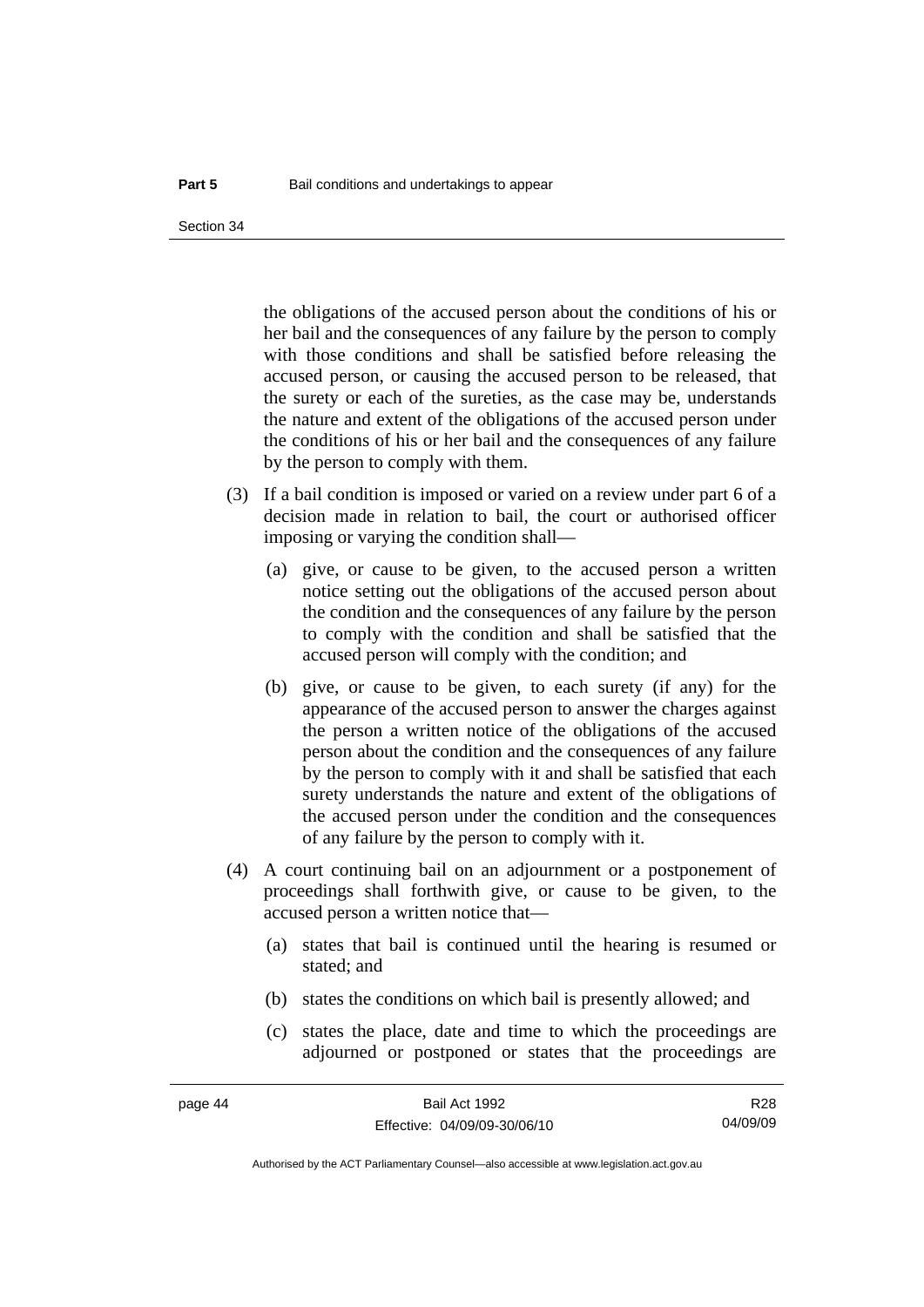the obligations of the accused person about the conditions of his or her bail and the consequences of any failure by the person to comply with those conditions and shall be satisfied before releasing the accused person, or causing the accused person to be released, that the surety or each of the sureties, as the case may be, understands the nature and extent of the obligations of the accused person under the conditions of his or her bail and the consequences of any failure by the person to comply with them.

(3) If a bail condition is imposed or varied on a review under part 6 of a decision made in relation to bail, the court or authorised officer imposing or varying the condition shall—

(a) give, or cause to be given, to the accused person a written notice setting out the obligations of the accused person about the condition and the consequences of any failure by the person to comply with the condition and shall be satisfied that the accused person will comply with the condition; and

(b) give, or cause to be given, to each surety (if any) for the appearance of the accused person to answer the charges against the person a written notice of the obligations of the accused person about the condition and the consequences of any failure by the person to comply with it and shall be satisfied that each surety understands the nature and extent of the obligations of the accused person under the condition and the consequences of any failure by the person to comply with it.

(4) A court continuing bail on an adjournment or a postponement of proceedings shall forthwith give, or cause to be given, to the accused person a written notice that—

(a) states that bail is continued until the hearing is resumed or stated; and

(b) states the conditions on which bail is presently allowed; and

(c) states the place, date and time to which the proceedings are adjourned or postponed or states that the proceedings are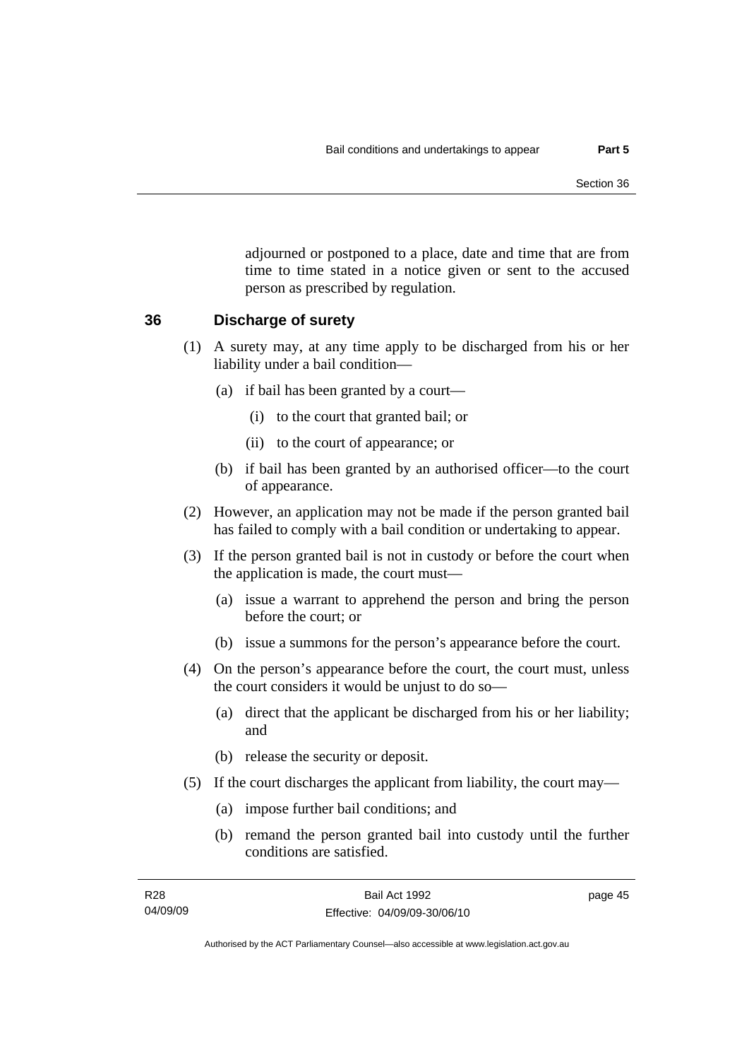adjourned or postponed to a place, date and time that are from time to time stated in a notice given or sent to the accused person as prescribed by regulation.

## 36 Discharge of surety

(1) A surety may, at any time apply to be discharged from his or her liability under a bail condition—

(a) if bail has been granted by a court—

(i) to the court that granted bail; or

(ii) to the court of appearance; or

(b) if bail has been granted by an authorised officer—to the court of appearance.

(2) However, an application may not be made if the person granted bail has failed to comply with a bail condition or undertaking to appear.

(3) If the person granted bail is not in custody or before the court when the application is made, the court must—

(a) issue a warrant to apprehend the person and bring the person before the court; or

(b) issue a summons for the person's appearance before the court.

(4) On the person's appearance before the court, the court must, unless the court considers it would be unjust to do so—

(a) direct that the applicant be discharged from his or her liability; and

(b) release the security or deposit.

(5) If the court discharges the applicant from liability, the court may—

(a) impose further bail conditions; and

(b) remand the person granted bail into custody until the further conditions are satisfied.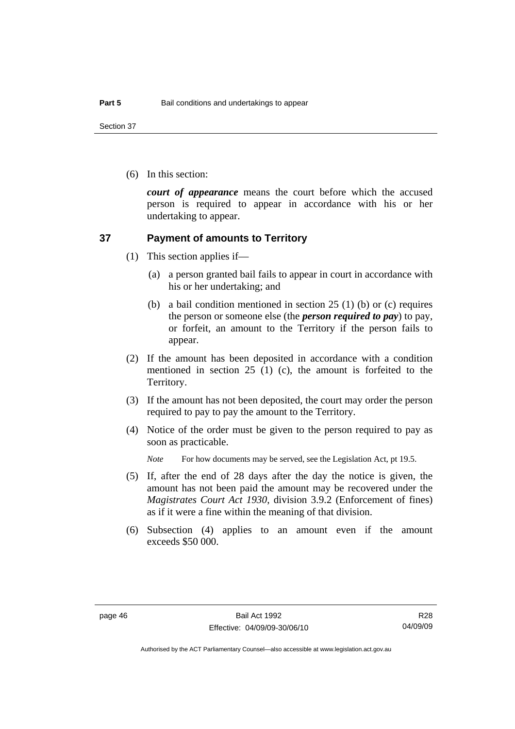(6) In this section:

***court of appearance*** means the court before which the accused person is required to appear in accordance with his or her undertaking to appear.

## 37 Payment of amounts to Territory

(1) This section applies if—

(a) a person granted bail fails to appear in court in accordance with his or her undertaking; and

(b) a bail condition mentioned in section 25 (1) (b) or (c) requires the person or someone else (the ***person required to pay***) to pay, or forfeit, an amount to the Territory if the person fails to appear.

(2) If the amount has been deposited in accordance with a condition mentioned in section 25 (1) (c), the amount is forfeited to the Territory.

(3) If the amount has not been deposited, the court may order the person required to pay to pay the amount to the Territory.

(4) Notice of the order must be given to the person required to pay as soon as practicable.

*Note* For how documents may be served, see the Legislation Act, pt 19.5.

(5) If, after the end of 28 days after the day the notice is given, the amount has not been paid the amount may be recovered under the *Magistrates Court Act 1930*, division 3.9.2 (Enforcement of fines) as if it were a fine within the meaning of that division.

(6) Subsection (4) applies to an amount even if the amount exceeds $50 000.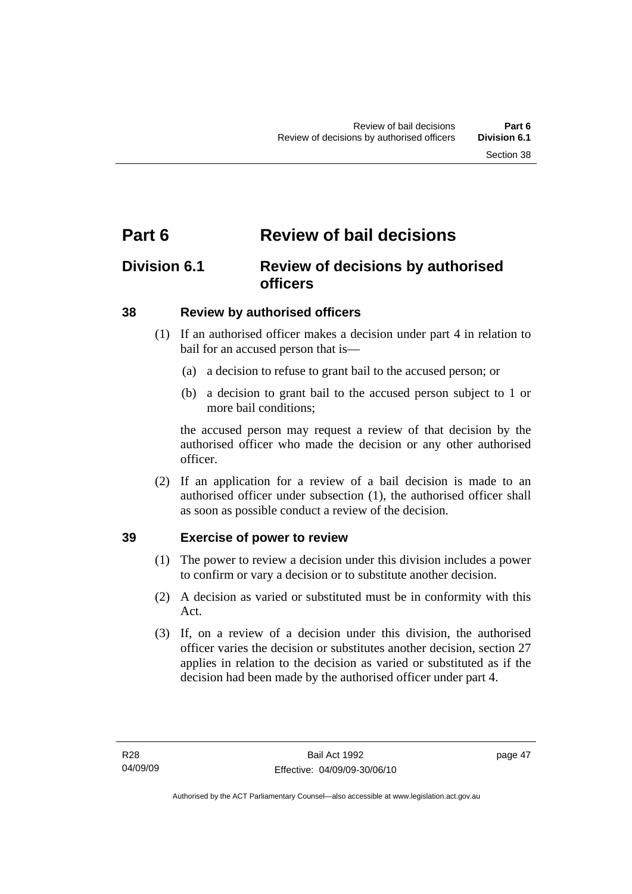# Part 6 Review of bail decisions

## Division 6.1 Review of decisions by authorised officers

### 38 Review by authorised officers

(1) If an authorised officer makes a decision under part 4 in relation to bail for an accused person that is—

(a) a decision to refuse to grant bail to the accused person; or

(b) a decision to grant bail to the accused person subject to 1 or more bail conditions;

the accused person may request a review of that decision by the authorised officer who made the decision or any other authorised officer.

(2) If an application for a review of a bail decision is made to an authorised officer under subsection (1), the authorised officer shall as soon as possible conduct a review of the decision.

### 39 Exercise of power to review

(1) The power to review a decision under this division includes a power to confirm or vary a decision or to substitute another decision.

(2) A decision as varied or substituted must be in conformity with this Act.

(3) If, on a review of a decision under this division, the authorised officer varies the decision or substitutes another decision, section 27 applies in relation to the decision as varied or substituted as if the decision had been made by the authorised officer under part 4.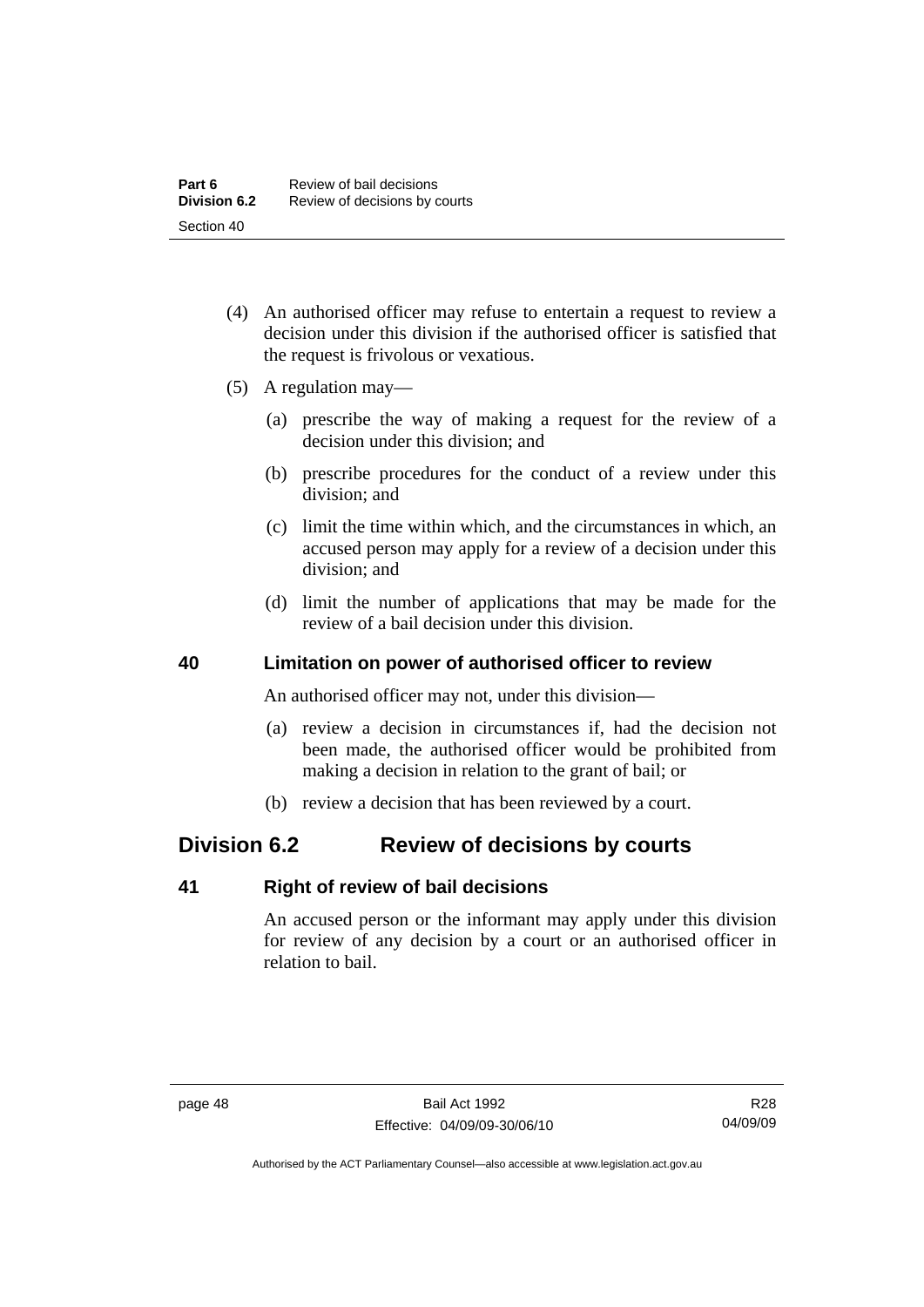(4) An authorised officer may refuse to entertain a request to review a decision under this division if the authorised officer is satisfied that the request is frivolous or vexatious.

(5) A regulation may—

(a) prescribe the way of making a request for the review of a decision under this division; and

(b) prescribe procedures for the conduct of a review under this division; and

(c) limit the time within which, and the circumstances in which, an accused person may apply for a review of a decision under this division; and

(d) limit the number of applications that may be made for the review of a bail decision under this division.

### 40 Limitation on power of authorised officer to review

An authorised officer may not, under this division—

(a) review a decision in circumstances if, had the decision not been made, the authorised officer would be prohibited from making a decision in relation to the grant of bail; or

(b) review a decision that has been reviewed by a court.

## Division 6.2 Review of decisions by courts

### 41 Right of review of bail decisions

An accused person or the informant may apply under this division for review of any decision by a court or an authorised officer in relation to bail.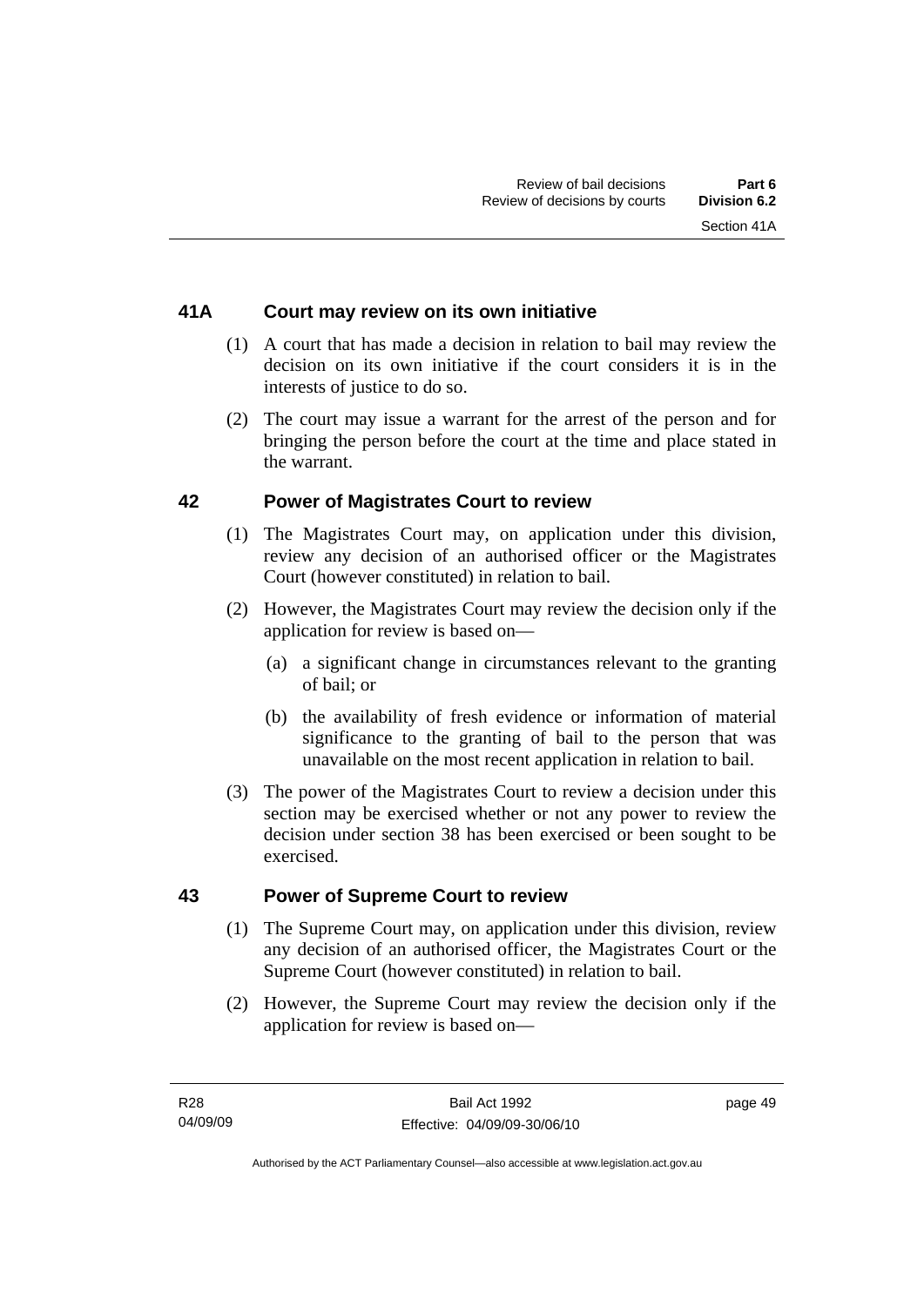## 41A Court may review on its own initiative

(1) A court that has made a decision in relation to bail may review the decision on its own initiative if the court considers it is in the interests of justice to do so.

(2) The court may issue a warrant for the arrest of the person and for bringing the person before the court at the time and place stated in the warrant.

## 42 Power of Magistrates Court to review

(1) The Magistrates Court may, on application under this division, review any decision of an authorised officer or the Magistrates Court (however constituted) in relation to bail.

(2) However, the Magistrates Court may review the decision only if the application for review is based on—

- (a) a significant change in circumstances relevant to the granting of bail; or
- (b) the availability of fresh evidence or information of material significance to the granting of bail to the person that was unavailable on the most recent application in relation to bail.

(3) The power of the Magistrates Court to review a decision under this section may be exercised whether or not any power to review the decision under section 38 has been exercised or been sought to be exercised.

## 43 Power of Supreme Court to review

(1) The Supreme Court may, on application under this division, review any decision of an authorised officer, the Magistrates Court or the Supreme Court (however constituted) in relation to bail.

(2) However, the Supreme Court may review the decision only if the application for review is based on—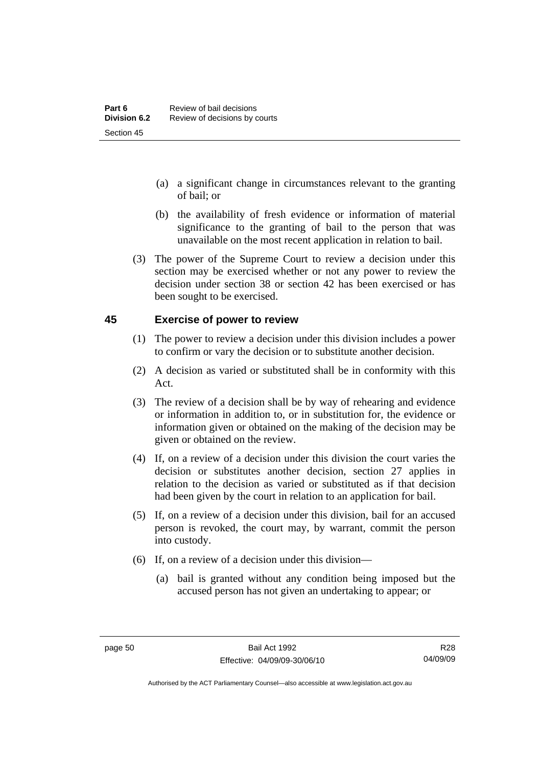(a) a significant change in circumstances relevant to the granting of bail; or

(b) the availability of fresh evidence or information of material significance to the granting of bail to the person that was unavailable on the most recent application in relation to bail.

(3) The power of the Supreme Court to review a decision under this section may be exercised whether or not any power to review the decision under section 38 or section 42 has been exercised or has been sought to be exercised.

## 45 Exercise of power to review

(1) The power to review a decision under this division includes a power to confirm or vary the decision or to substitute another decision.

(2) A decision as varied or substituted shall be in conformity with this Act.

(3) The review of a decision shall be by way of rehearing and evidence or information in addition to, or in substitution for, the evidence or information given or obtained on the making of the decision may be given or obtained on the review.

(4) If, on a review of a decision under this division the court varies the decision or substitutes another decision, section 27 applies in relation to the decision as varied or substituted as if that decision had been given by the court in relation to an application for bail.

(5) If, on a review of a decision under this division, bail for an accused person is revoked, the court may, by warrant, commit the person into custody.

(6) If, on a review of a decision under this division—

(a) bail is granted without any condition being imposed but the accused person has not given an undertaking to appear; or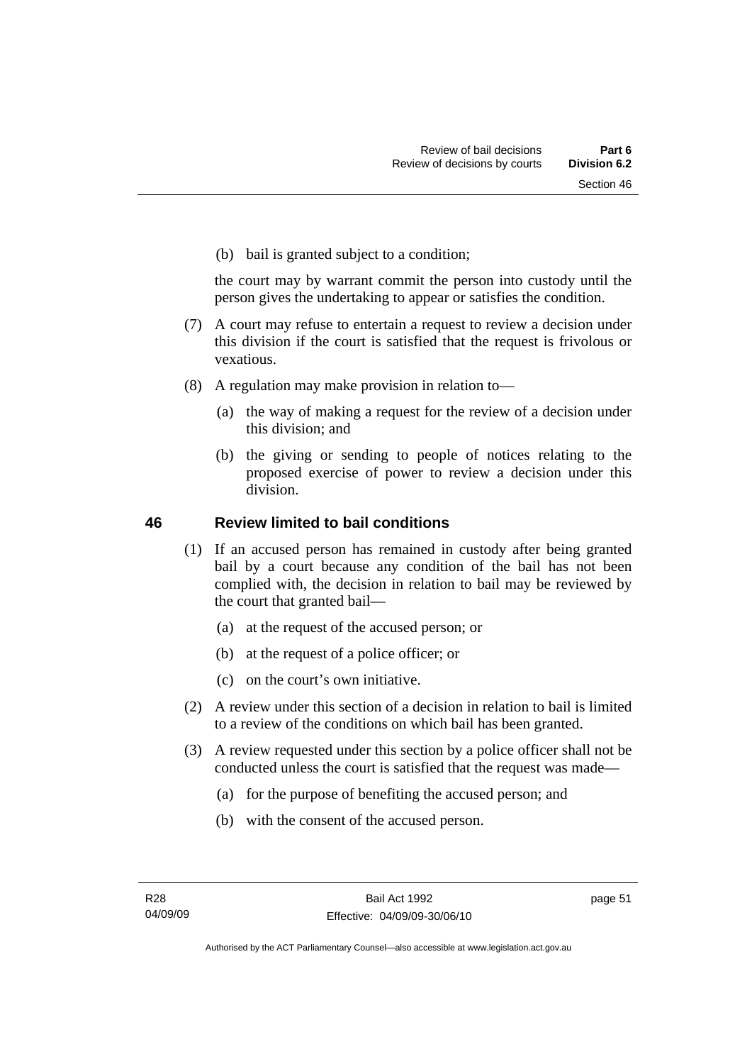(b) bail is granted subject to a condition;

the court may by warrant commit the person into custody until the person gives the undertaking to appear or satisfies the condition.

(7) A court may refuse to entertain a request to review a decision under this division if the court is satisfied that the request is frivolous or vexatious.

(8) A regulation may make provision in relation to—

(a) the way of making a request for the review of a decision under this division; and

(b) the giving or sending to people of notices relating to the proposed exercise of power to review a decision under this division.

## 46 Review limited to bail conditions

(1) If an accused person has remained in custody after being granted bail by a court because any condition of the bail has not been complied with, the decision in relation to bail may be reviewed by the court that granted bail—

(a) at the request of the accused person; or

(b) at the request of a police officer; or

(c) on the court's own initiative.

(2) A review under this section of a decision in relation to bail is limited to a review of the conditions on which bail has been granted.

(3) A review requested under this section by a police officer shall not be conducted unless the court is satisfied that the request was made—

(a) for the purpose of benefiting the accused person; and

(b) with the consent of the accused person.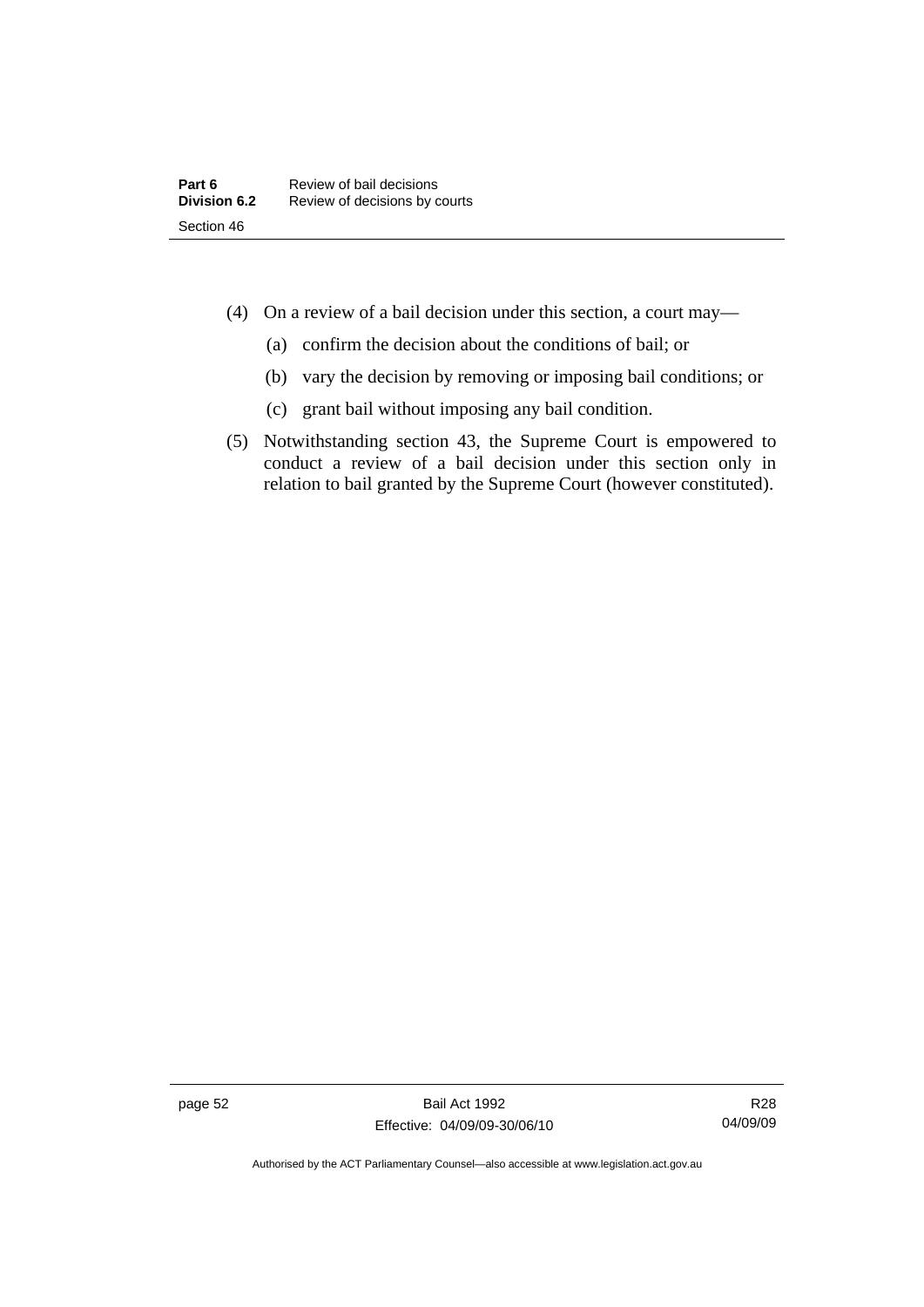(4) On a review of a bail decision under this section, a court may—

(a) confirm the decision about the conditions of bail; or

(b) vary the decision by removing or imposing bail conditions; or

(c) grant bail without imposing any bail condition.

(5) Notwithstanding section 43, the Supreme Court is empowered to conduct a review of a bail decision under this section only in relation to bail granted by the Supreme Court (however constituted).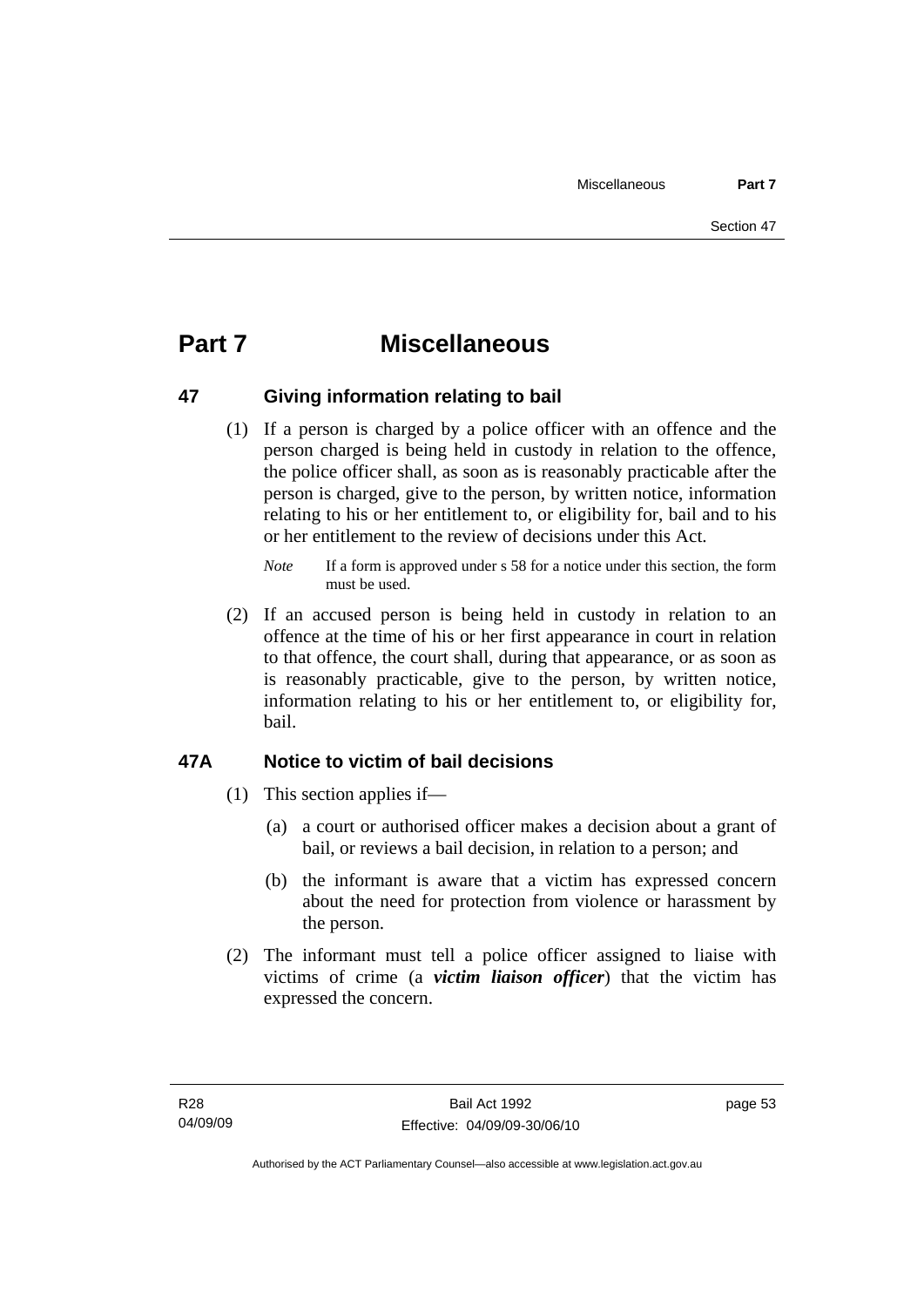# Part 7 Miscellaneous

## 47 Giving information relating to bail

(1) If a person is charged by a police officer with an offence and the person charged is being held in custody in relation to the offence, the police officer shall, as soon as is reasonably practicable after the person is charged, give to the person, by written notice, information relating to his or her entitlement to, or eligibility for, bail and to his or her entitlement to the review of decisions under this Act.

*Note* If a form is approved under s 58 for a notice under this section, the form must be used.

(2) If an accused person is being held in custody in relation to an offence at the time of his or her first appearance in court in relation to that offence, the court shall, during that appearance, or as soon as is reasonably practicable, give to the person, by written notice, information relating to his or her entitlement to, or eligibility for, bail.

## 47A Notice to victim of bail decisions

(1) This section applies if—

(a) a court or authorised officer makes a decision about a grant of bail, or reviews a bail decision, in relation to a person; and

(b) the informant is aware that a victim has expressed concern about the need for protection from violence or harassment by the person.

(2) The informant must tell a police officer assigned to liaise with victims of crime (a ***victim liaison officer***) that the victim has expressed the concern.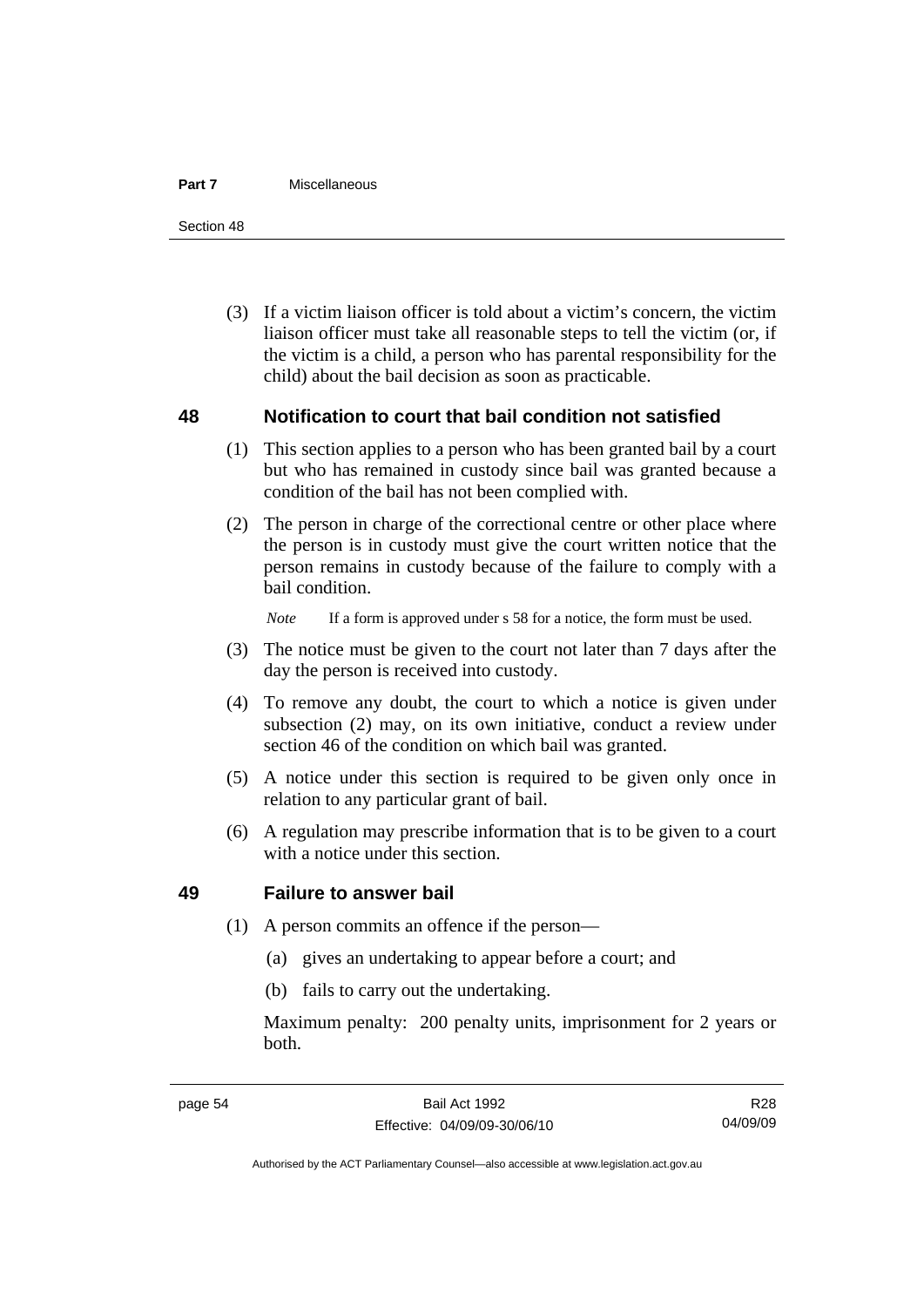(3) If a victim liaison officer is told about a victim's concern, the victim liaison officer must take all reasonable steps to tell the victim (or, if the victim is a child, a person who has parental responsibility for the child) about the bail decision as soon as practicable.

## 48 Notification to court that bail condition not satisfied

(1) This section applies to a person who has been granted bail by a court but who has remained in custody since bail was granted because a condition of the bail has not been complied with.

(2) The person in charge of the correctional centre or other place where the person is in custody must give the court written notice that the person remains in custody because of the failure to comply with a bail condition.

*Note* If a form is approved under s 58 for a notice, the form must be used.

(3) The notice must be given to the court not later than 7 days after the day the person is received into custody.

(4) To remove any doubt, the court to which a notice is given under subsection (2) may, on its own initiative, conduct a review under section 46 of the condition on which bail was granted.

(5) A notice under this section is required to be given only once in relation to any particular grant of bail.

(6) A regulation may prescribe information that is to be given to a court with a notice under this section.

## 49 Failure to answer bail

(1) A person commits an offence if the person—

(a) gives an undertaking to appear before a court; and

(b) fails to carry out the undertaking.

Maximum penalty: 200 penalty units, imprisonment for 2 years or both.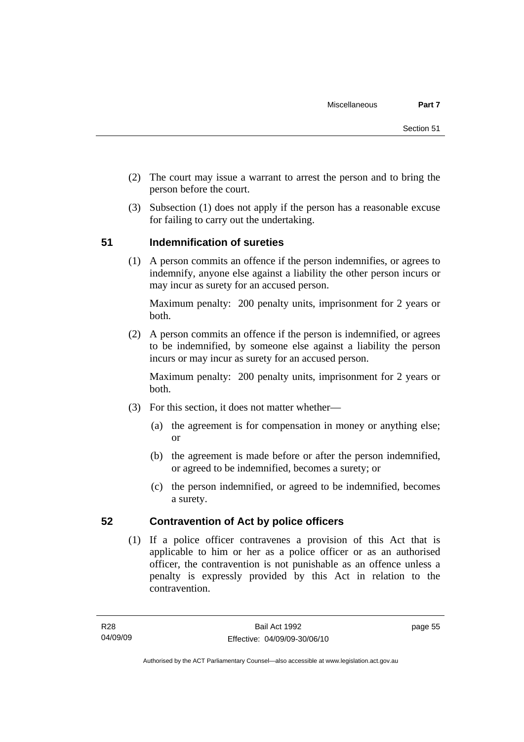(2) The court may issue a warrant to arrest the person and to bring the person before the court.

(3) Subsection (1) does not apply if the person has a reasonable excuse for failing to carry out the undertaking.

## 51 Indemnification of sureties

(1) A person commits an offence if the person indemnifies, or agrees to indemnify, anyone else against a liability the other person incurs or may incur as surety for an accused person.

Maximum penalty: 200 penalty units, imprisonment for 2 years or both.

(2) A person commits an offence if the person is indemnified, or agrees to be indemnified, by someone else against a liability the person incurs or may incur as surety for an accused person.

Maximum penalty: 200 penalty units, imprisonment for 2 years or both.

(3) For this section, it does not matter whether—

- (a) the agreement is for compensation in money or anything else; or
- (b) the agreement is made before or after the person indemnified, or agreed to be indemnified, becomes a surety; or
- (c) the person indemnified, or agreed to be indemnified, becomes a surety.

## 52 Contravention of Act by police officers

(1) If a police officer contravenes a provision of this Act that is applicable to him or her as a police officer or as an authorised officer, the contravention is not punishable as an offence unless a penalty is expressly provided by this Act in relation to the contravention.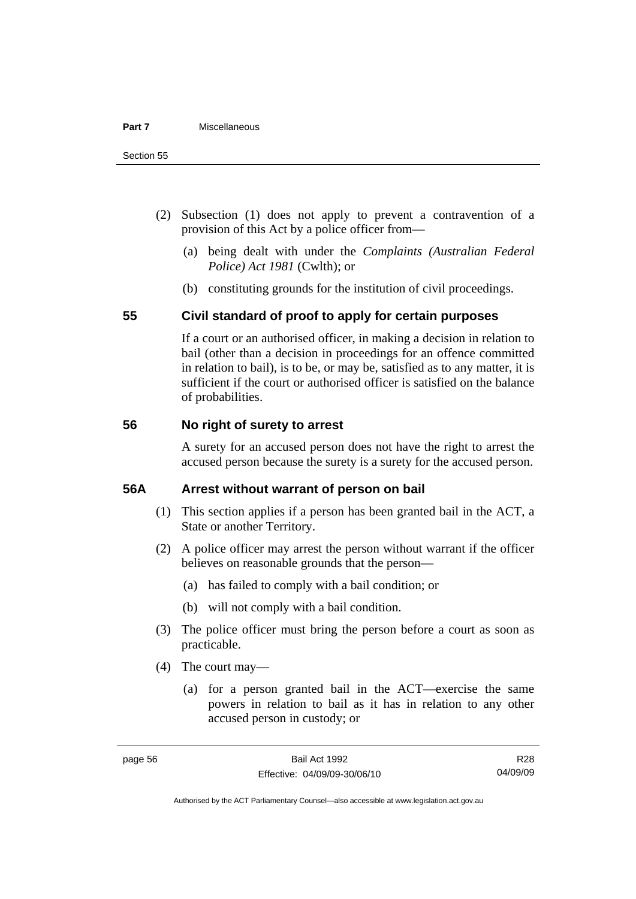(2) Subsection (1) does not apply to prevent a contravention of a provision of this Act by a police officer from—

(a) being dealt with under the *Complaints (Australian Federal Police) Act 1981* (Cwlth); or

(b) constituting grounds for the institution of civil proceedings.

## 55 Civil standard of proof to apply for certain purposes

If a court or an authorised officer, in making a decision in relation to bail (other than a decision in proceedings for an offence committed in relation to bail), is to be, or may be, satisfied as to any matter, it is sufficient if the court or authorised officer is satisfied on the balance of probabilities.

## 56 No right of surety to arrest

A surety for an accused person does not have the right to arrest the accused person because the surety is a surety for the accused person.

## 56A Arrest without warrant of person on bail

(1) This section applies if a person has been granted bail in the ACT, a State or another Territory.

(2) A police officer may arrest the person without warrant if the officer believes on reasonable grounds that the person—

(a) has failed to comply with a bail condition; or

(b) will not comply with a bail condition.

(3) The police officer must bring the person before a court as soon as practicable.

(4) The court may—

(a) for a person granted bail in the ACT—exercise the same powers in relation to bail as it has in relation to any other accused person in custody; or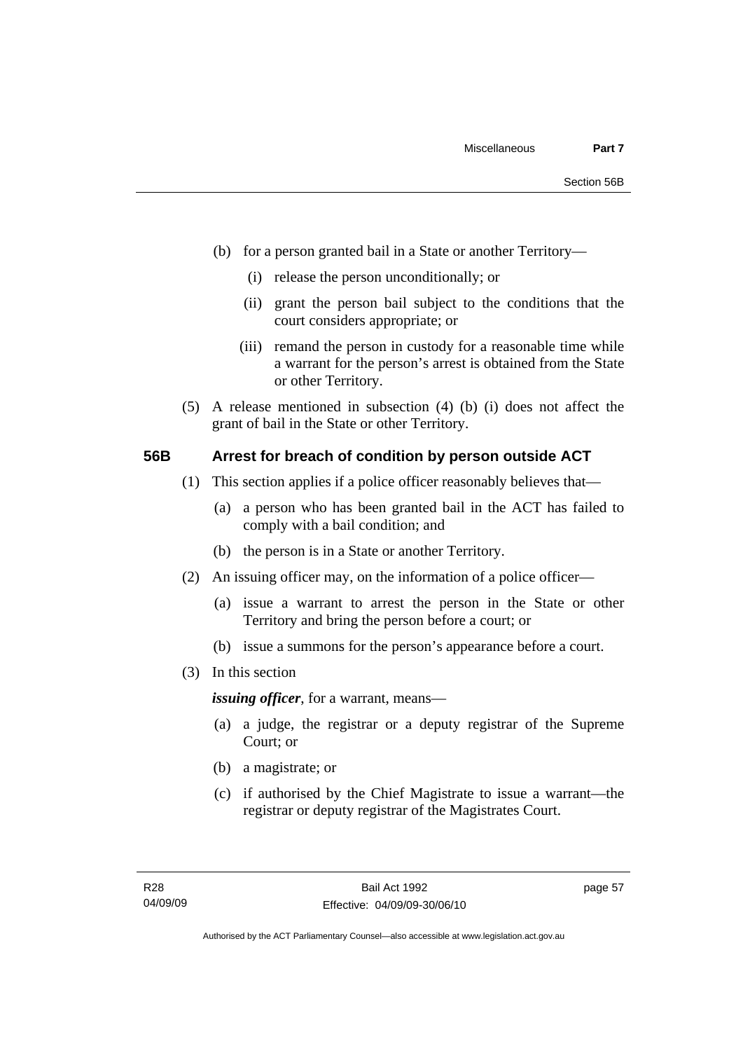(b) for a person granted bail in a State or another Territory—

   (i) release the person unconditionally; or

   (ii) grant the person bail subject to the conditions that the court considers appropriate; or

   (iii) remand the person in custody for a reasonable time while a warrant for the person's arrest is obtained from the State or other Territory.

(5) A release mentioned in subsection (4) (b) (i) does not affect the grant of bail in the State or other Territory.

### 56B Arrest for breach of condition by person outside ACT

(1) This section applies if a police officer reasonably believes that—

   (a) a person who has been granted bail in the ACT has failed to comply with a bail condition; and

   (b) the person is in a State or another Territory.

(2) An issuing officer may, on the information of a police officer—

   (a) issue a warrant to arrest the person in the State or other Territory and bring the person before a court; or

   (b) issue a summons for the person's appearance before a court.

(3) In this section

***issuing officer***, for a warrant, means—

   (a) a judge, the registrar or a deputy registrar of the Supreme Court; or

   (b) a magistrate; or

   (c) if authorised by the Chief Magistrate to issue a warrant—the registrar or deputy registrar of the Magistrates Court.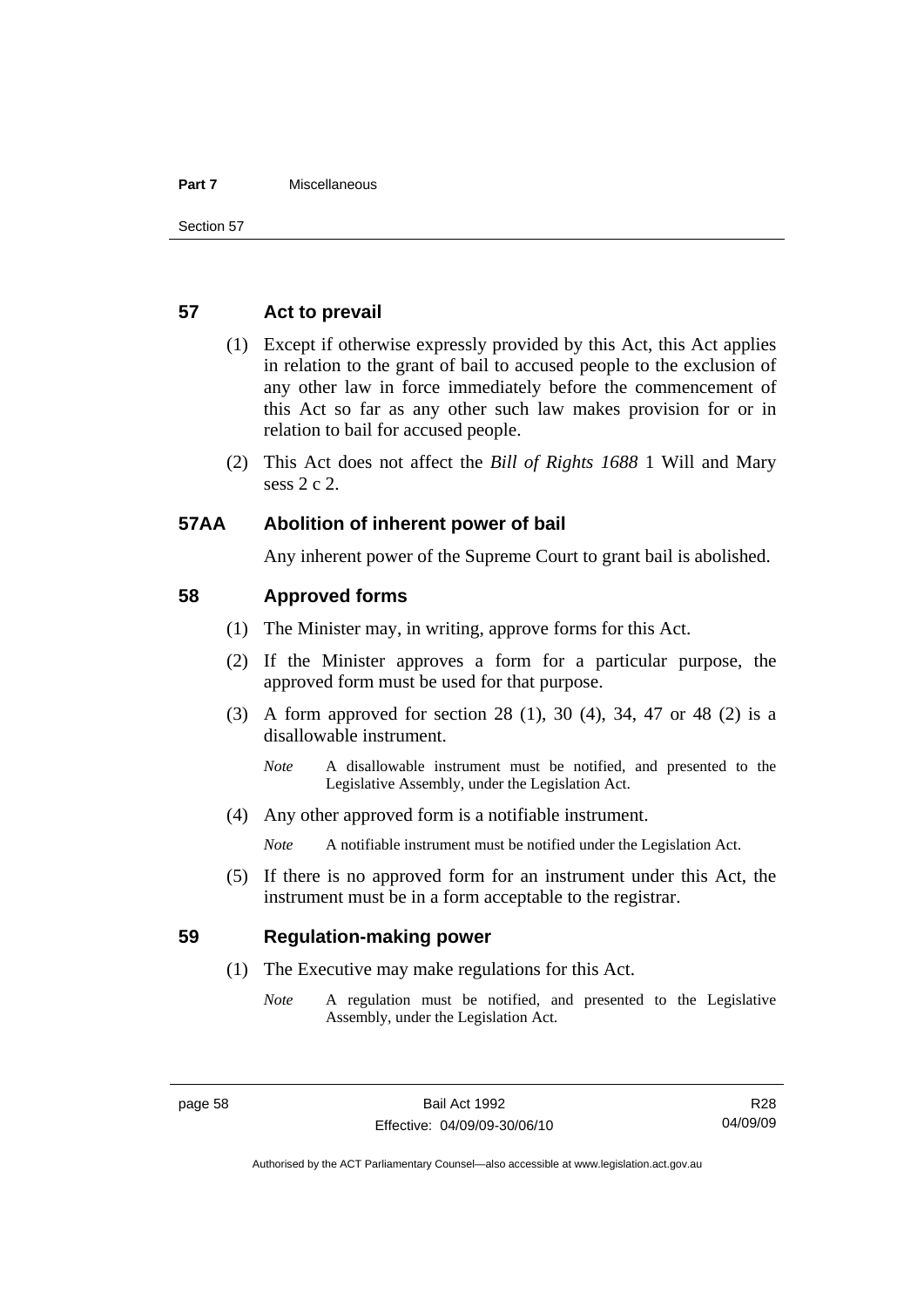## 57 Act to prevail

(1) Except if otherwise expressly provided by this Act, this Act applies in relation to the grant of bail to accused people to the exclusion of any other law in force immediately before the commencement of this Act so far as any other such law makes provision for or in relation to bail for accused people.

(2) This Act does not affect the *Bill of Rights 1688* 1 Will and Mary sess 2 c 2.

## 57AA Abolition of inherent power of bail

Any inherent power of the Supreme Court to grant bail is abolished.

## 58 Approved forms

(1) The Minister may, in writing, approve forms for this Act.

(2) If the Minister approves a form for a particular purpose, the approved form must be used for that purpose.

(3) A form approved for section 28 (1), 30 (4), 34, 47 or 48 (2) is a disallowable instrument.

*Note* A disallowable instrument must be notified, and presented to the Legislative Assembly, under the Legislation Act.

(4) Any other approved form is a notifiable instrument.

*Note* A notifiable instrument must be notified under the Legislation Act.

(5) If there is no approved form for an instrument under this Act, the instrument must be in a form acceptable to the registrar.

## 59 Regulation-making power

(1) The Executive may make regulations for this Act.

*Note* A regulation must be notified, and presented to the Legislative Assembly, under the Legislation Act.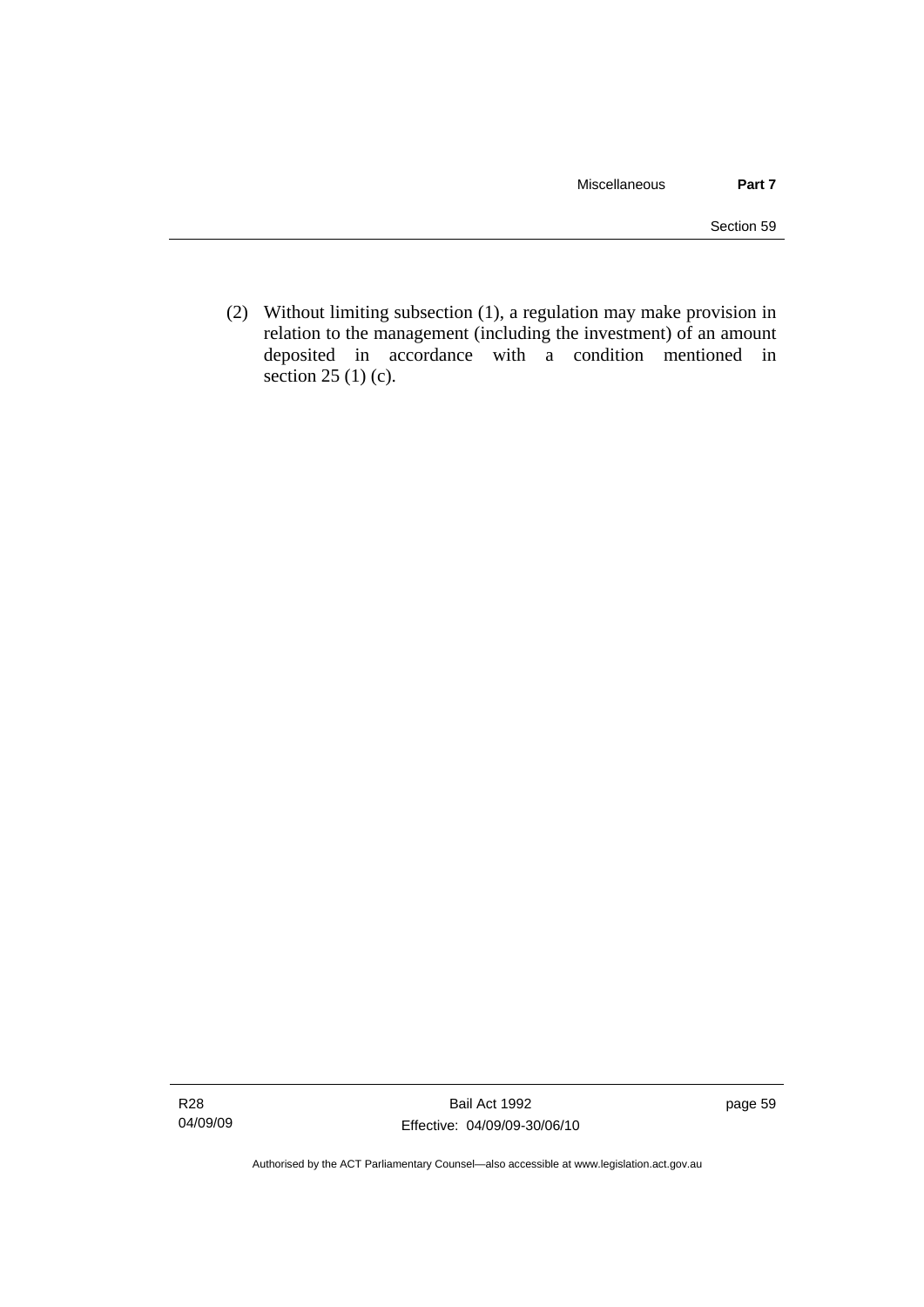(2) Without limiting subsection (1), a regulation may make provision in relation to the management (including the investment) of an amount deposited in accordance with a condition mentioned in section 25 (1) (c).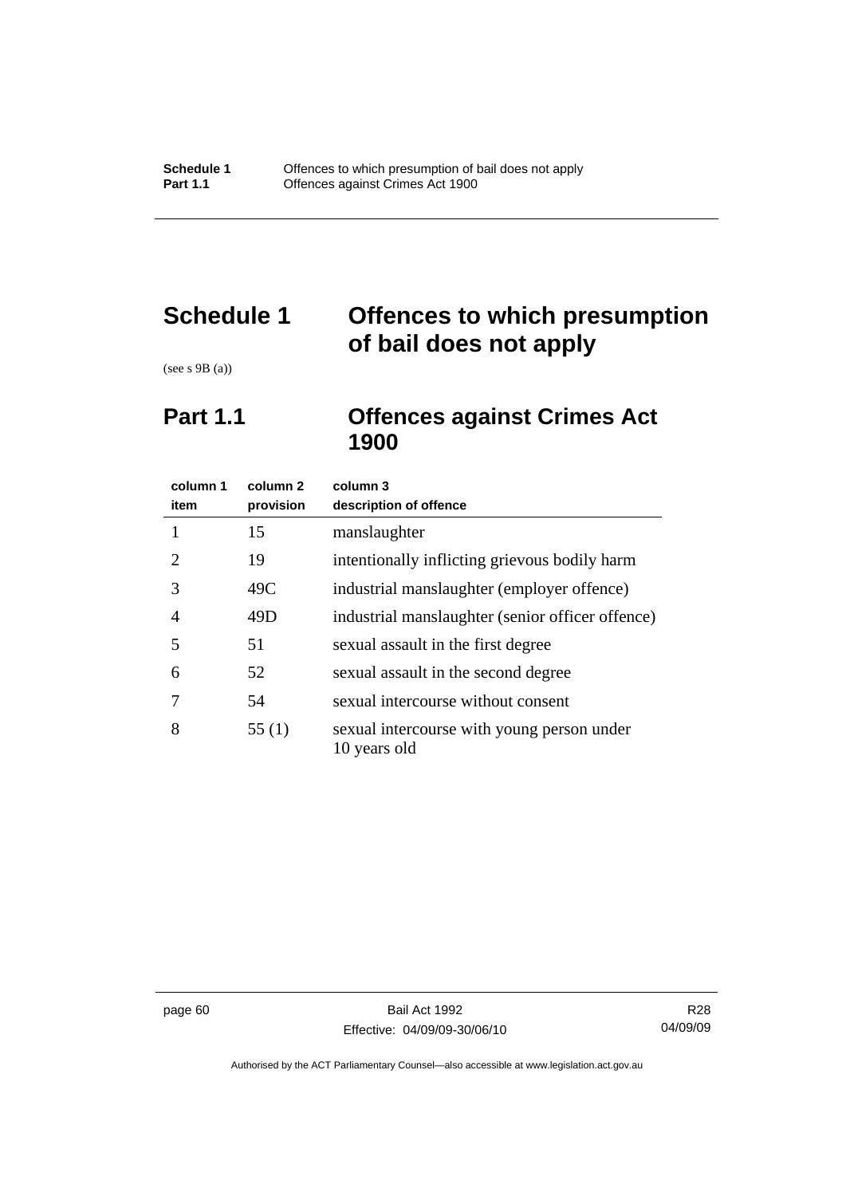# Schedule 1 Offences to which presumption of bail does not apply

(see s 9B (a))

## Part 1.1 Offences against Crimes Act 1900

| column 1 item | column 2 provision | column 3 description of offence |
|---|---|---|
| 1 | 15 | manslaughter |
| 2 | 19 | intentionally inflicting grievous bodily harm |
| 3 | 49C | industrial manslaughter (employer offence) |
| 4 | 49D | industrial manslaughter (senior officer offence) |
| 5 | 51 | sexual assault in the first degree |
| 6 | 52 | sexual assault in the second degree |
| 7 | 54 | sexual intercourse without consent |
| 8 | 55 (1) | sexual intercourse with young person under 10 years old |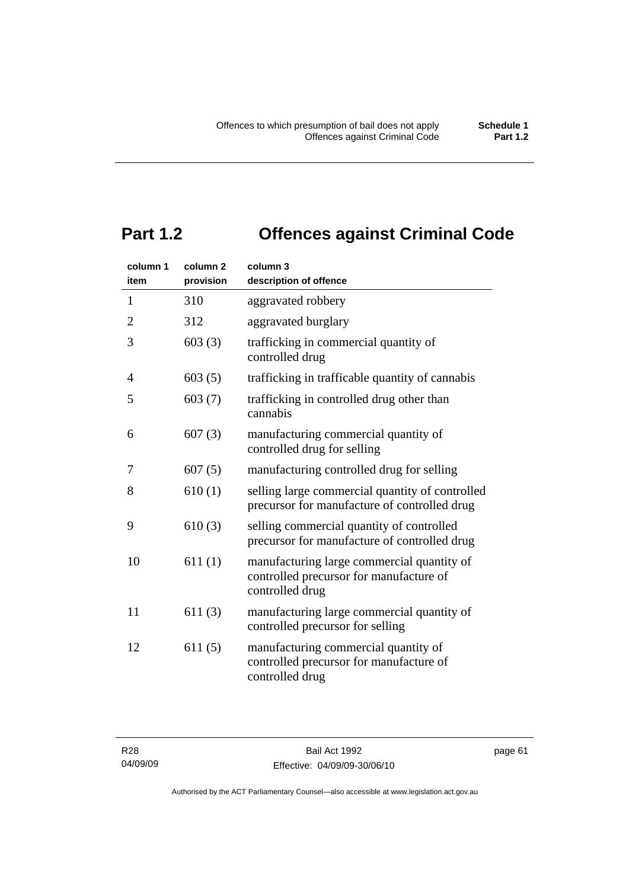# Part 1.2 Offences against Criminal Code

| column 1 item | column 2 provision | column 3 description of offence |
|---|---|---|
| 1 | 310 | aggravated robbery |
| 2 | 312 | aggravated burglary |
| 3 | 603 (3) | trafficking in commercial quantity of controlled drug |
| 4 | 603 (5) | trafficking in trafficable quantity of cannabis |
| 5 | 603 (7) | trafficking in controlled drug other than cannabis |
| 6 | 607 (3) | manufacturing commercial quantity of controlled drug for selling |
| 7 | 607 (5) | manufacturing controlled drug for selling |
| 8 | 610 (1) | selling large commercial quantity of controlled precursor for manufacture of controlled drug |
| 9 | 610 (3) | selling commercial quantity of controlled precursor for manufacture of controlled drug |
| 10 | 611 (1) | manufacturing large commercial quantity of controlled precursor for manufacture of controlled drug |
| 11 | 611 (3) | manufacturing large commercial quantity of controlled precursor for selling |
| 12 | 611 (5) | manufacturing commercial quantity of controlled precursor for manufacture of controlled drug |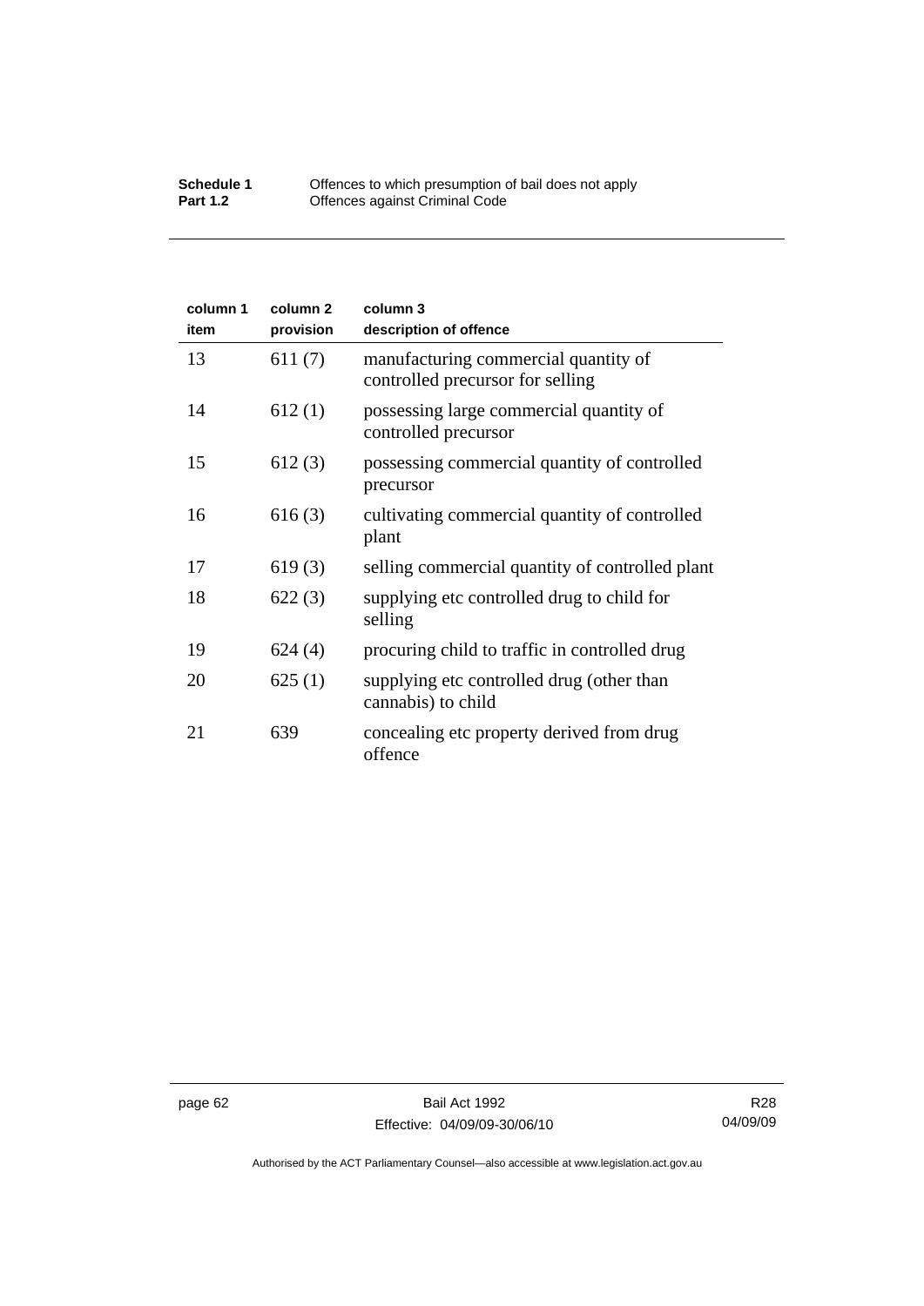| column 1 item | column 2 provision | column 3 description of offence |
|---|---|---|
| 13 | 611 (7) | manufacturing commercial quantity of controlled precursor for selling |
| 14 | 612 (1) | possessing large commercial quantity of controlled precursor |
| 15 | 612 (3) | possessing commercial quantity of controlled precursor |
| 16 | 616 (3) | cultivating commercial quantity of controlled plant |
| 17 | 619 (3) | selling commercial quantity of controlled plant |
| 18 | 622 (3) | supplying etc controlled drug to child for selling |
| 19 | 624 (4) | procuring child to traffic in controlled drug |
| 20 | 625 (1) | supplying etc controlled drug (other than cannabis) to child |
| 21 | 639 | concealing etc property derived from drug offence |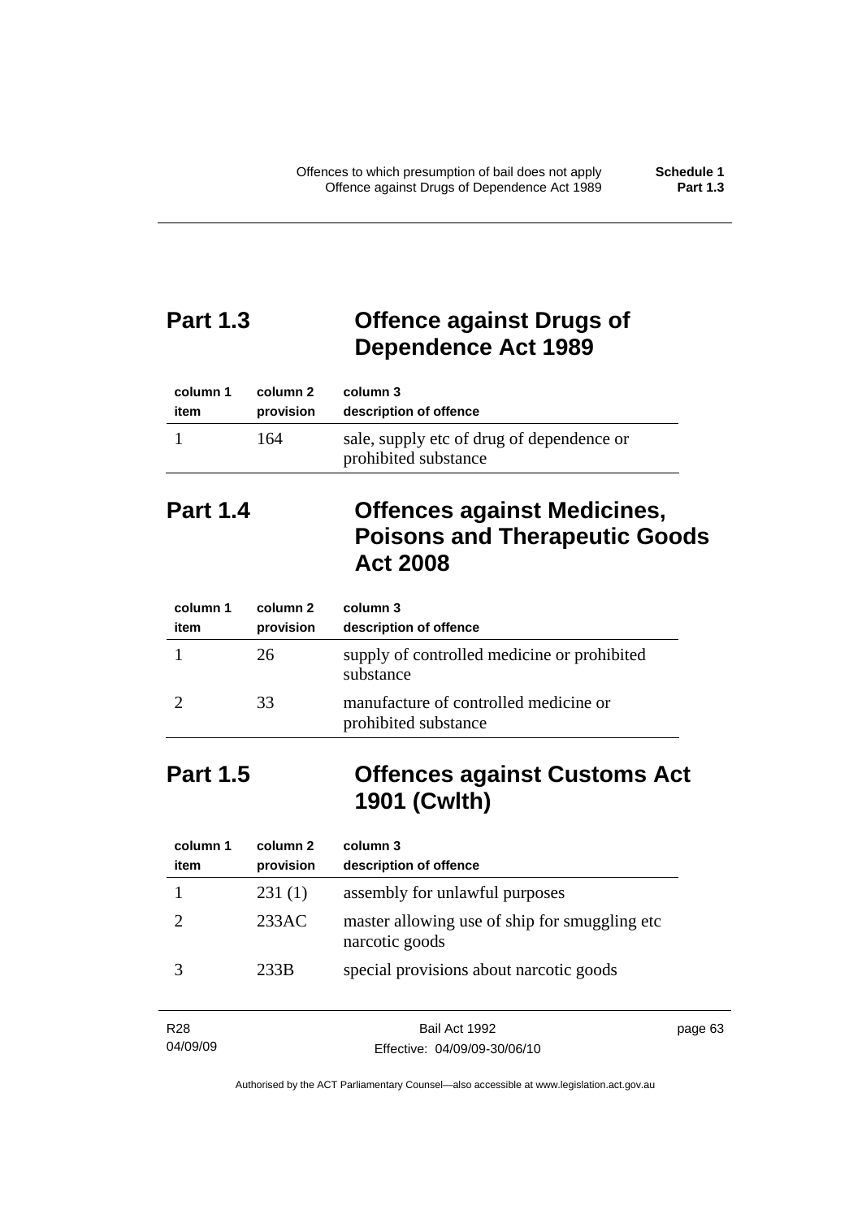## Part 1.3 Offence against Drugs of Dependence Act 1989

| column 1 item | column 2 provision | column 3 description of offence |
|---|---|---|
| 1 | 164 | sale, supply etc of drug of dependence or prohibited substance |

## Part 1.4 Offences against Medicines, Poisons and Therapeutic Goods Act 2008

| column 1 item | column 2 provision | column 3 description of offence |
|---|---|---|
| 1 | 26 | supply of controlled medicine or prohibited substance |
| 2 | 33 | manufacture of controlled medicine or prohibited substance |

## Part 1.5 Offences against Customs Act 1901 (Cwlth)

| column 1 item | column 2 provision | column 3 description of offence |
|---|---|---|
| 1 | 231 (1) | assembly for unlawful purposes |
| 2 | 233AC | master allowing use of ship for smuggling etc narcotic goods |
| 3 | 233B | special provisions about narcotic goods |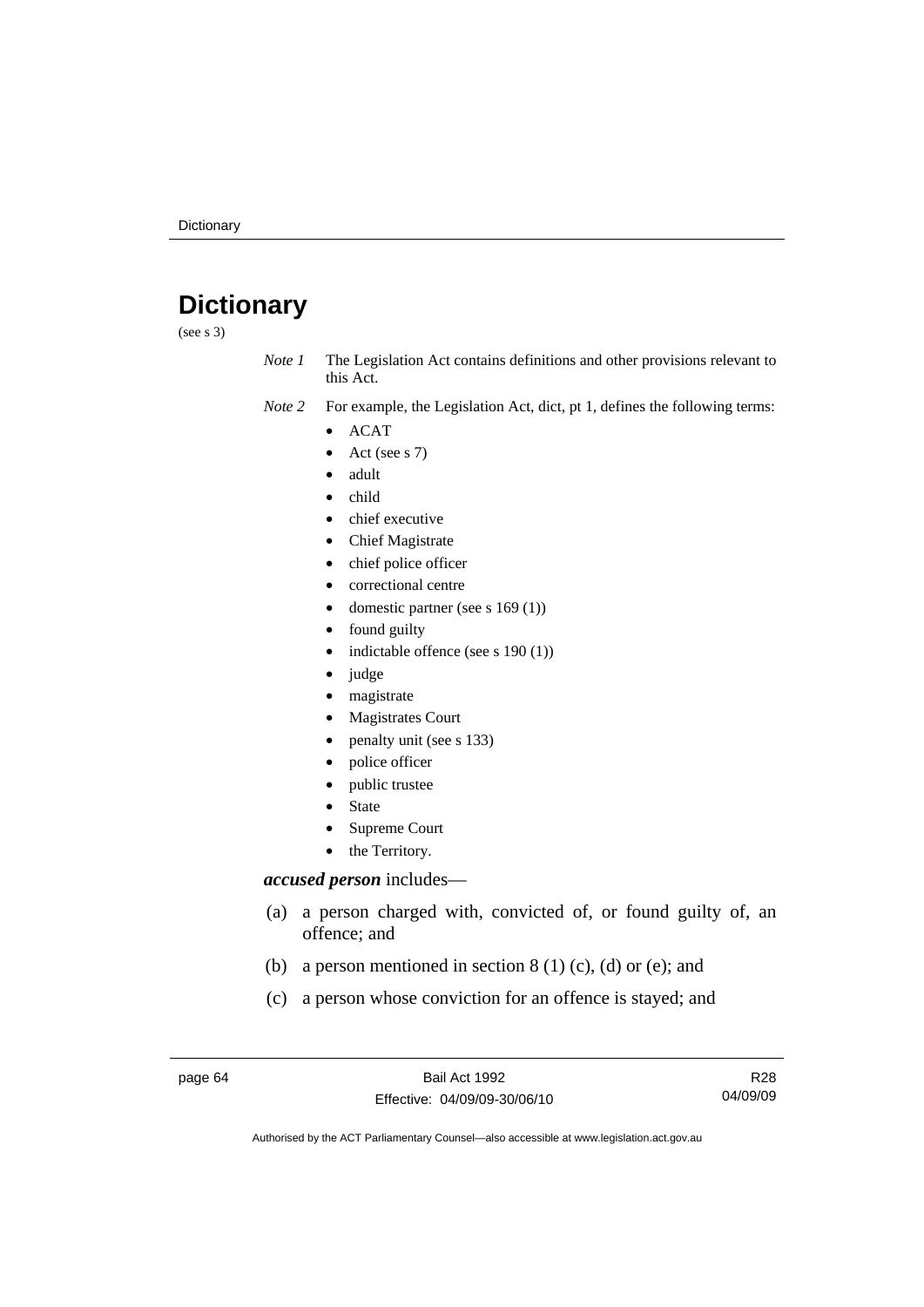# Dictionary

(see s 3)

*Note 1* The Legislation Act contains definitions and other provisions relevant to this Act.

*Note 2* For example, the Legislation Act, dict, pt 1, defines the following terms:

- ACAT
- Act (see s 7)
- adult
- child
- chief executive
- Chief Magistrate
- chief police officer
- correctional centre
- domestic partner (see s 169 (1))
- found guilty
- indictable offence (see s 190 (1))
- judge
- magistrate
- Magistrates Court
- penalty unit (see s 133)
- police officer
- public trustee
- State
- Supreme Court
- the Territory.

***accused person*** includes—

(a) a person charged with, convicted of, or found guilty of, an offence; and

(b) a person mentioned in section 8 (1) (c), (d) or (e); and

(c) a person whose conviction for an offence is stayed; and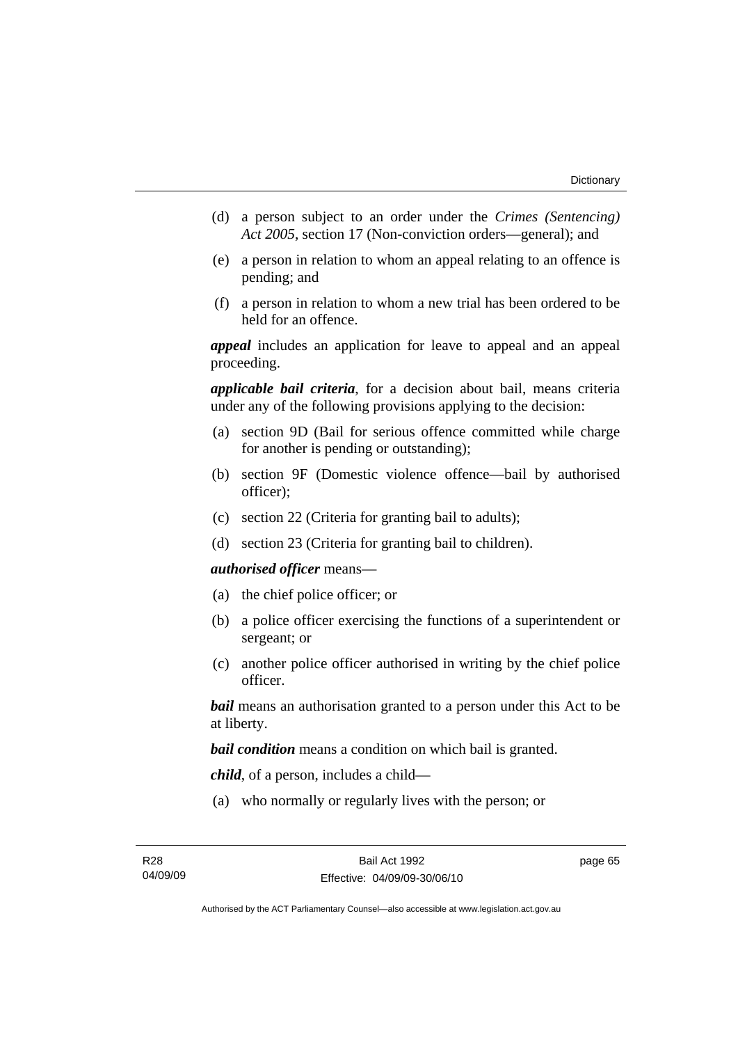(d) a person subject to an order under the *Crimes (Sentencing) Act 2005*, section 17 (Non-conviction orders—general); and

(e) a person in relation to whom an appeal relating to an offence is pending; and

(f) a person in relation to whom a new trial has been ordered to be held for an offence.

***appeal*** includes an application for leave to appeal and an appeal proceeding.

***applicable bail criteria***, for a decision about bail, means criteria under any of the following provisions applying to the decision:

(a) section 9D (Bail for serious offence committed while charge for another is pending or outstanding);

(b) section 9F (Domestic violence offence—bail by authorised officer);

(c) section 22 (Criteria for granting bail to adults);

(d) section 23 (Criteria for granting bail to children).

***authorised officer*** means—

(a) the chief police officer; or

(b) a police officer exercising the functions of a superintendent or sergeant; or

(c) another police officer authorised in writing by the chief police officer.

***bail*** means an authorisation granted to a person under this Act to be at liberty.

***bail condition*** means a condition on which bail is granted.

***child***, of a person, includes a child—

(a) who normally or regularly lives with the person; or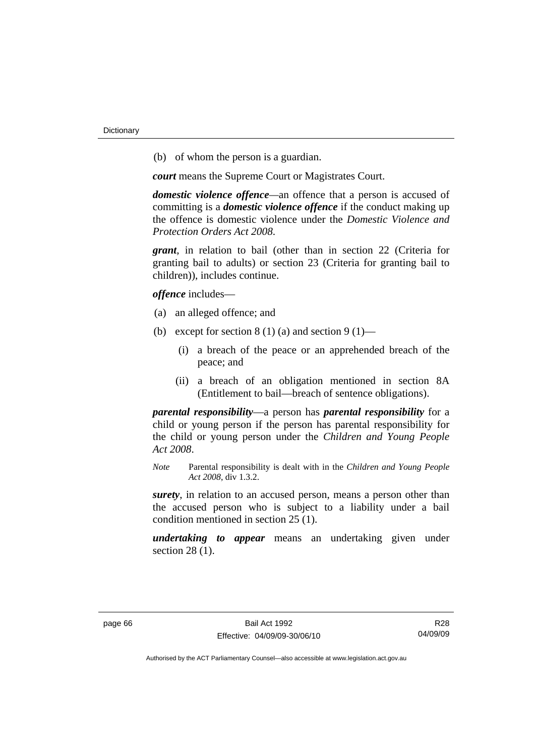(b) of whom the person is a guardian.

***court*** means the Supreme Court or Magistrates Court.

***domestic violence offence***—an offence that a person is accused of committing is a ***domestic violence offence*** if the conduct making up the offence is domestic violence under the *Domestic Violence and Protection Orders Act 2008*.

***grant***, in relation to bail (other than in section 22 (Criteria for granting bail to adults) or section 23 (Criteria for granting bail to children)), includes continue.

***offence*** includes—

(a) an alleged offence; and

(b) except for section 8 (1) (a) and section 9 (1)—

 (i) a breach of the peace or an apprehended breach of the peace; and

 (ii) a breach of an obligation mentioned in section 8A (Entitlement to bail—breach of sentence obligations).

***parental responsibility***—a person has ***parental responsibility*** for a child or young person if the person has parental responsibility for the child or young person under the *Children and Young People Act 2008*.

*Note* Parental responsibility is dealt with in the *Children and Young People Act 2008*, div 1.3.2.

***surety***, in relation to an accused person, means a person other than the accused person who is subject to a liability under a bail condition mentioned in section 25 (1).

***undertaking to appear*** means an undertaking given under section 28 (1).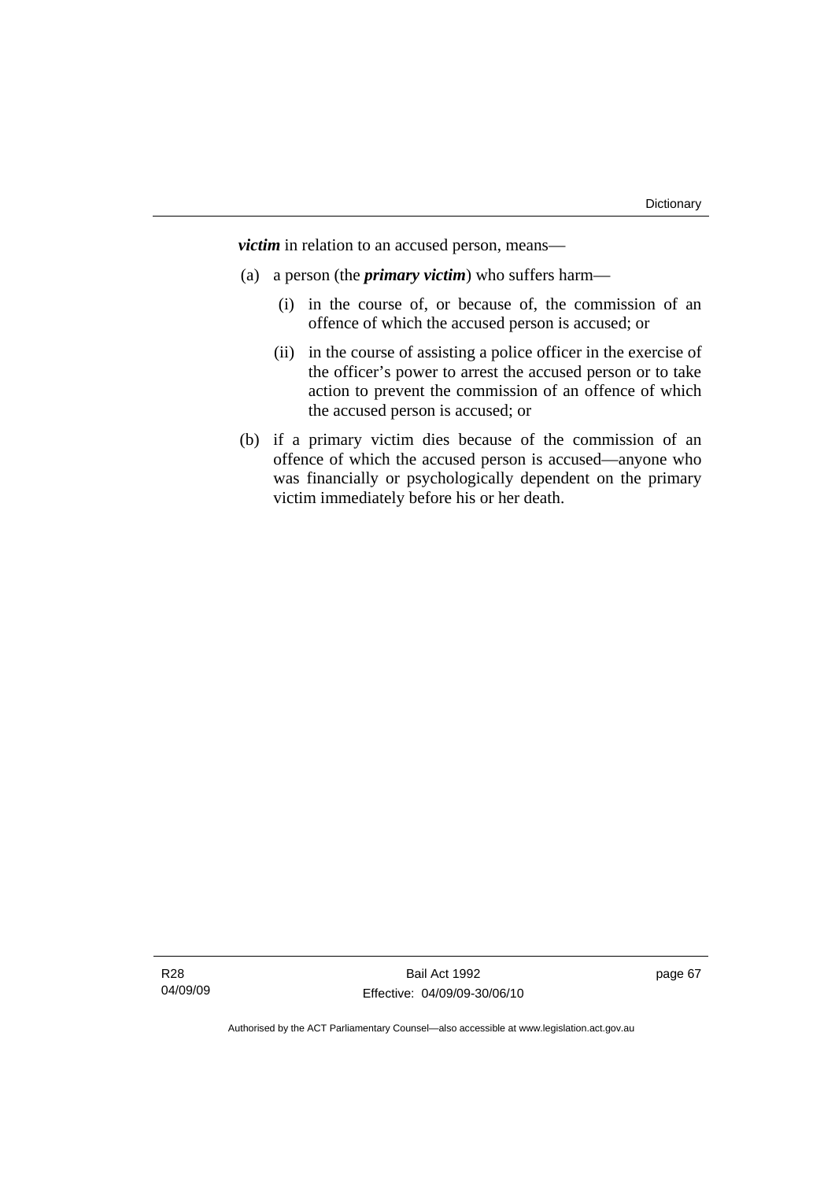***victim*** in relation to an accused person, means—

(a) a person (the ***primary victim***) who suffers harm—

  (i) in the course of, or because of, the commission of an offence of which the accused person is accused; or

  (ii) in the course of assisting a police officer in the exercise of the officer's power to arrest the accused person or to take action to prevent the commission of an offence of which the accused person is accused; or

(b) if a primary victim dies because of the commission of an offence of which the accused person is accused—anyone who was financially or psychologically dependent on the primary victim immediately before his or her death.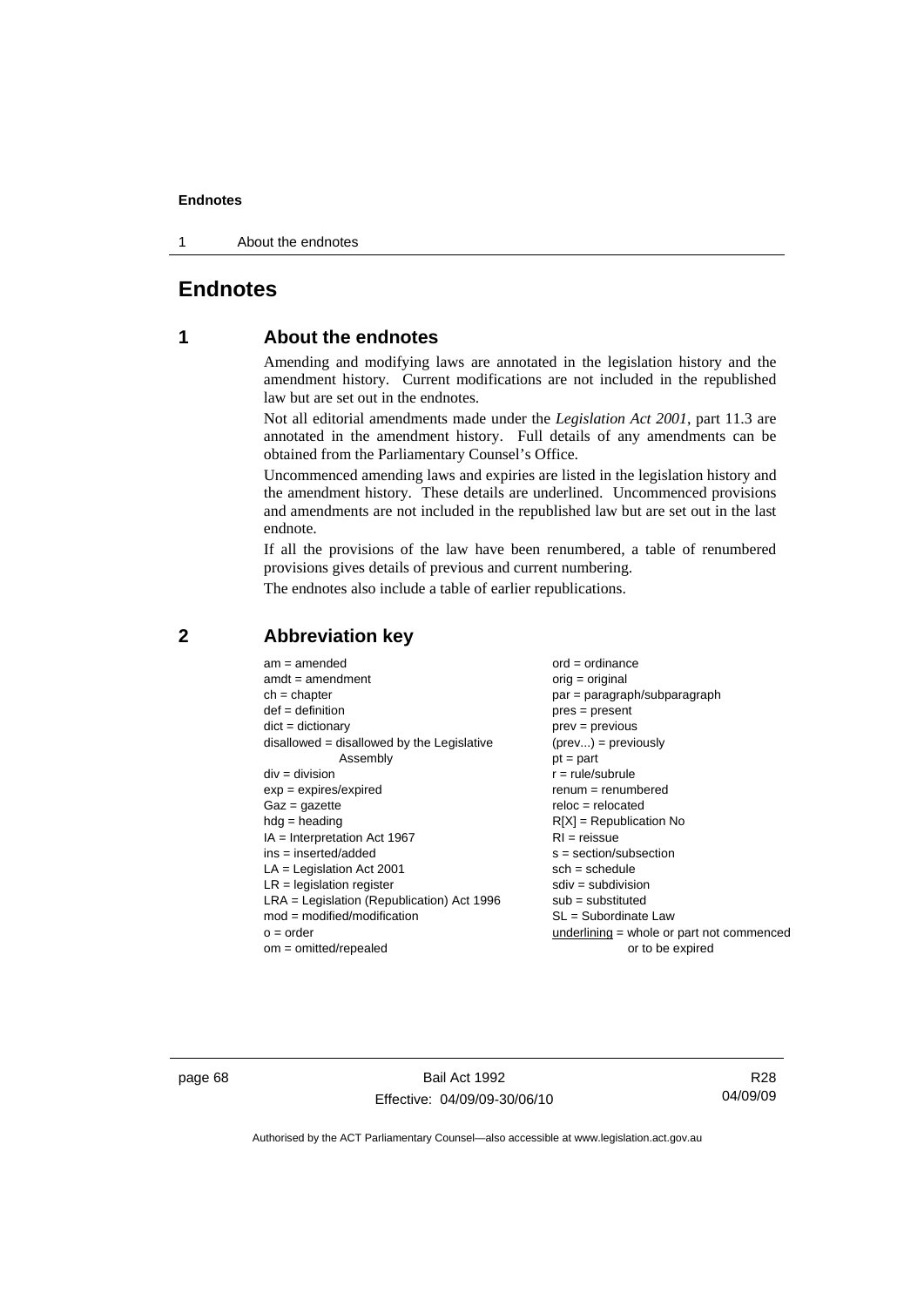# Endnotes

## 1 About the endnotes

Amending and modifying laws are annotated in the legislation history and the amendment history. Current modifications are not included in the republished law but are set out in the endnotes.

Not all editorial amendments made under the *Legislation Act 2001*, part 11.3 are annotated in the amendment history. Full details of any amendments can be obtained from the Parliamentary Counsel's Office.

Uncommenced amending laws and expiries are listed in the legislation history and the amendment history. These details are underlined. Uncommenced provisions and amendments are not included in the republished law but are set out in the last endnote.

If all the provisions of the law have been renumbered, a table of renumbered provisions gives details of previous and current numbering.

The endnotes also include a table of earlier republications.

## 2 Abbreviation key

am = amended
amdt = amendment
ch = chapter
def = definition
dict = dictionary
disallowed = disallowed by the Legislative Assembly
div = division
exp = expires/expired
Gaz = gazette
hdg = heading
IA = Interpretation Act 1967
ins = inserted/added
LA = Legislation Act 2001
LR = legislation register
LRA = Legislation (Republication) Act 1996
mod = modified/modification
o = order
om = omitted/repealed
ord = ordinance
orig = original
par = paragraph/subparagraph
pres = present
prev = previous
(prev...) = previously
pt = part
r = rule/subrule
renum = renumbered
reloc = relocated
R[X] = Republication No
RI = reissue
s = section/subsection
sch = schedule
sdiv = subdivision
sub = substituted
SL = Subordinate Law
underlining = whole or part not commenced or to be expired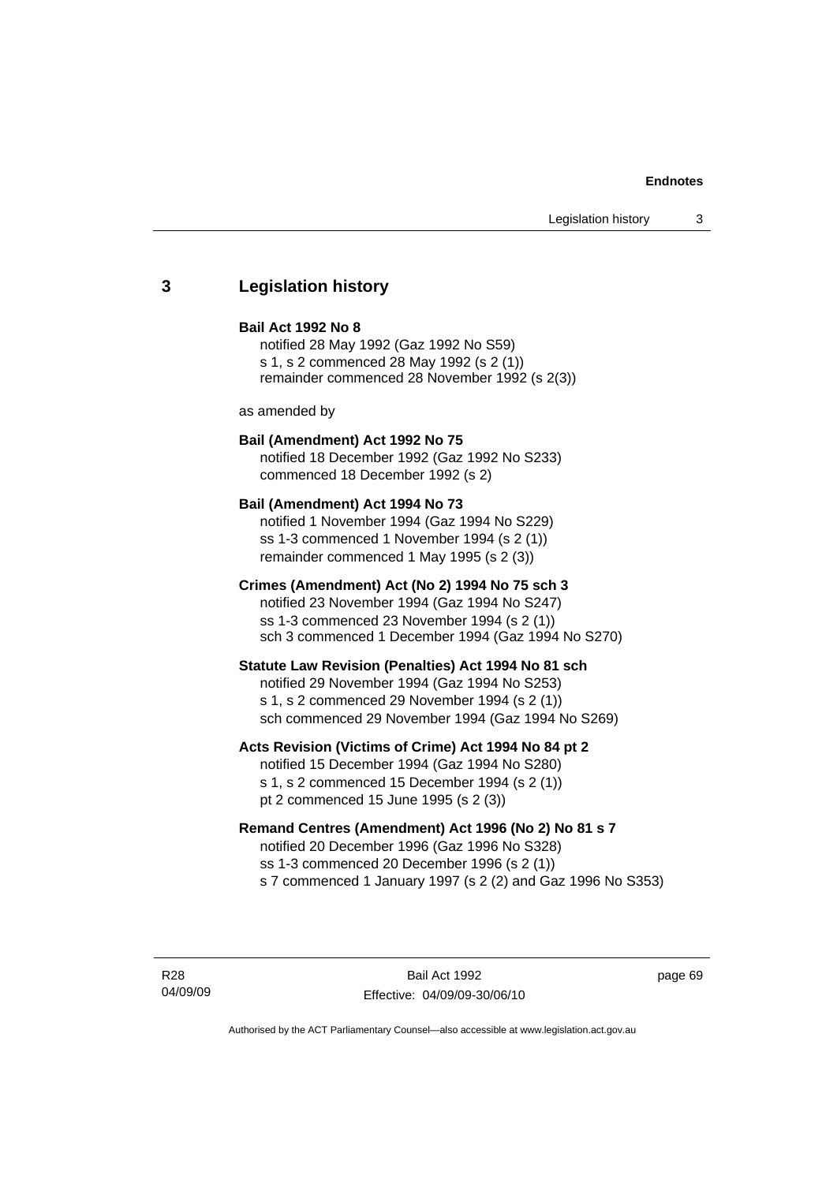## 3 Legislation history

**Bail Act 1992 No 8**

notified 28 May 1992 (Gaz 1992 No S59)
s 1, s 2 commenced 28 May 1992 (s 2 (1))
remainder commenced 28 November 1992 (s 2(3))

as amended by

**Bail (Amendment) Act 1992 No 75**

notified 18 December 1992 (Gaz 1992 No S233)
commenced 18 December 1992 (s 2)

**Bail (Amendment) Act 1994 No 73**

notified 1 November 1994 (Gaz 1994 No S229)
ss 1-3 commenced 1 November 1994 (s 2 (1))
remainder commenced 1 May 1995 (s 2 (3))

**Crimes (Amendment) Act (No 2) 1994 No 75 sch 3**

notified 23 November 1994 (Gaz 1994 No S247)
ss 1-3 commenced 23 November 1994 (s 2 (1))
sch 3 commenced 1 December 1994 (Gaz 1994 No S270)

**Statute Law Revision (Penalties) Act 1994 No 81 sch**

notified 29 November 1994 (Gaz 1994 No S253)
s 1, s 2 commenced 29 November 1994 (s 2 (1))
sch commenced 29 November 1994 (Gaz 1994 No S269)

**Acts Revision (Victims of Crime) Act 1994 No 84 pt 2**

notified 15 December 1994 (Gaz 1994 No S280)
s 1, s 2 commenced 15 December 1994 (s 2 (1))
pt 2 commenced 15 June 1995 (s 2 (3))

**Remand Centres (Amendment) Act 1996 (No 2) No 81 s 7**

notified 20 December 1996 (Gaz 1996 No S328)
ss 1-3 commenced 20 December 1996 (s 2 (1))
s 7 commenced 1 January 1997 (s 2 (2) and Gaz 1996 No S353)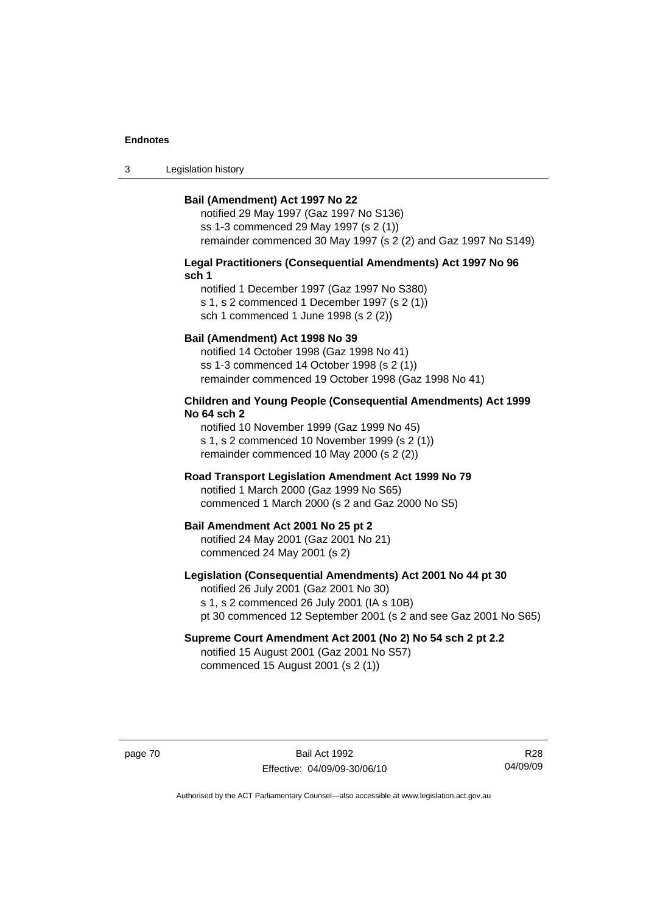**Bail (Amendment) Act 1997 No 22**

notified 29 May 1997 (Gaz 1997 No S136)
ss 1-3 commenced 29 May 1997 (s 2 (1))
remainder commenced 30 May 1997 (s 2 (2) and Gaz 1997 No S149)

**Legal Practitioners (Consequential Amendments) Act 1997 No 96 sch 1**

notified 1 December 1997 (Gaz 1997 No S380)
s 1, s 2 commenced 1 December 1997 (s 2 (1))
sch 1 commenced 1 June 1998 (s 2 (2))

**Bail (Amendment) Act 1998 No 39**

notified 14 October 1998 (Gaz 1998 No 41)
ss 1-3 commenced 14 October 1998 (s 2 (1))
remainder commenced 19 October 1998 (Gaz 1998 No 41)

**Children and Young People (Consequential Amendments) Act 1999 No 64 sch 2**

notified 10 November 1999 (Gaz 1999 No 45)
s 1, s 2 commenced 10 November 1999 (s 2 (1))
remainder commenced 10 May 2000 (s 2 (2))

**Road Transport Legislation Amendment Act 1999 No 79**

notified 1 March 2000 (Gaz 1999 No S65)
commenced 1 March 2000 (s 2 and Gaz 2000 No S5)

**Bail Amendment Act 2001 No 25 pt 2**

notified 24 May 2001 (Gaz 2001 No 21)
commenced 24 May 2001 (s 2)

**Legislation (Consequential Amendments) Act 2001 No 44 pt 30**

notified 26 July 2001 (Gaz 2001 No 30)
s 1, s 2 commenced 26 July 2001 (IA s 10B)
pt 30 commenced 12 September 2001 (s 2 and see Gaz 2001 No S65)

**Supreme Court Amendment Act 2001 (No 2) No 54 sch 2 pt 2.2**

notified 15 August 2001 (Gaz 2001 No S57)
commenced 15 August 2001 (s 2 (1))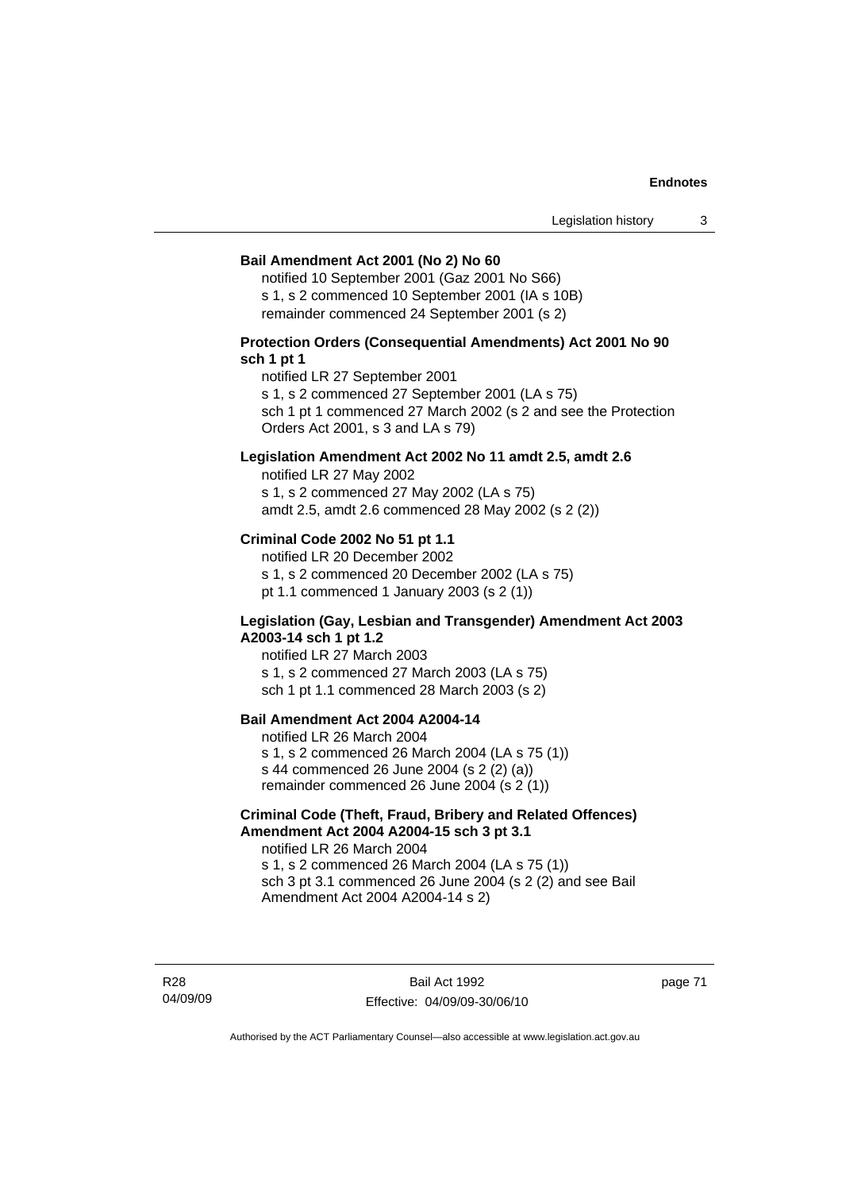**Bail Amendment Act 2001 (No 2) No 60**

notified 10 September 2001 (Gaz 2001 No S66)
s 1, s 2 commenced 10 September 2001 (IA s 10B)
remainder commenced 24 September 2001 (s 2)

**Protection Orders (Consequential Amendments) Act 2001 No 90 sch 1 pt 1**

notified LR 27 September 2001
s 1, s 2 commenced 27 September 2001 (LA s 75)
sch 1 pt 1 commenced 27 March 2002 (s 2 and see the Protection Orders Act 2001, s 3 and LA s 79)

**Legislation Amendment Act 2002 No 11 amdt 2.5, amdt 2.6**

notified LR 27 May 2002
s 1, s 2 commenced 27 May 2002 (LA s 75)
amdt 2.5, amdt 2.6 commenced 28 May 2002 (s 2 (2))

**Criminal Code 2002 No 51 pt 1.1**

notified LR 20 December 2002
s 1, s 2 commenced 20 December 2002 (LA s 75)
pt 1.1 commenced 1 January 2003 (s 2 (1))

**Legislation (Gay, Lesbian and Transgender) Amendment Act 2003 A2003-14 sch 1 pt 1.2**

notified LR 27 March 2003
s 1, s 2 commenced 27 March 2003 (LA s 75)
sch 1 pt 1.1 commenced 28 March 2003 (s 2)

**Bail Amendment Act 2004 A2004-14**

notified LR 26 March 2004
s 1, s 2 commenced 26 March 2004 (LA s 75 (1))
s 44 commenced 26 June 2004 (s 2 (2) (a))
remainder commenced 26 June 2004 (s 2 (1))

**Criminal Code (Theft, Fraud, Bribery and Related Offences) Amendment Act 2004 A2004-15 sch 3 pt 3.1**

notified LR 26 March 2004
s 1, s 2 commenced 26 March 2004 (LA s 75 (1))
sch 3 pt 3.1 commenced 26 June 2004 (s 2 (2) and see Bail Amendment Act 2004 A2004-14 s 2)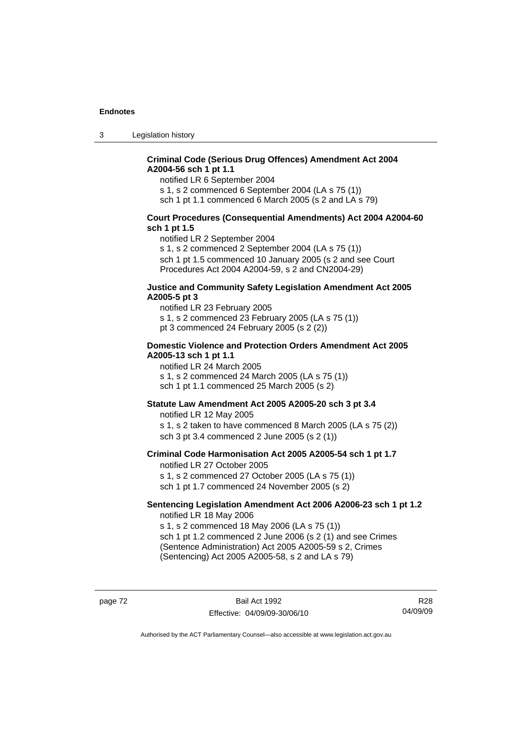**Criminal Code (Serious Drug Offences) Amendment Act 2004 A2004-56 sch 1 pt 1.1**

notified LR 6 September 2004
s 1, s 2 commenced 6 September 2004 (LA s 75 (1))
sch 1 pt 1.1 commenced 6 March 2005 (s 2 and LA s 79)

**Court Procedures (Consequential Amendments) Act 2004 A2004-60 sch 1 pt 1.5**

notified LR 2 September 2004
s 1, s 2 commenced 2 September 2004 (LA s 75 (1))
sch 1 pt 1.5 commenced 10 January 2005 (s 2 and see Court Procedures Act 2004 A2004-59, s 2 and CN2004-29)

**Justice and Community Safety Legislation Amendment Act 2005 A2005-5 pt 3**

notified LR 23 February 2005
s 1, s 2 commenced 23 February 2005 (LA s 75 (1))
pt 3 commenced 24 February 2005 (s 2 (2))

**Domestic Violence and Protection Orders Amendment Act 2005 A2005-13 sch 1 pt 1.1**

notified LR 24 March 2005
s 1, s 2 commenced 24 March 2005 (LA s 75 (1))
sch 1 pt 1.1 commenced 25 March 2005 (s 2)

**Statute Law Amendment Act 2005 A2005-20 sch 3 pt 3.4**

notified LR 12 May 2005
s 1, s 2 taken to have commenced 8 March 2005 (LA s 75 (2))
sch 3 pt 3.4 commenced 2 June 2005 (s 2 (1))

**Criminal Code Harmonisation Act 2005 A2005-54 sch 1 pt 1.7**

notified LR 27 October 2005
s 1, s 2 commenced 27 October 2005 (LA s 75 (1))
sch 1 pt 1.7 commenced 24 November 2005 (s 2)

**Sentencing Legislation Amendment Act 2006 A2006-23 sch 1 pt 1.2**

notified LR 18 May 2006
s 1, s 2 commenced 18 May 2006 (LA s 75 (1))
sch 1 pt 1.2 commenced 2 June 2006 (s 2 (1) and see Crimes (Sentence Administration) Act 2005 A2005-59 s 2, Crimes (Sentencing) Act 2005 A2005-58, s 2 and LA s 79)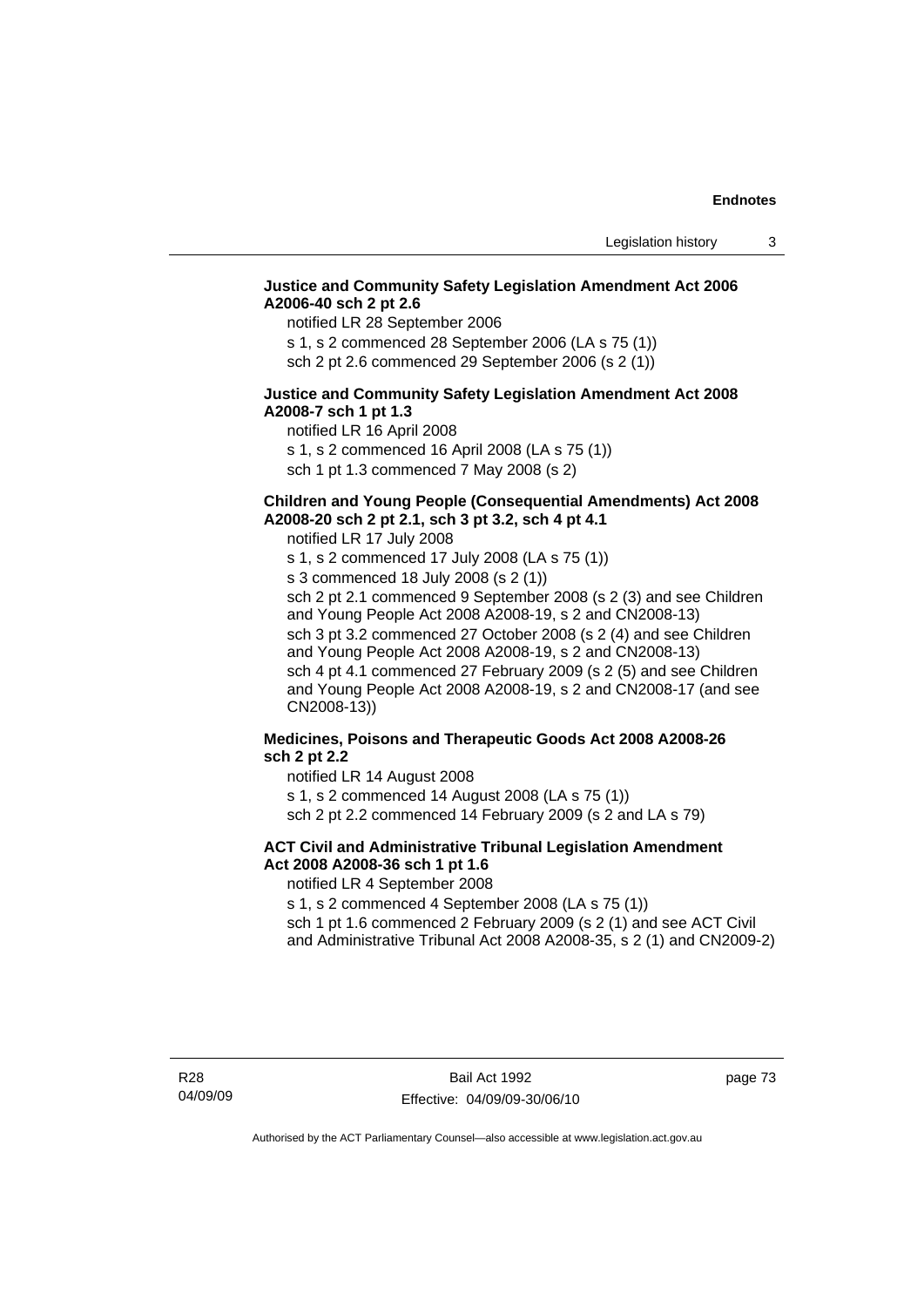**Justice and Community Safety Legislation Amendment Act 2006 A2006-40 sch 2 pt 2.6**

notified LR 28 September 2006

s 1, s 2 commenced 28 September 2006 (LA s 75 (1))

sch 2 pt 2.6 commenced 29 September 2006 (s 2 (1))

**Justice and Community Safety Legislation Amendment Act 2008 A2008-7 sch 1 pt 1.3**

notified LR 16 April 2008

s 1, s 2 commenced 16 April 2008 (LA s 75 (1))

sch 1 pt 1.3 commenced 7 May 2008 (s 2)

**Children and Young People (Consequential Amendments) Act 2008 A2008-20 sch 2 pt 2.1, sch 3 pt 3.2, sch 4 pt 4.1**

notified LR 17 July 2008

s 1, s 2 commenced 17 July 2008 (LA s 75 (1))

s 3 commenced 18 July 2008 (s 2 (1))

sch 2 pt 2.1 commenced 9 September 2008 (s 2 (3) and see Children and Young People Act 2008 A2008-19, s 2 and CN2008-13)

sch 3 pt 3.2 commenced 27 October 2008 (s 2 (4) and see Children and Young People Act 2008 A2008-19, s 2 and CN2008-13)

sch 4 pt 4.1 commenced 27 February 2009 (s 2 (5) and see Children and Young People Act 2008 A2008-19, s 2 and CN2008-17 (and see CN2008-13))

**Medicines, Poisons and Therapeutic Goods Act 2008 A2008-26 sch 2 pt 2.2**

notified LR 14 August 2008

s 1, s 2 commenced 14 August 2008 (LA s 75 (1))

sch 2 pt 2.2 commenced 14 February 2009 (s 2 and LA s 79)

**ACT Civil and Administrative Tribunal Legislation Amendment Act 2008 A2008-36 sch 1 pt 1.6**

notified LR 4 September 2008

s 1, s 2 commenced 4 September 2008 (LA s 75 (1))

sch 1 pt 1.6 commenced 2 February 2009 (s 2 (1) and see ACT Civil and Administrative Tribunal Act 2008 A2008-35, s 2 (1) and CN2009-2)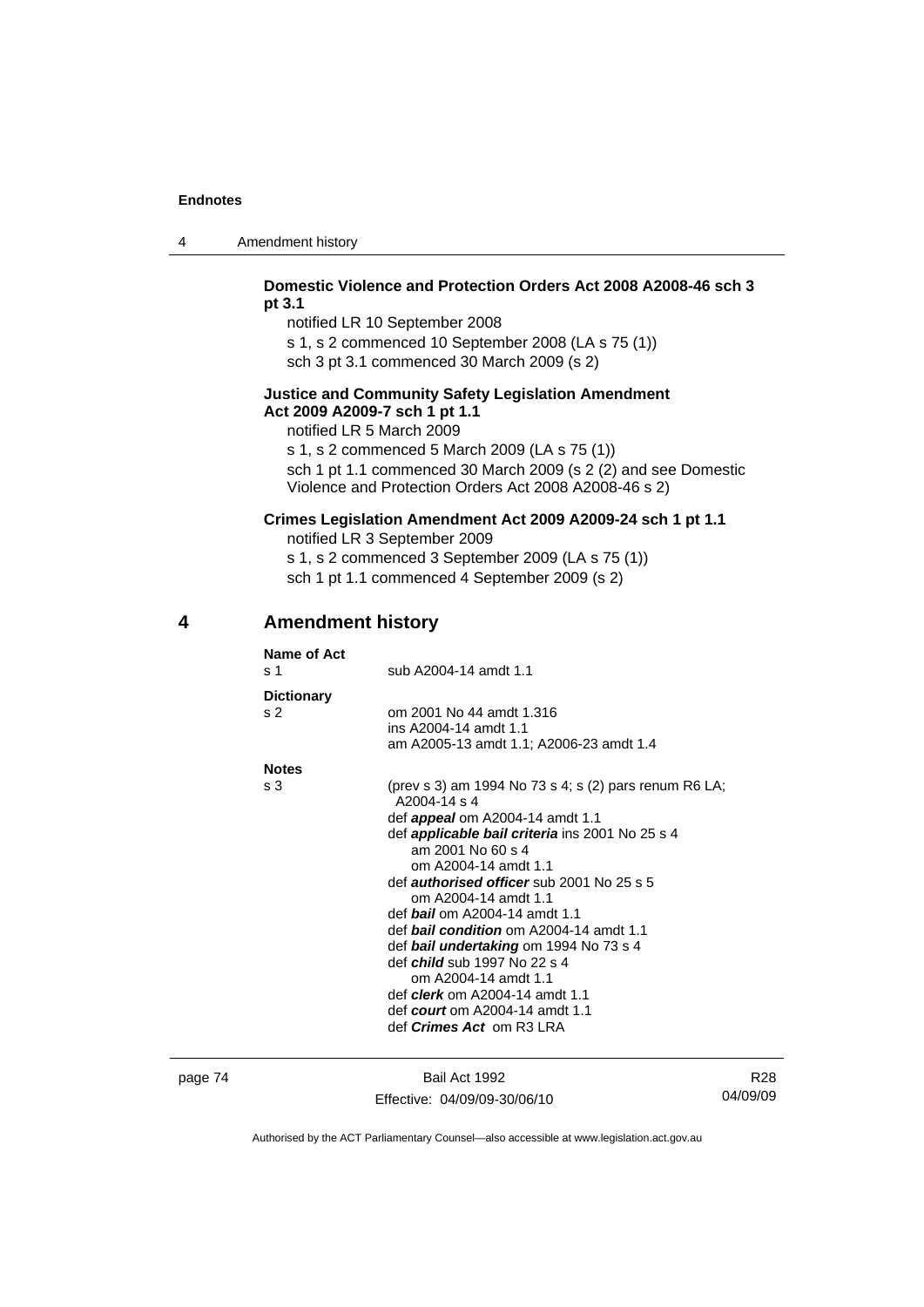**Domestic Violence and Protection Orders Act 2008 A2008-46 sch 3 pt 3.1**

notified LR 10 September 2008

s 1, s 2 commenced 10 September 2008 (LA s 75 (1))

sch 3 pt 3.1 commenced 30 March 2009 (s 2)

**Justice and Community Safety Legislation Amendment Act 2009 A2009-7 sch 1 pt 1.1**

notified LR 5 March 2009

s 1, s 2 commenced 5 March 2009 (LA s 75 (1))

sch 1 pt 1.1 commenced 30 March 2009 (s 2 (2) and see Domestic Violence and Protection Orders Act 2008 A2008-46 s 2)

**Crimes Legislation Amendment Act 2009 A2009-24 sch 1 pt 1.1**

notified LR 3 September 2009

s 1, s 2 commenced 3 September 2009 (LA s 75 (1))

sch 1 pt 1.1 commenced 4 September 2009 (s 2)

## 4 Amendment history

**Name of Act**

s 1 sub A2004-14 amdt 1.1

**Dictionary**

s 2 om 2001 No 44 amdt 1.316
ins A2004-14 amdt 1.1
am A2005-13 amdt 1.1; A2006-23 amdt 1.4

**Notes**

s 3 (prev s 3) am 1994 No 73 s 4; s (2) pars renum R6 LA; A2004-14 s 4
def ***appeal*** om A2004-14 amdt 1.1
def ***applicable bail criteria*** ins 2001 No 25 s 4
am 2001 No 60 s 4
om A2004-14 amdt 1.1
def ***authorised officer*** sub 2001 No 25 s 5
om A2004-14 amdt 1.1
def ***bail*** om A2004-14 amdt 1.1
def ***bail condition*** om A2004-14 amdt 1.1
def ***bail undertaking*** om 1994 No 73 s 4
def ***child*** sub 1997 No 22 s 4
om A2004-14 amdt 1.1
def ***clerk*** om A2004-14 amdt 1.1
def ***court*** om A2004-14 amdt 1.1
def ***Crimes Act*** om R3 LRA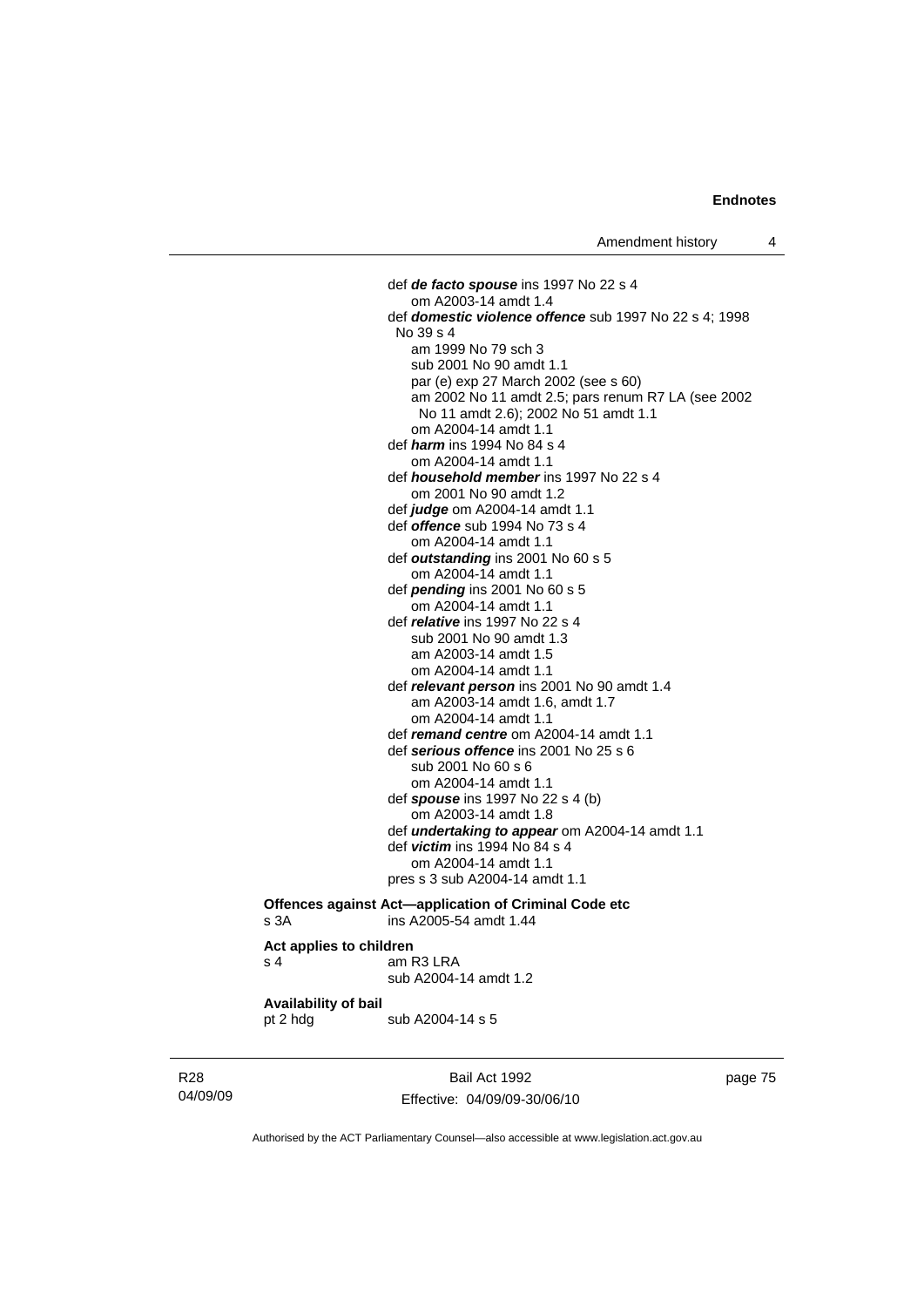def ***de facto spouse*** ins 1997 No 22 s 4
om A2003-14 amdt 1.4

def ***domestic violence offence*** sub 1997 No 22 s 4; 1998 No 39 s 4
am 1999 No 79 sch 3
sub 2001 No 90 amdt 1.1
par (e) exp 27 March 2002 (see s 60)
am 2002 No 11 amdt 2.5; pars renum R7 LA (see 2002 No 11 amdt 2.6); 2002 No 51 amdt 1.1
om A2004-14 amdt 1.1

def ***harm*** ins 1994 No 84 s 4
om A2004-14 amdt 1.1

def ***household member*** ins 1997 No 22 s 4
om 2001 No 90 amdt 1.2

def ***judge*** om A2004-14 amdt 1.1

def ***offence*** sub 1994 No 73 s 4
om A2004-14 amdt 1.1

def ***outstanding*** ins 2001 No 60 s 5
om A2004-14 amdt 1.1

def ***pending*** ins 2001 No 60 s 5
om A2004-14 amdt 1.1

def ***relative*** ins 1997 No 22 s 4
sub 2001 No 90 amdt 1.3
am A2003-14 amdt 1.5
om A2004-14 amdt 1.1

def ***relevant person*** ins 2001 No 90 amdt 1.4
am A2003-14 amdt 1.6, amdt 1.7
om A2004-14 amdt 1.1

def ***remand centre*** om A2004-14 amdt 1.1

def ***serious offence*** ins 2001 No 25 s 6
sub 2001 No 60 s 6
om A2004-14 amdt 1.1

def ***spouse*** ins 1997 No 22 s 4 (b)
om A2003-14 amdt 1.8

def ***undertaking to appear*** om A2004-14 amdt 1.1

def ***victim*** ins 1994 No 84 s 4
om A2004-14 amdt 1.1

pres s 3 sub A2004-14 amdt 1.1

**Offences against Act—application of Criminal Code etc**
s 3A ins A2005-54 amdt 1.44

**Act applies to children**
s 4 am R3 LRA
sub A2004-14 amdt 1.2

**Availability of bail**
pt 2 hdg sub A2004-14 s 5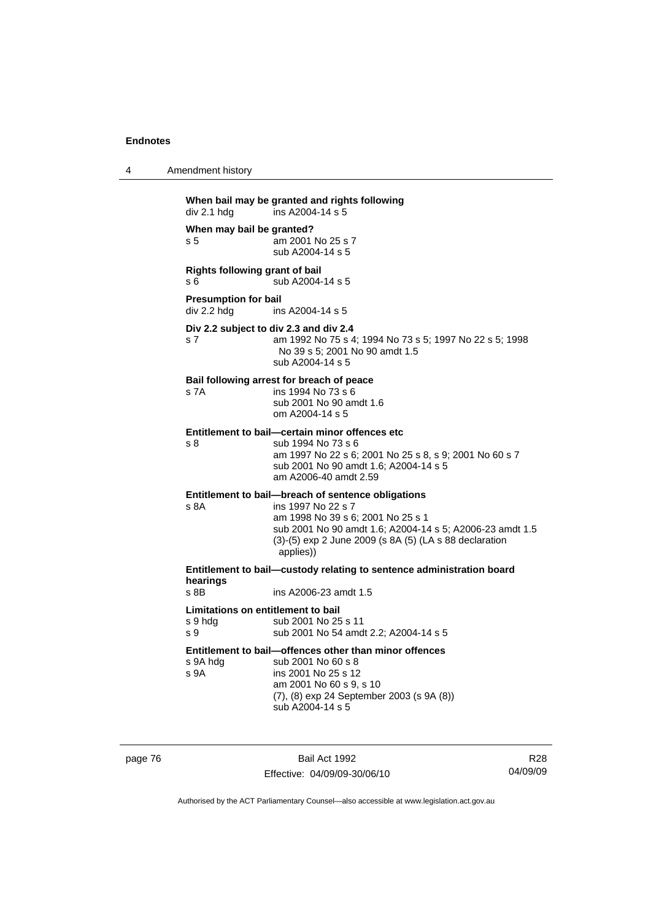**When bail may be granted and rights following**
div 2.1 hdg ins A2004-14 s 5

**When may bail be granted?**
s 5 am 2001 No 25 s 7
sub A2004-14 s 5

**Rights following grant of bail**
s 6 sub A2004-14 s 5

**Presumption for bail**
div 2.2 hdg ins A2004-14 s 5

**Div 2.2 subject to div 2.3 and div 2.4**
s 7 am 1992 No 75 s 4; 1994 No 73 s 5; 1997 No 22 s 5; 1998 No 39 s 5; 2001 No 90 amdt 1.5
sub A2004-14 s 5

**Bail following arrest for breach of peace**
s 7A ins 1994 No 73 s 6
sub 2001 No 90 amdt 1.6
om A2004-14 s 5

**Entitlement to bail—certain minor offences etc**
s 8 sub 1994 No 73 s 6
am 1997 No 22 s 6; 2001 No 25 s 8, s 9; 2001 No 60 s 7
sub 2001 No 90 amdt 1.6; A2004-14 s 5
am A2006-40 amdt 2.59

**Entitlement to bail—breach of sentence obligations**
s 8A ins 1997 No 22 s 7
am 1998 No 39 s 6; 2001 No 25 s 1
sub 2001 No 90 amdt 1.6; A2004-14 s 5; A2006-23 amdt 1.5
(3)-(5) exp 2 June 2009 (s 8A (5) (LA s 88 declaration applies))

**Entitlement to bail—custody relating to sentence administration board hearings**
s 8B ins A2006-23 amdt 1.5

**Limitations on entitlement to bail**
s 9 hdg sub 2001 No 25 s 11
s 9 sub 2001 No 54 amdt 2.2; A2004-14 s 5

**Entitlement to bail—offences other than minor offences**
s 9A hdg sub 2001 No 60 s 8
s 9A ins 2001 No 25 s 12
am 2001 No 60 s 9, s 10
(7), (8) exp 24 September 2003 (s 9A (8))
sub A2004-14 s 5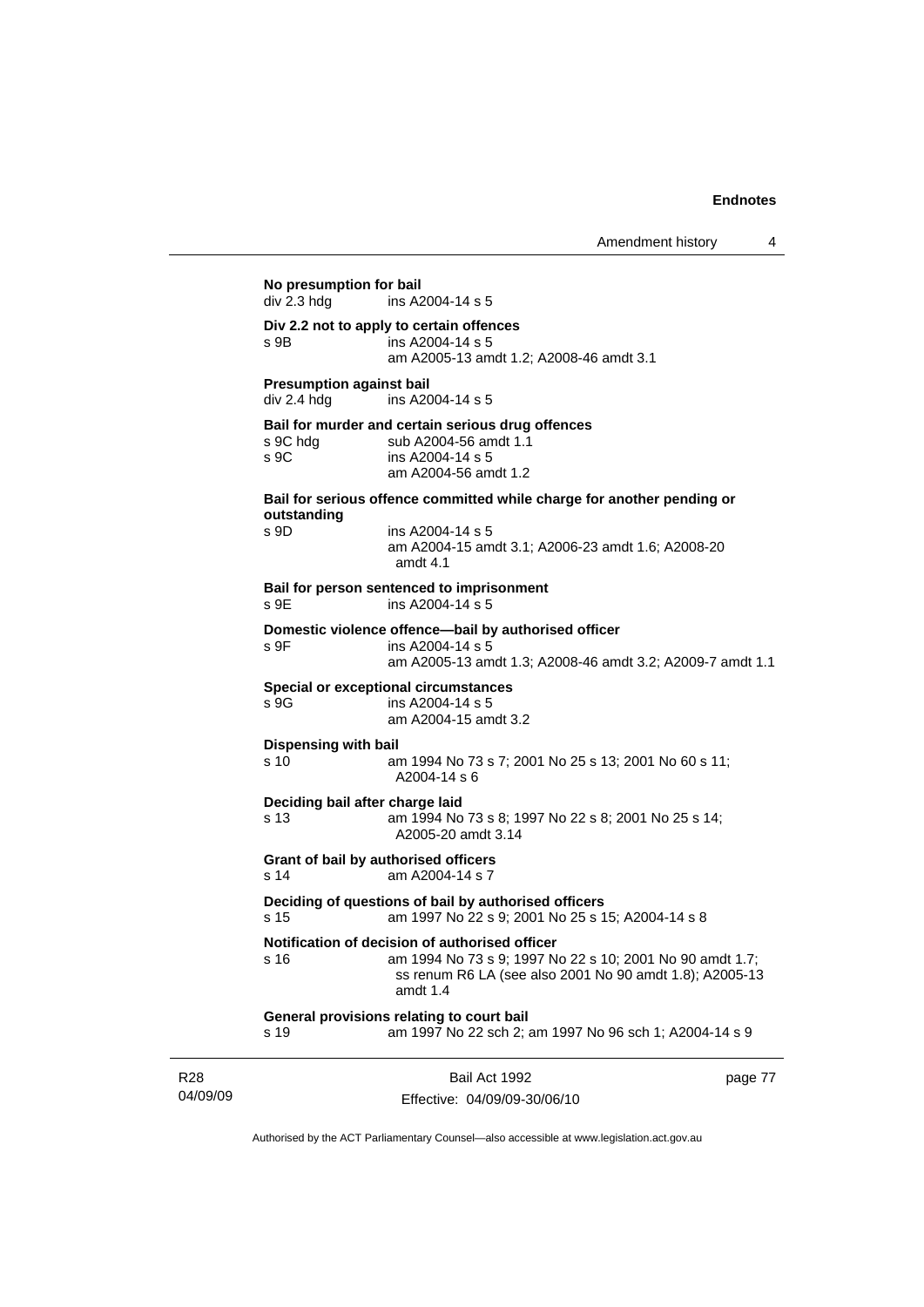**No presumption for bail**
div 2.3 hdg ins A2004-14 s 5

**Div 2.2 not to apply to certain offences**
s 9B ins A2004-14 s 5
am A2005-13 amdt 1.2; A2008-46 amdt 3.1

**Presumption against bail**
div 2.4 hdg ins A2004-14 s 5

**Bail for murder and certain serious drug offences**
s 9C hdg sub A2004-56 amdt 1.1
s 9C ins A2004-14 s 5
am A2004-56 amdt 1.2

**Bail for serious offence committed while charge for another pending or outstanding**
s 9D ins A2004-14 s 5
am A2004-15 amdt 3.1; A2006-23 amdt 1.6; A2008-20 amdt 4.1

**Bail for person sentenced to imprisonment**
s 9E ins A2004-14 s 5

**Domestic violence offence—bail by authorised officer**
s 9F ins A2004-14 s 5
am A2005-13 amdt 1.3; A2008-46 amdt 3.2; A2009-7 amdt 1.1

**Special or exceptional circumstances**
s 9G ins A2004-14 s 5
am A2004-15 amdt 3.2

**Dispensing with bail**
s 10 am 1994 No 73 s 7; 2001 No 25 s 13; 2001 No 60 s 11; A2004-14 s 6

**Deciding bail after charge laid**
s 13 am 1994 No 73 s 8; 1997 No 22 s 8; 2001 No 25 s 14; A2005-20 amdt 3.14

**Grant of bail by authorised officers**
s 14 am A2004-14 s 7

**Deciding of questions of bail by authorised officers**
s 15 am 1997 No 22 s 9; 2001 No 25 s 15; A2004-14 s 8

**Notification of decision of authorised officer**
s 16 am 1994 No 73 s 9; 1997 No 22 s 10; 2001 No 90 amdt 1.7; ss renum R6 LA (see also 2001 No 90 amdt 1.8); A2005-13 amdt 1.4

**General provisions relating to court bail**
s 19 am 1997 No 22 sch 2; am 1997 No 96 sch 1; A2004-14 s 9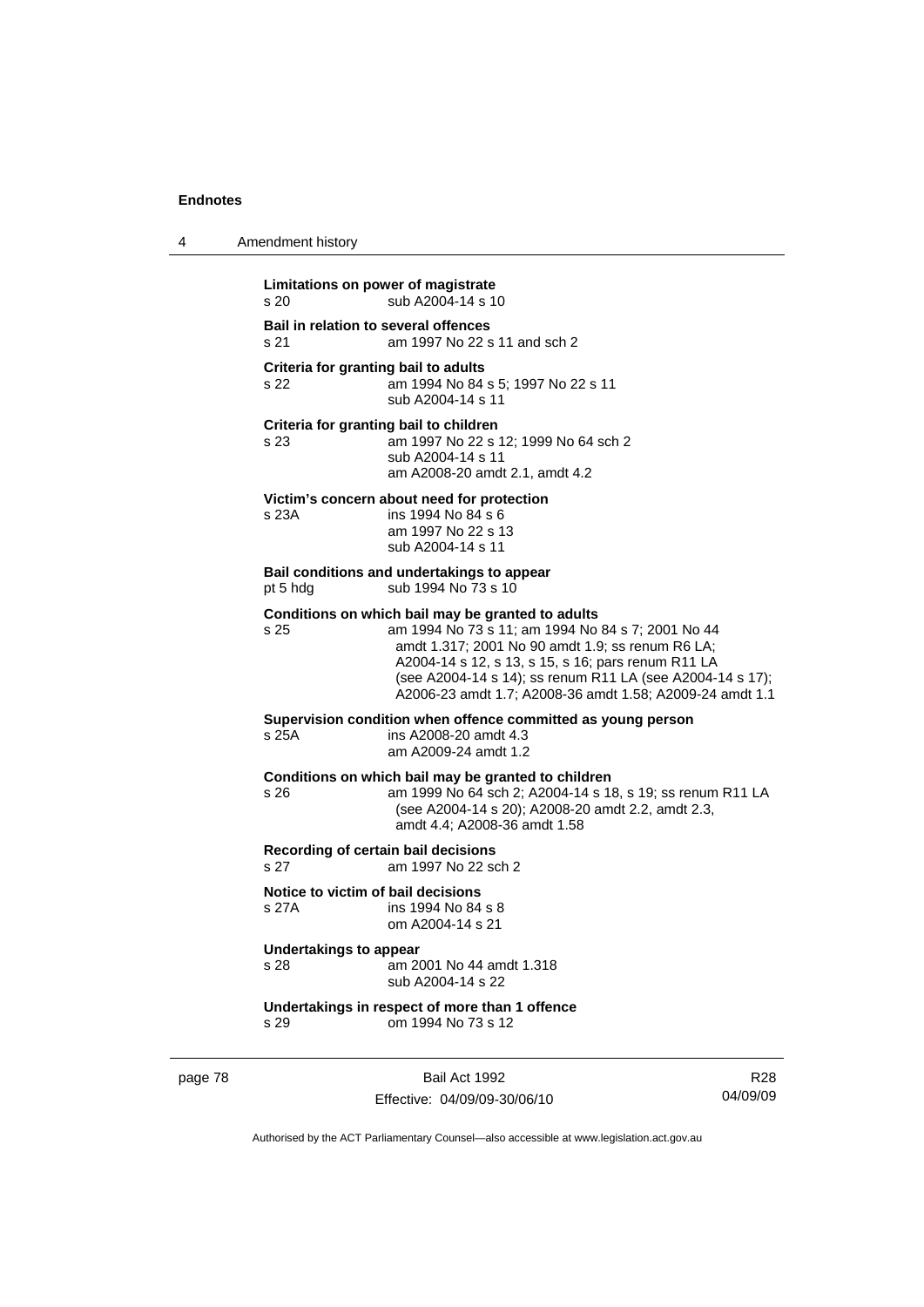**Limitations on power of magistrate**
s 20 sub A2004-14 s 10

**Bail in relation to several offences**
s 21 am 1997 No 22 s 11 and sch 2

**Criteria for granting bail to adults**
s 22 am 1994 No 84 s 5; 1997 No 22 s 11
sub A2004-14 s 11

**Criteria for granting bail to children**
s 23 am 1997 No 22 s 12; 1999 No 64 sch 2
sub A2004-14 s 11
am A2008-20 amdt 2.1, amdt 4.2

**Victim's concern about need for protection**
s 23A ins 1994 No 84 s 6
am 1997 No 22 s 13
sub A2004-14 s 11

**Bail conditions and undertakings to appear**
pt 5 hdg sub 1994 No 73 s 10

**Conditions on which bail may be granted to adults**
s 25 am 1994 No 73 s 11; am 1994 No 84 s 7; 2001 No 44 amdt 1.317; 2001 No 90 amdt 1.9; ss renum R6 LA; A2004-14 s 12, s 13, s 15, s 16; pars renum R11 LA (see A2004-14 s 14); ss renum R11 LA (see A2004-14 s 17); A2006-23 amdt 1.7; A2008-36 amdt 1.58; A2009-24 amdt 1.1

**Supervision condition when offence committed as young person**
s 25A ins A2008-20 amdt 4.3
am A2009-24 amdt 1.2

**Conditions on which bail may be granted to children**
s 26 am 1999 No 64 sch 2; A2004-14 s 18, s 19; ss renum R11 LA (see A2004-14 s 20); A2008-20 amdt 2.2, amdt 2.3, amdt 4.4; A2008-36 amdt 1.58

**Recording of certain bail decisions**
s 27 am 1997 No 22 sch 2

**Notice to victim of bail decisions**
s 27A ins 1994 No 84 s 8
om A2004-14 s 21

**Undertakings to appear**
s 28 am 2001 No 44 amdt 1.318
sub A2004-14 s 22

**Undertakings in respect of more than 1 offence**
s 29 om 1994 No 73 s 12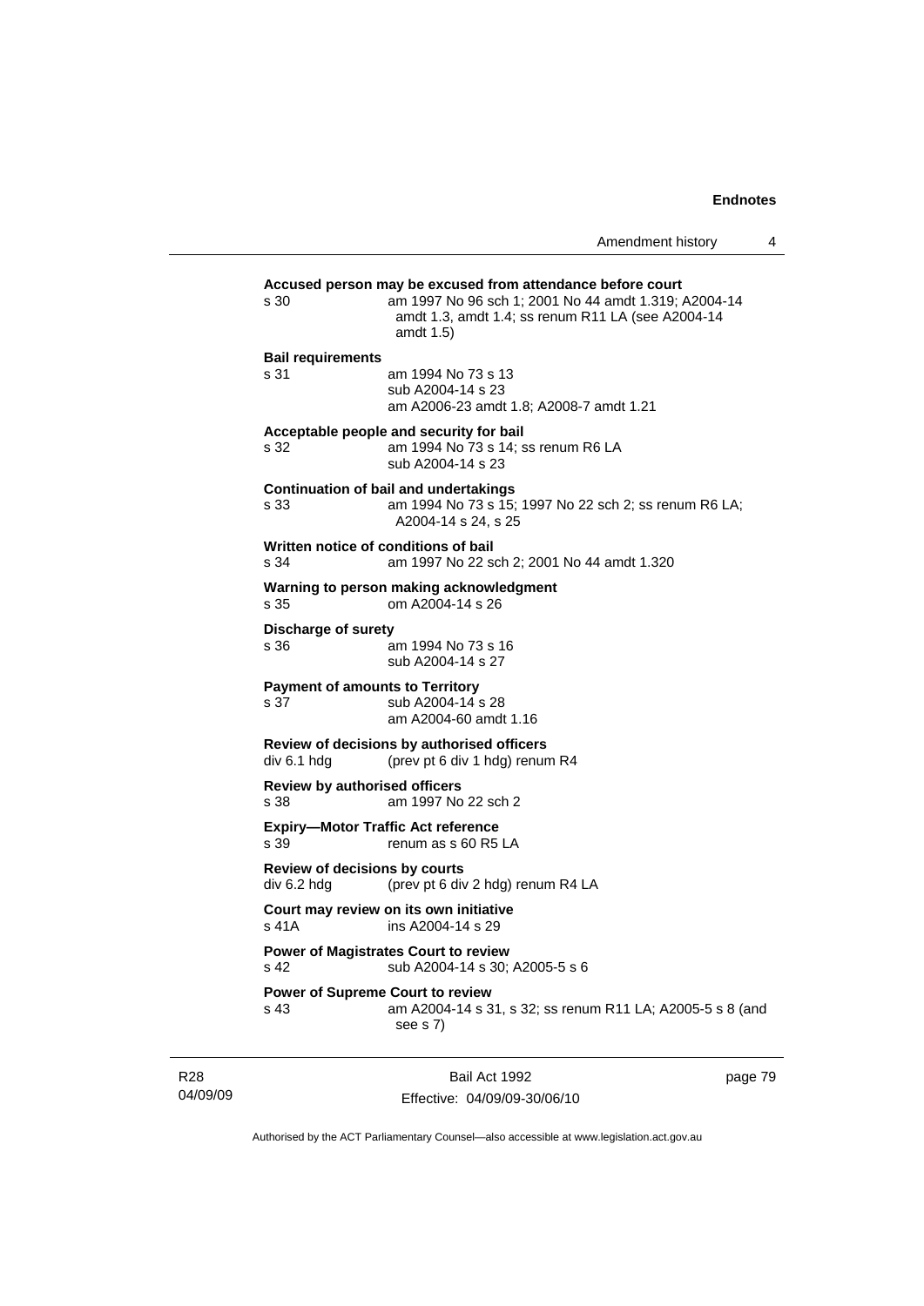**Accused person may be excused from attendance before court**

s 30 am 1997 No 96 sch 1; 2001 No 44 amdt 1.319; A2004-14 amdt 1.3, amdt 1.4; ss renum R11 LA (see A2004-14 amdt 1.5)

**Bail requirements**

s 31 am 1994 No 73 s 13
sub A2004-14 s 23
am A2006-23 amdt 1.8; A2008-7 amdt 1.21

**Acceptable people and security for bail**

s 32 am 1994 No 73 s 14; ss renum R6 LA
sub A2004-14 s 23

**Continuation of bail and undertakings**

s 33 am 1994 No 73 s 15; 1997 No 22 sch 2; ss renum R6 LA; A2004-14 s 24, s 25

**Written notice of conditions of bail**

s 34 am 1997 No 22 sch 2; 2001 No 44 amdt 1.320

**Warning to person making acknowledgment**

s 35 om A2004-14 s 26

**Discharge of surety**

s 36 am 1994 No 73 s 16
sub A2004-14 s 27

**Payment of amounts to Territory**

s 37 sub A2004-14 s 28
am A2004-60 amdt 1.16

**Review of decisions by authorised officers**

div 6.1 hdg (prev pt 6 div 1 hdg) renum R4

**Review by authorised officers**

s 38 am 1997 No 22 sch 2

**Expiry—Motor Traffic Act reference**

s 39 renum as s 60 R5 LA

**Review of decisions by courts**

div 6.2 hdg (prev pt 6 div 2 hdg) renum R4 LA

**Court may review on its own initiative**

s 41A ins A2004-14 s 29

**Power of Magistrates Court to review**

s 42 sub A2004-14 s 30; A2005-5 s 6

**Power of Supreme Court to review**

s 43 am A2004-14 s 31, s 32; ss renum R11 LA; A2005-5 s 8 (and see s 7)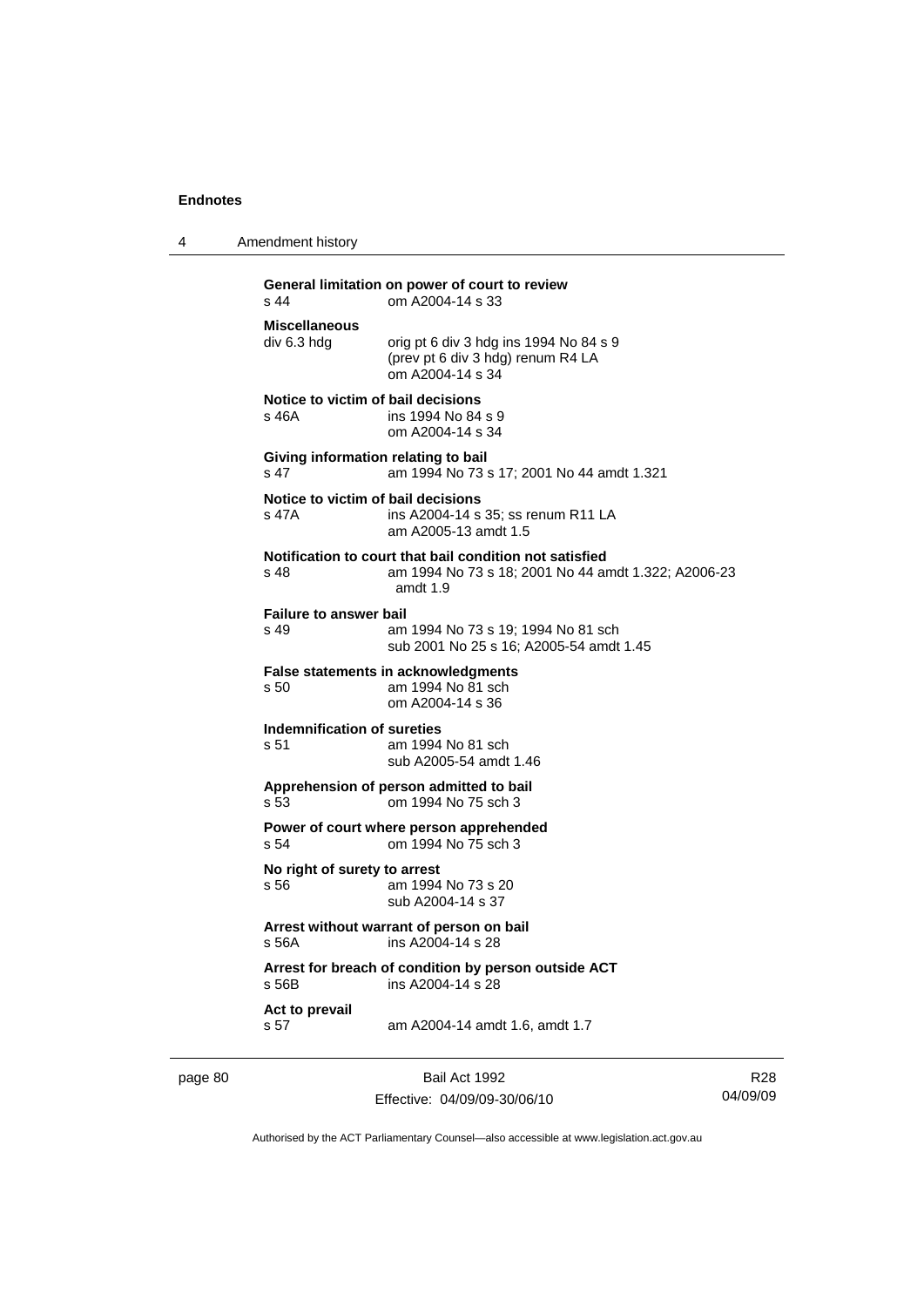**General limitation on power of court to review**
s 44 om A2004-14 s 33

**Miscellaneous**
div 6.3 hdg orig pt 6 div 3 hdg ins 1994 No 84 s 9
(prev pt 6 div 3 hdg) renum R4 LA
om A2004-14 s 34

**Notice to victim of bail decisions**
s 46A ins 1994 No 84 s 9
om A2004-14 s 34

**Giving information relating to bail**
s 47 am 1994 No 73 s 17; 2001 No 44 amdt 1.321

**Notice to victim of bail decisions**
s 47A ins A2004-14 s 35; ss renum R11 LA
am A2005-13 amdt 1.5

**Notification to court that bail condition not satisfied**
s 48 am 1994 No 73 s 18; 2001 No 44 amdt 1.322; A2006-23 amdt 1.9

**Failure to answer bail**
s 49 am 1994 No 73 s 19; 1994 No 81 sch
sub 2001 No 25 s 16; A2005-54 amdt 1.45

**False statements in acknowledgments**
s 50 am 1994 No 81 sch
om A2004-14 s 36

**Indemnification of sureties**
s 51 am 1994 No 81 sch
sub A2005-54 amdt 1.46

**Apprehension of person admitted to bail**
s 53 om 1994 No 75 sch 3

**Power of court where person apprehended**
s 54 om 1994 No 75 sch 3

**No right of surety to arrest**
s 56 am 1994 No 73 s 20
sub A2004-14 s 37

**Arrest without warrant of person on bail**
s 56A ins A2004-14 s 28

**Arrest for breach of condition by person outside ACT**
s 56B ins A2004-14 s 28

**Act to prevail**
s 57 am A2004-14 amdt 1.6, amdt 1.7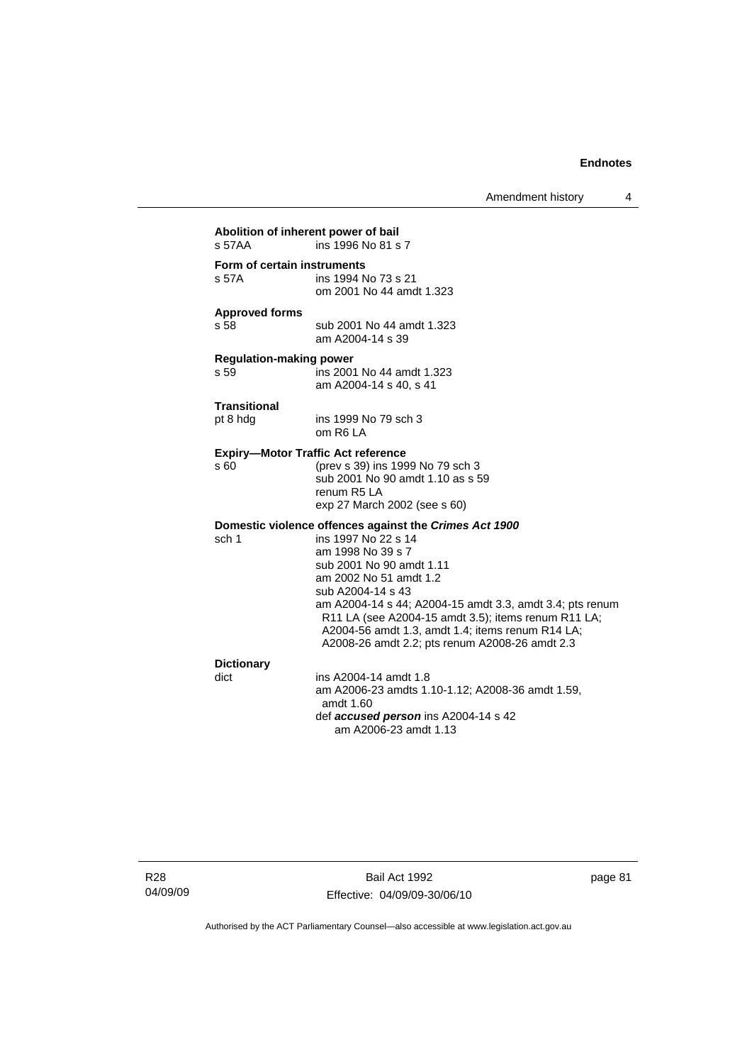**Abolition of inherent power of bail**
s 57AA ins 1996 No 81 s 7

**Form of certain instruments**
s 57A ins 1994 No 73 s 21
om 2001 No 44 amdt 1.323

**Approved forms**
s 58 sub 2001 No 44 amdt 1.323
am A2004-14 s 39

**Regulation-making power**
s 59 ins 2001 No 44 amdt 1.323
am A2004-14 s 40, s 41

**Transitional**
pt 8 hdg ins 1999 No 79 sch 3
om R6 LA

**Expiry—Motor Traffic Act reference**
s 60 (prev s 39) ins 1999 No 79 sch 3
sub 2001 No 90 amdt 1.10 as s 59
renum R5 LA
exp 27 March 2002 (see s 60)

**Domestic violence offences against the *Crimes Act 1900***
sch 1 ins 1997 No 22 s 14
am 1998 No 39 s 7
sub 2001 No 90 amdt 1.11
am 2002 No 51 amdt 1.2
sub A2004-14 s 43
am A2004-14 s 44; A2004-15 amdt 3.3, amdt 3.4; pts renum R11 LA (see A2004-15 amdt 3.5); items renum R11 LA; A2004-56 amdt 1.3, amdt 1.4; items renum R14 LA; A2008-26 amdt 2.2; pts renum A2008-26 amdt 2.3

**Dictionary**
dict ins A2004-14 amdt 1.8
am A2006-23 amdts 1.10-1.12; A2008-36 amdt 1.59, amdt 1.60
def ***accused person*** ins A2004-14 s 42
am A2006-23 amdt 1.13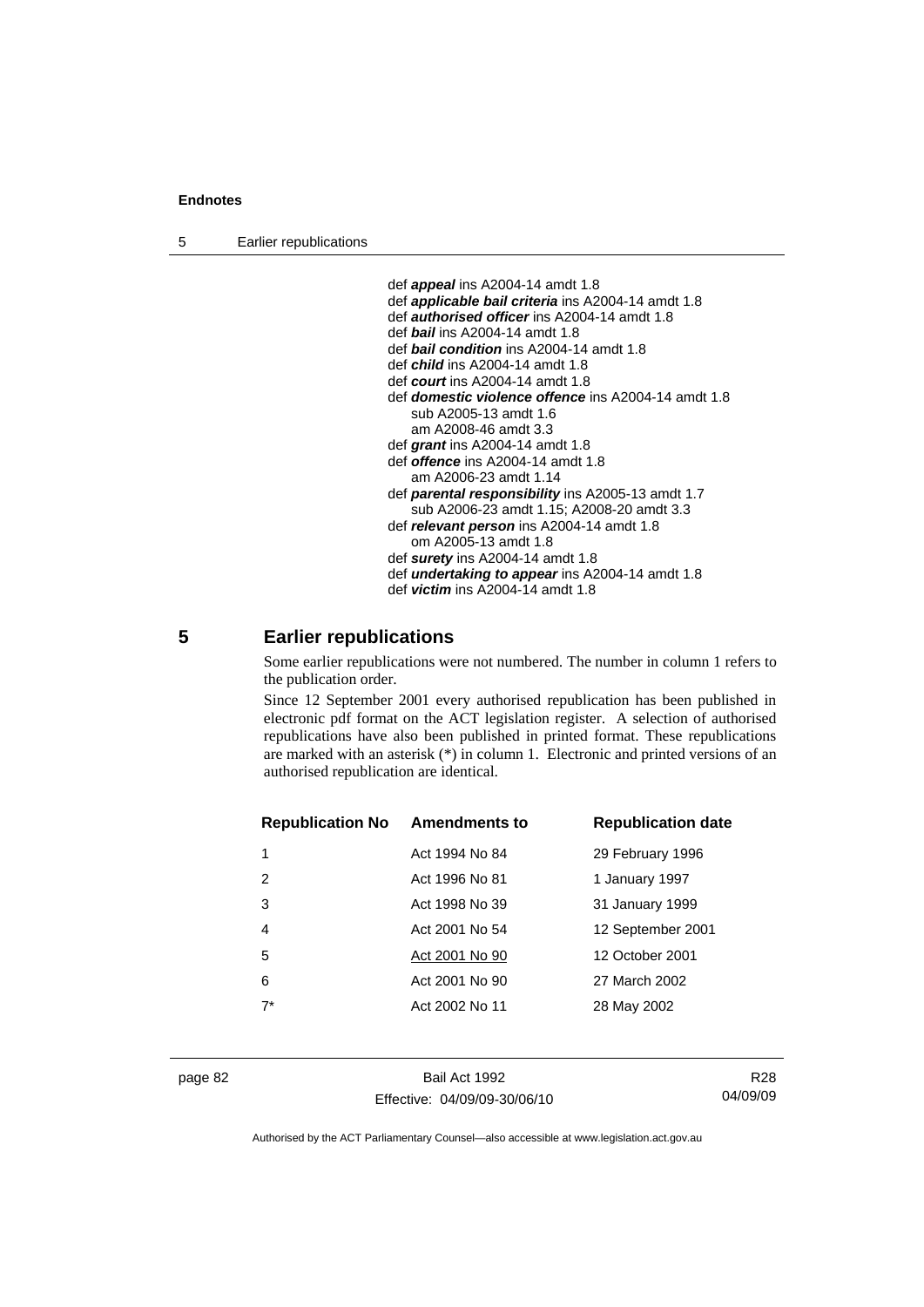def ***appeal*** ins A2004-14 amdt 1.8
def ***applicable bail criteria*** ins A2004-14 amdt 1.8
def ***authorised officer*** ins A2004-14 amdt 1.8
def ***bail*** ins A2004-14 amdt 1.8
def ***bail condition*** ins A2004-14 amdt 1.8
def ***child*** ins A2004-14 amdt 1.8
def ***court*** ins A2004-14 amdt 1.8
def ***domestic violence offence*** ins A2004-14 amdt 1.8
sub A2005-13 amdt 1.6
am A2008-46 amdt 3.3
def ***grant*** ins A2004-14 amdt 1.8
def ***offence*** ins A2004-14 amdt 1.8
am A2006-23 amdt 1.14
def ***parental responsibility*** ins A2005-13 amdt 1.7
sub A2006-23 amdt 1.15; A2008-20 amdt 3.3
def ***relevant person*** ins A2004-14 amdt 1.8
om A2005-13 amdt 1.8
def ***surety*** ins A2004-14 amdt 1.8
def ***undertaking to appear*** ins A2004-14 amdt 1.8
def ***victim*** ins A2004-14 amdt 1.8

## 5 Earlier republications

Some earlier republications were not numbered. The number in column 1 refers to the publication order.

Since 12 September 2001 every authorised republication has been published in electronic pdf format on the ACT legislation register. A selection of authorised republications have also been published in printed format. These republications are marked with an asterisk (*) in column 1. Electronic and printed versions of an authorised republication are identical.

| Republication No | Amendments to | Republication date |
|---|---|---|
| 1 | Act 1994 No 84 | 29 February 1996 |
| 2 | Act 1996 No 81 | 1 January 1997 |
| 3 | Act 1998 No 39 | 31 January 1999 |
| 4 | Act 2001 No 54 | 12 September 2001 |
| 5 | Act 2001 No 90 | 12 October 2001 |
| 6 | Act 2001 No 90 | 27 March 2002 |
| 7* | Act 2002 No 11 | 28 May 2002 |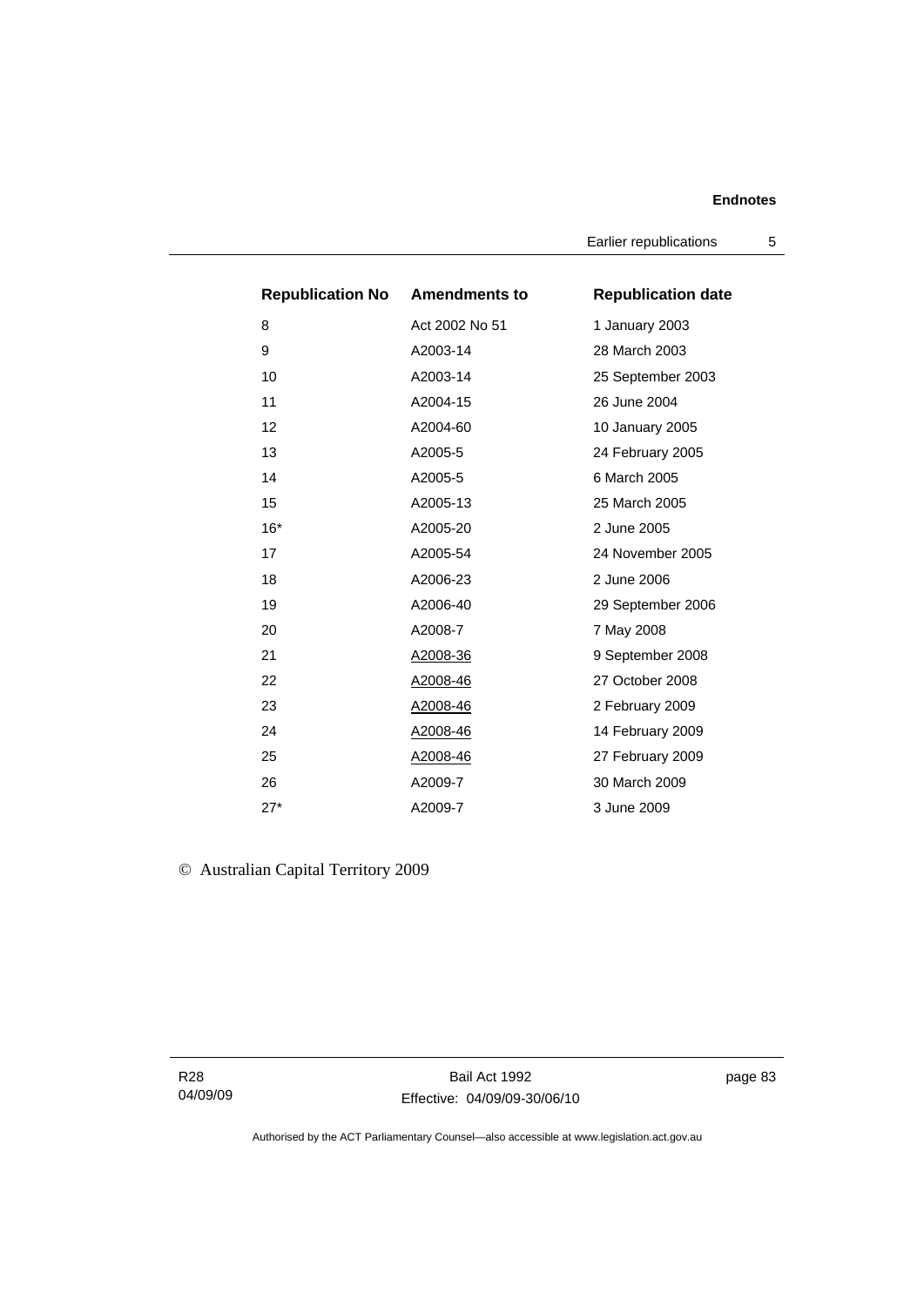| Republication No | Amendments to | Republication date |
|---|---|---|
| 8 | Act 2002 No 51 | 1 January 2003 |
| 9 | A2003-14 | 28 March 2003 |
| 10 | A2003-14 | 25 September 2003 |
| 11 | A2004-15 | 26 June 2004 |
| 12 | A2004-60 | 10 January 2005 |
| 13 | A2005-5 | 24 February 2005 |
| 14 | A2005-5 | 6 March 2005 |
| 15 | A2005-13 | 25 March 2005 |
| 16* | A2005-20 | 2 June 2005 |
| 17 | A2005-54 | 24 November 2005 |
| 18 | A2006-23 | 2 June 2006 |
| 19 | A2006-40 | 29 September 2006 |
| 20 | A2008-7 | 7 May 2008 |
| 21 | A2008-36 | 9 September 2008 |
| 22 | A2008-46 | 27 October 2008 |
| 23 | A2008-46 | 2 February 2009 |
| 24 | A2008-46 | 14 February 2009 |
| 25 | A2008-46 | 27 February 2009 |
| 26 | A2009-7 | 30 March 2009 |
| 27* | A2009-7 | 3 June 2009 |

© Australian Capital Territory 2009